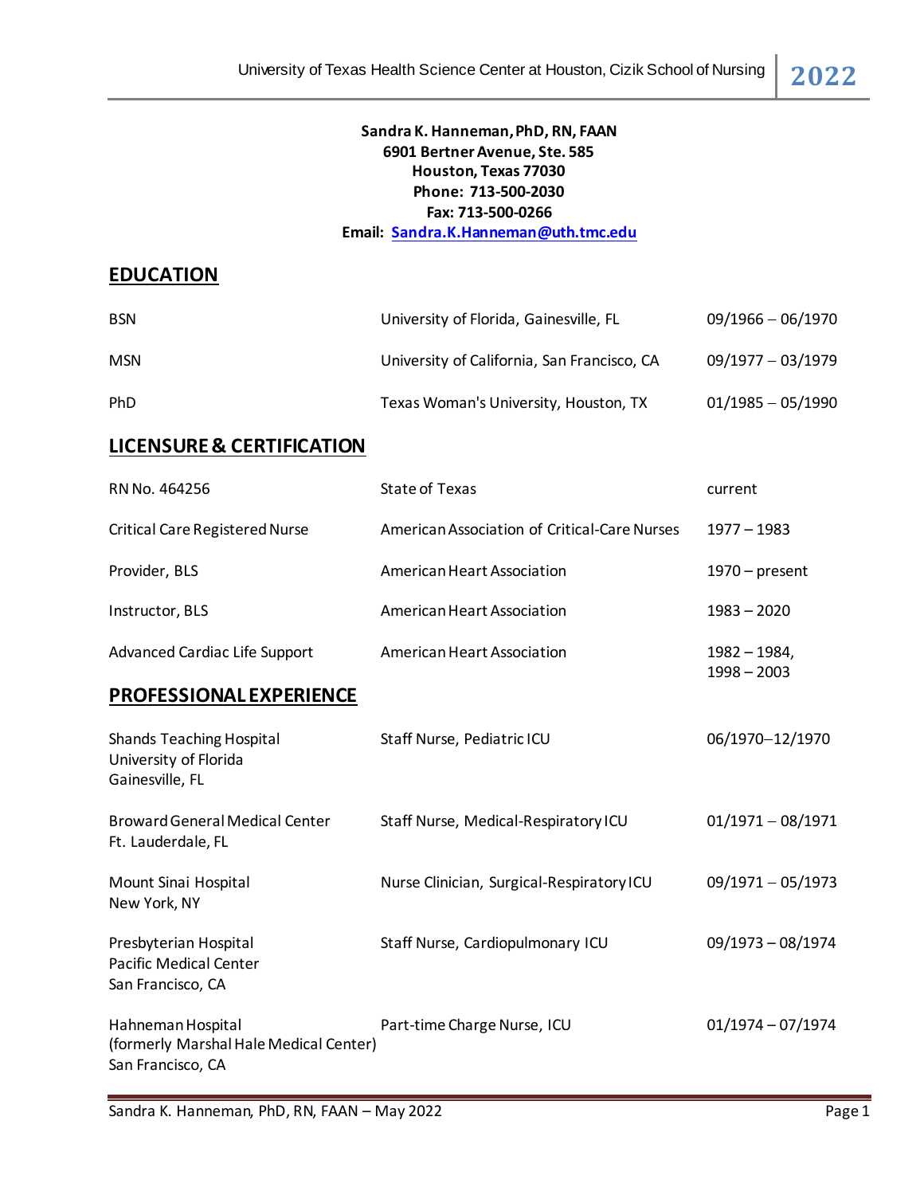**Sandra K. Hanneman, PhD, RN, FAAN**
**6901 Bertner Avenue, Ste. 585**
**Houston, Texas 77030**
**Phone: 713-500-2030**
**Fax: 713-500-0266**
**Email: Sandra.K.Hanneman@uth.tmc.edu**

## EDUCATION

| | | |
|---|---|---|
| BSN | University of Florida, Gainesville, FL | 09/1966 – 06/1970 |
| MSN | University of California, San Francisco, CA | 09/1977 – 03/1979 |
| PhD | Texas Woman's University, Houston, TX | 01/1985 – 05/1990 |

## LICENSURE & CERTIFICATION

| | | |
|---|---|---|
| RN No. 464256 | State of Texas | current |
| Critical Care Registered Nurse | American Association of Critical-Care Nurses | 1977 – 1983 |
| Provider, BLS | American Heart Association | 1970 – present |
| Instructor, BLS | American Heart Association | 1983 – 2020 |
| Advanced Cardiac Life Support | American Heart Association | 1982 – 1984, 1998 – 2003 |

## PROFESSIONAL EXPERIENCE

| | | |
|---|---|---|
| Shands Teaching Hospital, University of Florida, Gainesville, FL | Staff Nurse, Pediatric ICU | 06/1970–12/1970 |
| Broward General Medical Center, Ft. Lauderdale, FL | Staff Nurse, Medical-Respiratory ICU | 01/1971 – 08/1971 |
| Mount Sinai Hospital, New York, NY | Nurse Clinician, Surgical-Respiratory ICU | 09/1971 – 05/1973 |
| Presbyterian Hospital, Pacific Medical Center, San Francisco, CA | Staff Nurse, Cardiopulmonary ICU | 09/1973 – 08/1974 |
| Hahneman Hospital (formerly Marshal Hale Medical Center), San Francisco, CA | Part-time Charge Nurse, ICU | 01/1974 – 07/1974 |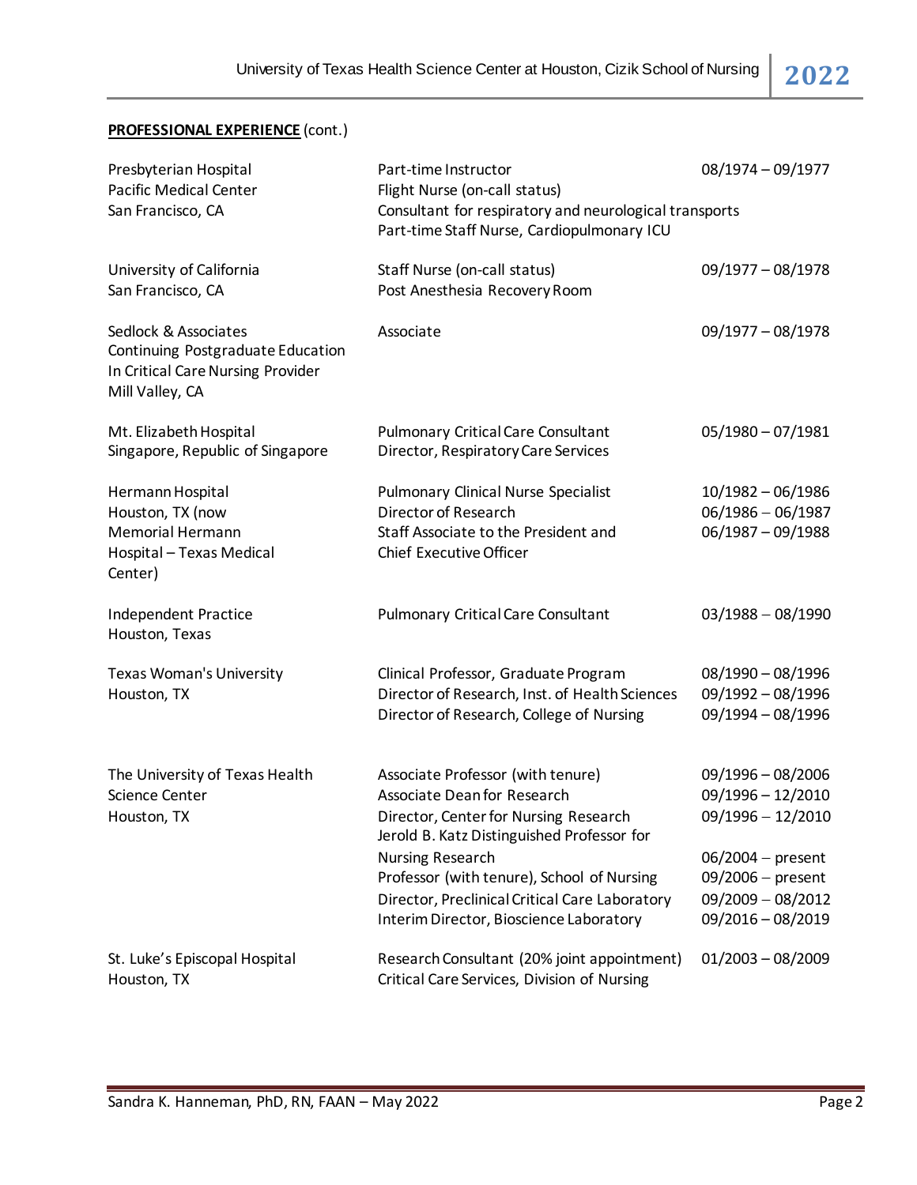**PROFESSIONAL EXPERIENCE** (cont.)

| | | |
|---|---|---|
| Presbyterian Hospital<br>Pacific Medical Center<br>San Francisco, CA | Part-time Instructor<br>Flight Nurse (on-call status)<br>Consultant for respiratory and neurological transports<br>Part-time Staff Nurse, Cardiopulmonary ICU | 08/1974 – 09/1977 |
| University of California<br>San Francisco, CA | Staff Nurse (on-call status)<br>Post Anesthesia Recovery Room | 09/1977 – 08/1978 |
| Sedlock & Associates<br>Continuing Postgraduate Education<br>In Critical Care Nursing Provider<br>Mill Valley, CA | Associate | 09/1977 – 08/1978 |
| Mt. Elizabeth Hospital<br>Singapore, Republic of Singapore | Pulmonary Critical Care Consultant<br>Director, Respiratory Care Services | 05/1980 – 07/1981 |
| Hermann Hospital<br>Houston, TX (now<br>Memorial Hermann<br>Hospital – Texas Medical<br>Center) | Pulmonary Clinical Nurse Specialist<br>Director of Research<br>Staff Associate to the President and Chief Executive Officer | 10/1982 – 06/1986<br>06/1986 – 06/1987<br>06/1987 – 09/1988 |
| Independent Practice<br>Houston, Texas | Pulmonary Critical Care Consultant | 03/1988 – 08/1990 |
| Texas Woman's University<br>Houston, TX | Clinical Professor, Graduate Program<br>Director of Research, Inst. of Health Sciences<br>Director of Research, College of Nursing | 08/1990 – 08/1996<br>09/1992 – 08/1996<br>09/1994 – 08/1996 |
| The University of Texas Health<br>Science Center<br>Houston, TX | Associate Professor (with tenure)<br>Associate Dean for Research<br>Director, Center for Nursing Research<br>Jerold B. Katz Distinguished Professor for Nursing Research<br>Professor (with tenure), School of Nursing<br>Director, Preclinical Critical Care Laboratory<br>Interim Director, Bioscience Laboratory | 09/1996 – 08/2006<br>09/1996 – 12/2010<br>09/1996 – 12/2010<br>06/2004 – present<br>09/2006 – present<br>09/2009 – 08/2012<br>09/2016 – 08/2019 |
| St. Luke's Episcopal Hospital<br>Houston, TX | Research Consultant (20% joint appointment)<br>Critical Care Services, Division of Nursing | 01/2003 – 08/2009 |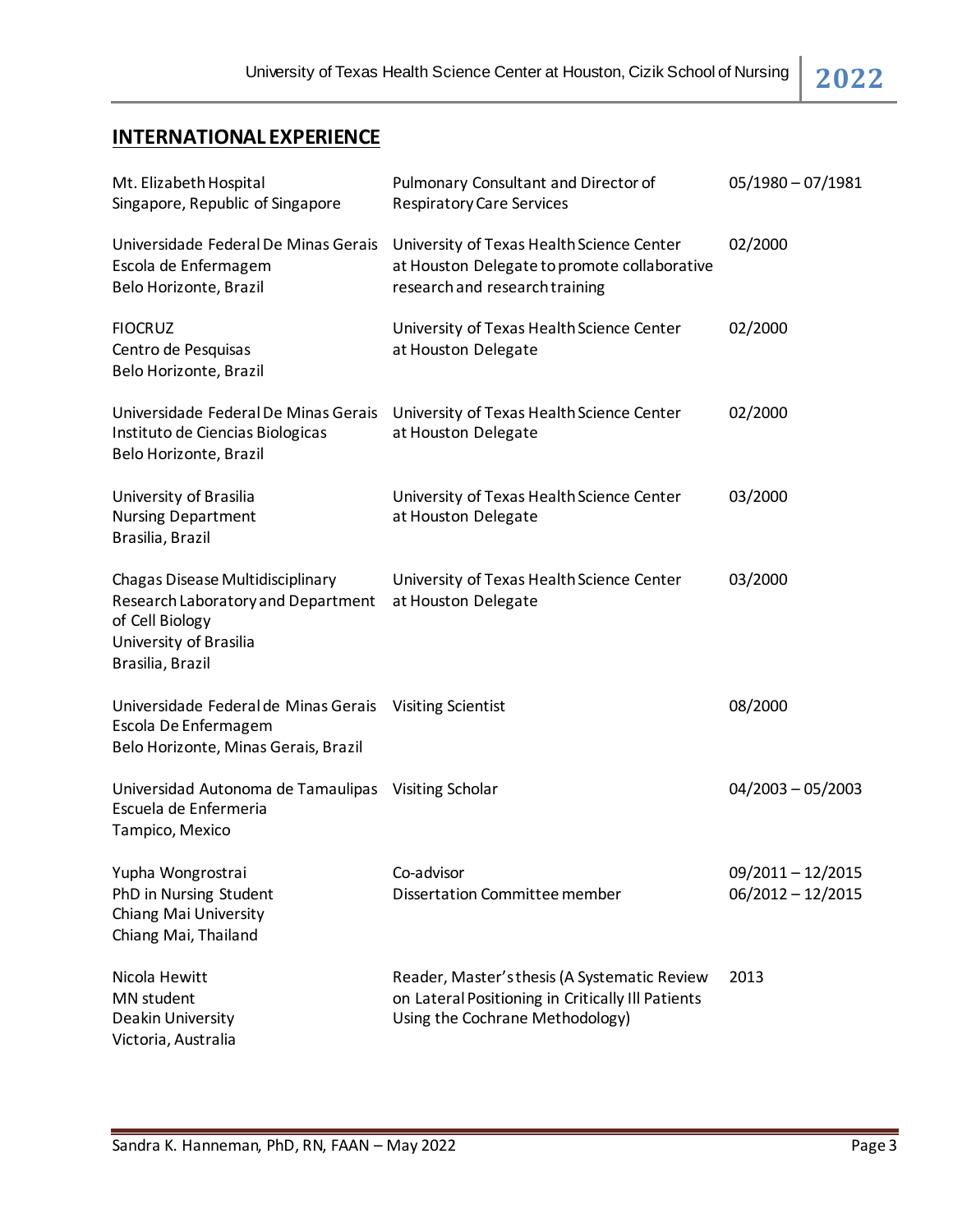## INTERNATIONAL EXPERIENCE

| | | |
|---|---|---|
| Mt. Elizabeth Hospital<br>Singapore, Republic of Singapore | Pulmonary Consultant and Director of Respiratory Care Services | 05/1980 – 07/1981 |
| Universidade Federal De Minas Gerais<br>Escola de Enfermagem<br>Belo Horizonte, Brazil | University of Texas Health Science Center at Houston Delegate to promote collaborative research and research training | 02/2000 |
| FIOCRUZ<br>Centro de Pesquisas<br>Belo Horizonte, Brazil | University of Texas Health Science Center at Houston Delegate | 02/2000 |
| Universidade Federal De Minas Gerais<br>Instituto de Ciencias Biologicas<br>Belo Horizonte, Brazil | University of Texas Health Science Center at Houston Delegate | 02/2000 |
| University of Brasilia<br>Nursing Department<br>Brasilia, Brazil | University of Texas Health Science Center at Houston Delegate | 03/2000 |
| Chagas Disease Multidisciplinary Research Laboratory and Department of Cell Biology<br>University of Brasilia<br>Brasilia, Brazil | University of Texas Health Science Center at Houston Delegate | 03/2000 |
| Universidade Federal de Minas Gerais<br>Escola De Enfermagem<br>Belo Horizonte, Minas Gerais, Brazil | Visiting Scientist | 08/2000 |
| Universidad Autonoma de Tamaulipas<br>Escuela de Enfermeria<br>Tampico, Mexico | Visiting Scholar | 04/2003 – 05/2003 |
| Yupha Wongrostrai<br>PhD in Nursing Student<br>Chiang Mai University<br>Chiang Mai, Thailand | Co-advisor<br>Dissertation Committee member | 09/2011 – 12/2015<br>06/2012 – 12/2015 |
| Nicola Hewitt<br>MN student<br>Deakin University<br>Victoria, Australia | Reader, Master's thesis (A Systematic Review on Lateral Positioning in Critically Ill Patients Using the Cochrane Methodology) | 2013 |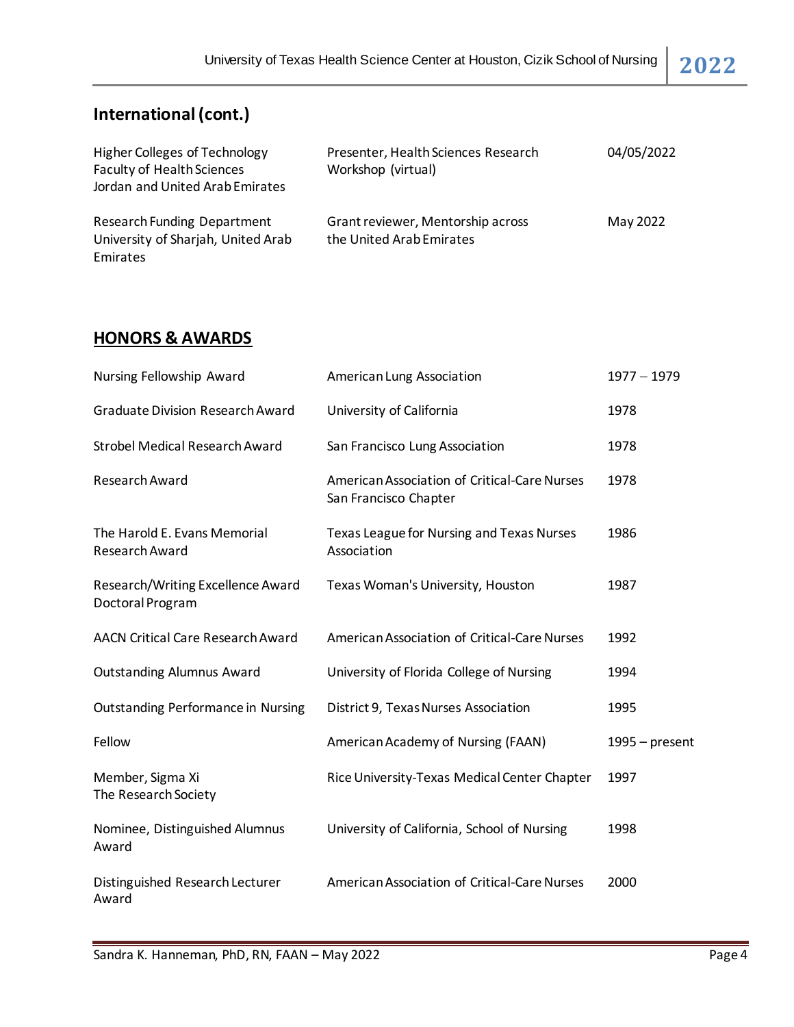## International (cont.)

| | | |
|---|---|---|
| Higher Colleges of Technology<br>Faculty of Health Sciences<br>Jordan and United Arab Emirates | Presenter, Health Sciences Research Workshop (virtual) | 04/05/2022 |
| Research Funding Department<br>University of Sharjah, United Arab Emirates | Grant reviewer, Mentorship across the United Arab Emirates | May 2022 |

## HONORS & AWARDS

| | | |
|---|---|---|
| Nursing Fellowship Award | American Lung Association | 1977 – 1979 |
| Graduate Division Research Award | University of California | 1978 |
| Strobel Medical Research Award | San Francisco Lung Association | 1978 |
| Research Award | American Association of Critical-Care Nurses San Francisco Chapter | 1978 |
| The Harold E. Evans Memorial Research Award | Texas League for Nursing and Texas Nurses Association | 1986 |
| Research/Writing Excellence Award Doctoral Program | Texas Woman's University, Houston | 1987 |
| AACN Critical Care Research Award | American Association of Critical-Care Nurses | 1992 |
| Outstanding Alumnus Award | University of Florida College of Nursing | 1994 |
| Outstanding Performance in Nursing | District 9, Texas Nurses Association | 1995 |
| Fellow | American Academy of Nursing (FAAN) | 1995 – present |
| Member, Sigma Xi<br>The Research Society | Rice University-Texas Medical Center Chapter | 1997 |
| Nominee, Distinguished Alumnus Award | University of California, School of Nursing | 1998 |
| Distinguished Research Lecturer Award | American Association of Critical-Care Nurses | 2000 |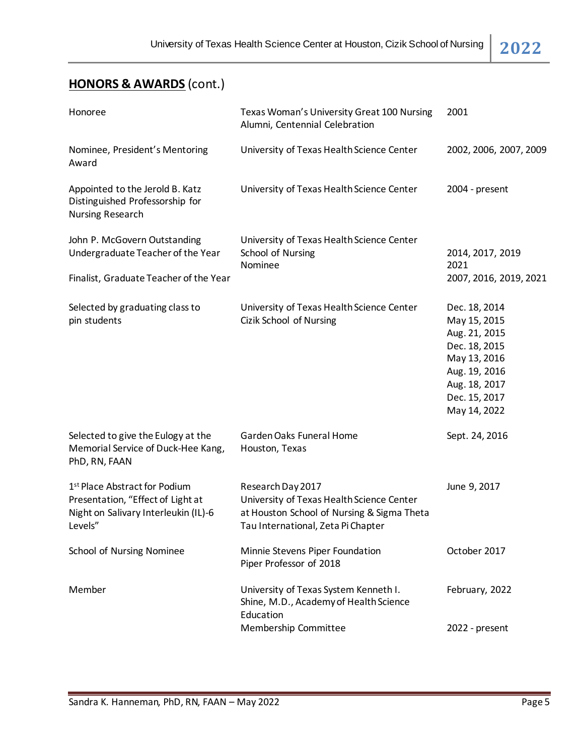## **HONORS & AWARDS** (cont.)

| | | |
|---|---|---|
| Honoree | Texas Woman's University Great 100 Nursing Alumni, Centennial Celebration | 2001 |
| Nominee, President's Mentoring Award | University of Texas Health Science Center | 2002, 2006, 2007, 2009 |
| Appointed to the Jerold B. Katz Distinguished Professorship for Nursing Research | University of Texas Health Science Center | 2004 - present |
| John P. McGovern Outstanding Undergraduate Teacher of the Year | University of Texas Health Science Center School of Nursing Nominee | 2014, 2017, 2019 2021 |
| Finalist, Graduate Teacher of the Year | | 2007, 2016, 2019, 2021 |
| Selected by graduating class to pin students | University of Texas Health Science Center Cizik School of Nursing | Dec. 18, 2014<br>May 15, 2015<br>Aug. 21, 2015<br>Dec. 18, 2015<br>May 13, 2016<br>Aug. 19, 2016<br>Aug. 18, 2017<br>Dec. 15, 2017<br>May 14, 2022 |
| Selected to give the Eulogy at the Memorial Service of Duck-Hee Kang, PhD, RN, FAAN | Garden Oaks Funeral Home Houston, Texas | Sept. 24, 2016 |
| 1st Place Abstract for Podium Presentation, "Effect of Light at Night on Salivary Interleukin (IL)-6 Levels" | Research Day 2017 University of Texas Health Science Center at Houston School of Nursing & Sigma Theta Tau International, Zeta Pi Chapter | June 9, 2017 |
| School of Nursing Nominee | Minnie Stevens Piper Foundation Piper Professor of 2018 | October 2017 |
| Member | University of Texas System Kenneth I. Shine, M.D., Academy of Health Science Education | February, 2022 |
| | Membership Committee | 2022 - present |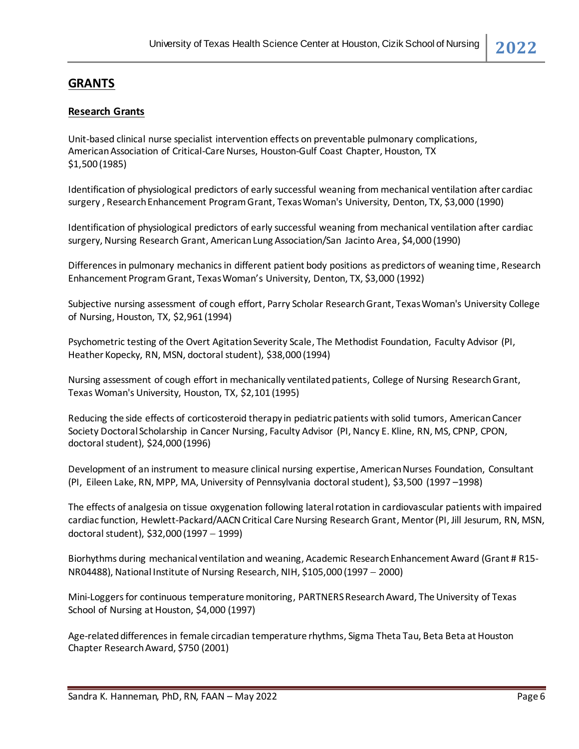## GRANTS

### Research Grants

Unit-based clinical nurse specialist intervention effects on preventable pulmonary complications, American Association of Critical-Care Nurses, Houston-Gulf Coast Chapter, Houston, TX
$1,500 (1985)

Identification of physiological predictors of early successful weaning from mechanical ventilation after cardiac surgery , Research Enhancement Program Grant, Texas Woman's University, Denton, TX, $3,000 (1990)

Identification of physiological predictors of early successful weaning from mechanical ventilation after cardiac surgery, Nursing Research Grant, American Lung Association/San Jacinto Area, $4,000 (1990)

Differences in pulmonary mechanics in different patient body positions as predictors of weaning time, Research Enhancement Program Grant, Texas Woman's University, Denton, TX, $3,000 (1992)

Subjective nursing assessment of cough effort, Parry Scholar Research Grant, Texas Woman's University College of Nursing, Houston, TX, $2,961 (1994)

Psychometric testing of the Overt Agitation Severity Scale, The Methodist Foundation, Faculty Advisor (PI, Heather Kopecky, RN, MSN, doctoral student), $38,000 (1994)

Nursing assessment of cough effort in mechanically ventilated patients, College of Nursing Research Grant, Texas Woman's University, Houston, TX, $2,101 (1995)

Reducing the side effects of corticosteroid therapy in pediatric patients with solid tumors, American Cancer Society Doctoral Scholarship in Cancer Nursing, Faculty Advisor (PI, Nancy E. Kline, RN, MS, CPNP, CPON, doctoral student), $24,000 (1996)

Development of an instrument to measure clinical nursing expertise, American Nurses Foundation, Consultant (PI, Eileen Lake, RN, MPP, MA, University of Pennsylvania doctoral student), $3,500 (1997 –1998)

The effects of analgesia on tissue oxygenation following lateral rotation in cardiovascular patients with impaired cardiac function, Hewlett-Packard/AACN Critical Care Nursing Research Grant, Mentor (PI, Jill Jesurum, RN, MSN, doctoral student), $32,000 (1997 – 1999)

Biorhythms during mechanical ventilation and weaning, Academic Research Enhancement Award (Grant # R15-NR04488), National Institute of Nursing Research, NIH, $105,000 (1997 – 2000)

Mini-Loggers for continuous temperature monitoring, PARTNERS Research Award, The University of Texas School of Nursing at Houston, $4,000 (1997)

Age-related differences in female circadian temperature rhythms, Sigma Theta Tau, Beta Beta at Houston Chapter Research Award, $750 (2001)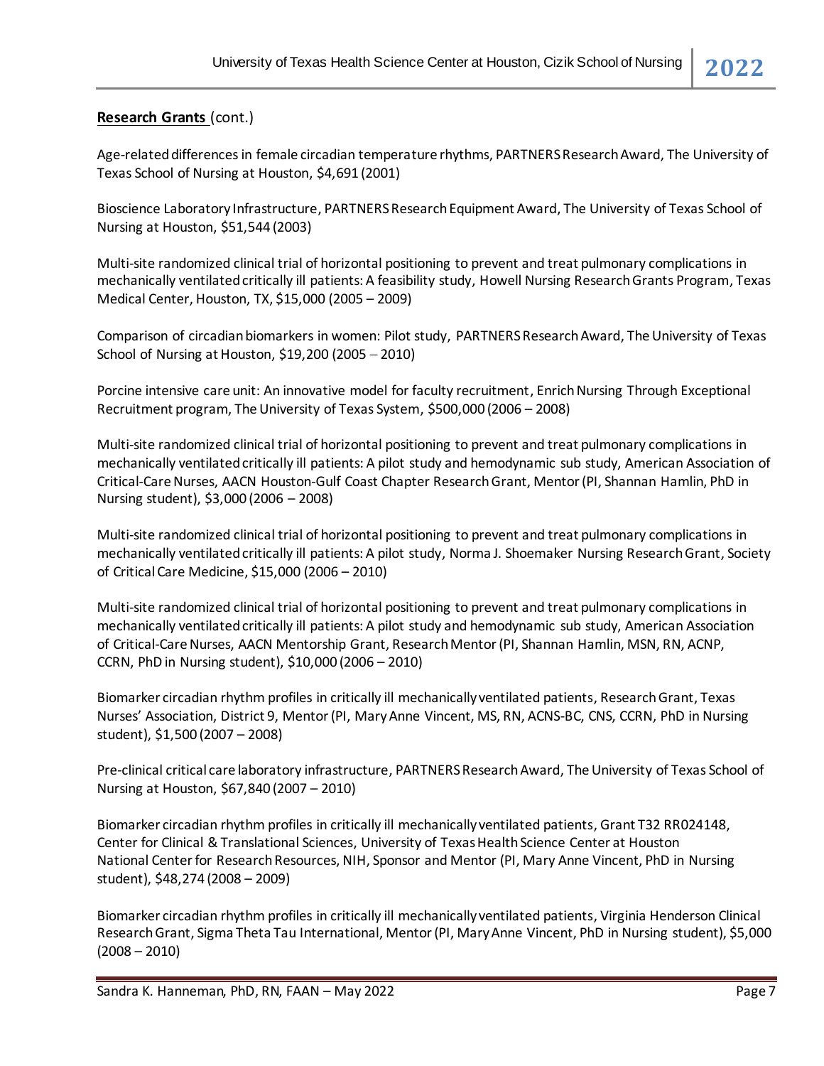**Research Grants** (cont.)

Age-related differences in female circadian temperature rhythms, PARTNERS Research Award, The University of Texas School of Nursing at Houston, $4,691 (2001)

Bioscience Laboratory Infrastructure, PARTNERS Research Equipment Award, The University of Texas School of Nursing at Houston, $51,544 (2003)

Multi-site randomized clinical trial of horizontal positioning to prevent and treat pulmonary complications in mechanically ventilated critically ill patients: A feasibility study, Howell Nursing Research Grants Program, Texas Medical Center, Houston, TX, $15,000 (2005 – 2009)

Comparison of circadian biomarkers in women: Pilot study, PARTNERS Research Award, The University of Texas School of Nursing at Houston, $19,200 (2005 – 2010)

Porcine intensive care unit: An innovative model for faculty recruitment, Enrich Nursing Through Exceptional Recruitment program, The University of Texas System, $500,000 (2006 – 2008)

Multi-site randomized clinical trial of horizontal positioning to prevent and treat pulmonary complications in mechanically ventilated critically ill patients: A pilot study and hemodynamic sub study, American Association of Critical-Care Nurses, AACN Houston-Gulf Coast Chapter Research Grant, Mentor (PI, Shannan Hamlin, PhD in Nursing student), $3,000 (2006 – 2008)

Multi-site randomized clinical trial of horizontal positioning to prevent and treat pulmonary complications in mechanically ventilated critically ill patients: A pilot study, Norma J. Shoemaker Nursing Research Grant, Society of Critical Care Medicine, $15,000 (2006 – 2010)

Multi-site randomized clinical trial of horizontal positioning to prevent and treat pulmonary complications in mechanically ventilated critically ill patients: A pilot study and hemodynamic sub study, American Association of Critical-Care Nurses, AACN Mentorship Grant, Research Mentor (PI, Shannan Hamlin, MSN, RN, ACNP, CCRN, PhD in Nursing student), $10,000 (2006 – 2010)

Biomarker circadian rhythm profiles in critically ill mechanically ventilated patients, Research Grant, Texas Nurses' Association, District 9, Mentor (PI, Mary Anne Vincent, MS, RN, ACNS-BC, CNS, CCRN, PhD in Nursing student), $1,500 (2007 – 2008)

Pre-clinical critical care laboratory infrastructure, PARTNERS Research Award, The University of Texas School of Nursing at Houston, $67,840 (2007 – 2010)

Biomarker circadian rhythm profiles in critically ill mechanically ventilated patients, Grant T32 RR024148, Center for Clinical & Translational Sciences, University of Texas Health Science Center at Houston National Center for Research Resources, NIH, Sponsor and Mentor (PI, Mary Anne Vincent, PhD in Nursing student), $48,274 (2008 – 2009)

Biomarker circadian rhythm profiles in critically ill mechanically ventilated patients, Virginia Henderson Clinical Research Grant, Sigma Theta Tau International, Mentor (PI, Mary Anne Vincent, PhD in Nursing student), $5,000 (2008 – 2010)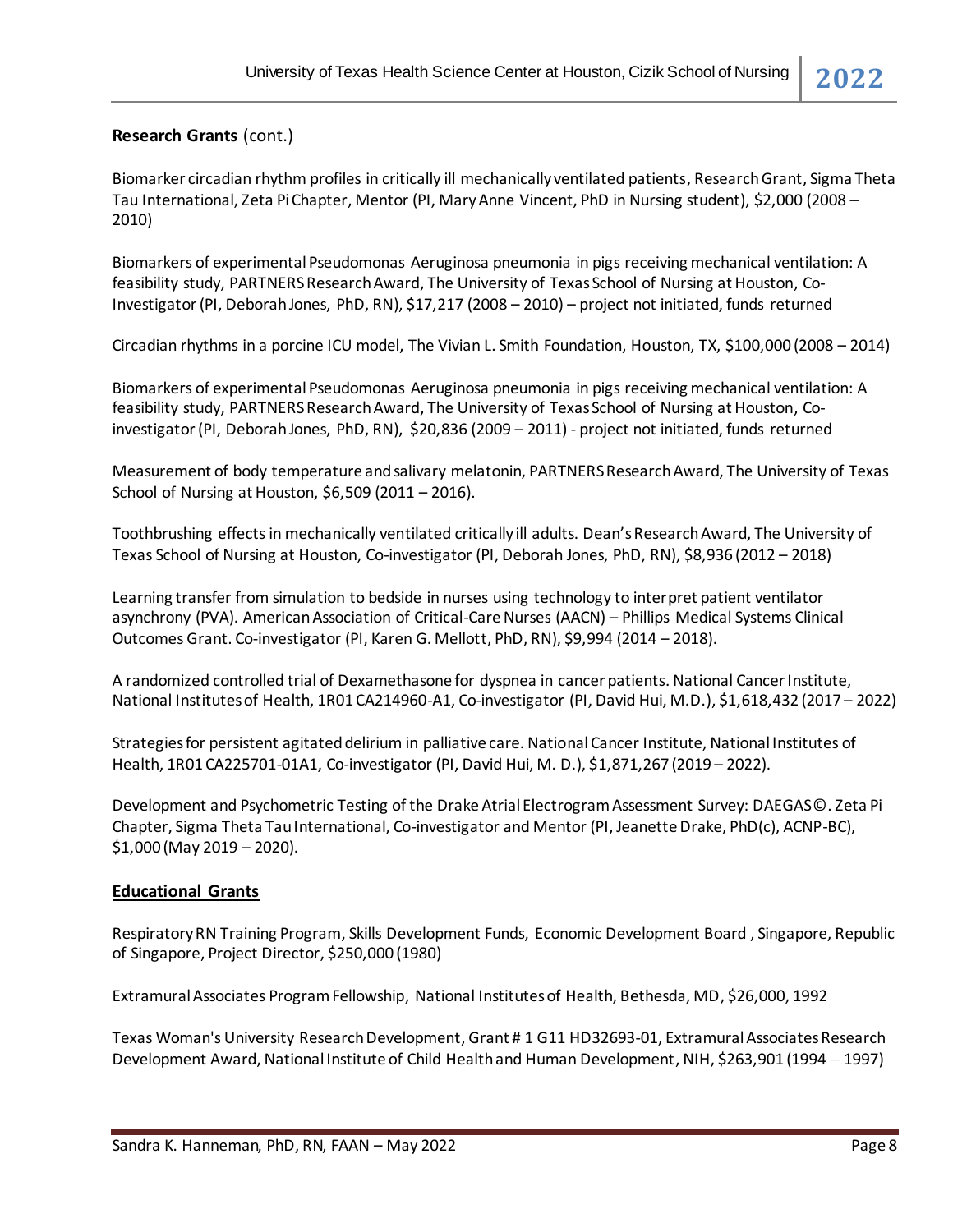**Research Grants** (cont.)

Biomarker circadian rhythm profiles in critically ill mechanically ventilated patients, Research Grant, Sigma Theta Tau International, Zeta Pi Chapter, Mentor (PI, Mary Anne Vincent, PhD in Nursing student), $2,000 (2008 – 2010)

Biomarkers of experimental Pseudomonas Aeruginosa pneumonia in pigs receiving mechanical ventilation: A feasibility study, PARTNERS Research Award, The University of Texas School of Nursing at Houston, Co-Investigator (PI, Deborah Jones, PhD, RN), $17,217 (2008 – 2010) – project not initiated, funds returned

Circadian rhythms in a porcine ICU model, The Vivian L. Smith Foundation, Houston, TX, $100,000 (2008 – 2014)

Biomarkers of experimental Pseudomonas Aeruginosa pneumonia in pigs receiving mechanical ventilation: A feasibility study, PARTNERS Research Award, The University of Texas School of Nursing at Houston, Co-investigator (PI, Deborah Jones, PhD, RN), $20,836 (2009 – 2011) - project not initiated, funds returned

Measurement of body temperature and salivary melatonin, PARTNERS Research Award, The University of Texas School of Nursing at Houston, $6,509 (2011 – 2016).

Toothbrushing effects in mechanically ventilated critically ill adults. Dean's Research Award, The University of Texas School of Nursing at Houston, Co-investigator (PI, Deborah Jones, PhD, RN), $8,936 (2012 – 2018)

Learning transfer from simulation to bedside in nurses using technology to interpret patient ventilator asynchrony (PVA). American Association of Critical-Care Nurses (AACN) – Phillips Medical Systems Clinical Outcomes Grant. Co-investigator (PI, Karen G. Mellott, PhD, RN), $9,994 (2014 – 2018).

A randomized controlled trial of Dexamethasone for dyspnea in cancer patients. National Cancer Institute, National Institutes of Health, 1R01 CA214960-A1, Co-investigator (PI, David Hui, M.D.), $1,618,432 (2017 – 2022)

Strategies for persistent agitated delirium in palliative care. National Cancer Institute, National Institutes of Health, 1R01 CA225701-01A1, Co-investigator (PI, David Hui, M. D.), $1,871,267 (2019 – 2022).

Development and Psychometric Testing of the Drake Atrial Electrogram Assessment Survey: DAEGAS©. Zeta Pi Chapter, Sigma Theta Tau International, Co-investigator and Mentor (PI, Jeanette Drake, PhD(c), ACNP-BC), $1,000 (May 2019 – 2020).

**Educational Grants**

Respiratory RN Training Program, Skills Development Funds, Economic Development Board , Singapore, Republic of Singapore, Project Director, $250,000 (1980)

Extramural Associates Program Fellowship, National Institutes of Health, Bethesda, MD, $26,000, 1992

Texas Woman's University Research Development, Grant # 1 G11 HD32693-01, Extramural Associates Research Development Award, National Institute of Child Health and Human Development, NIH, $263,901 (1994 – 1997)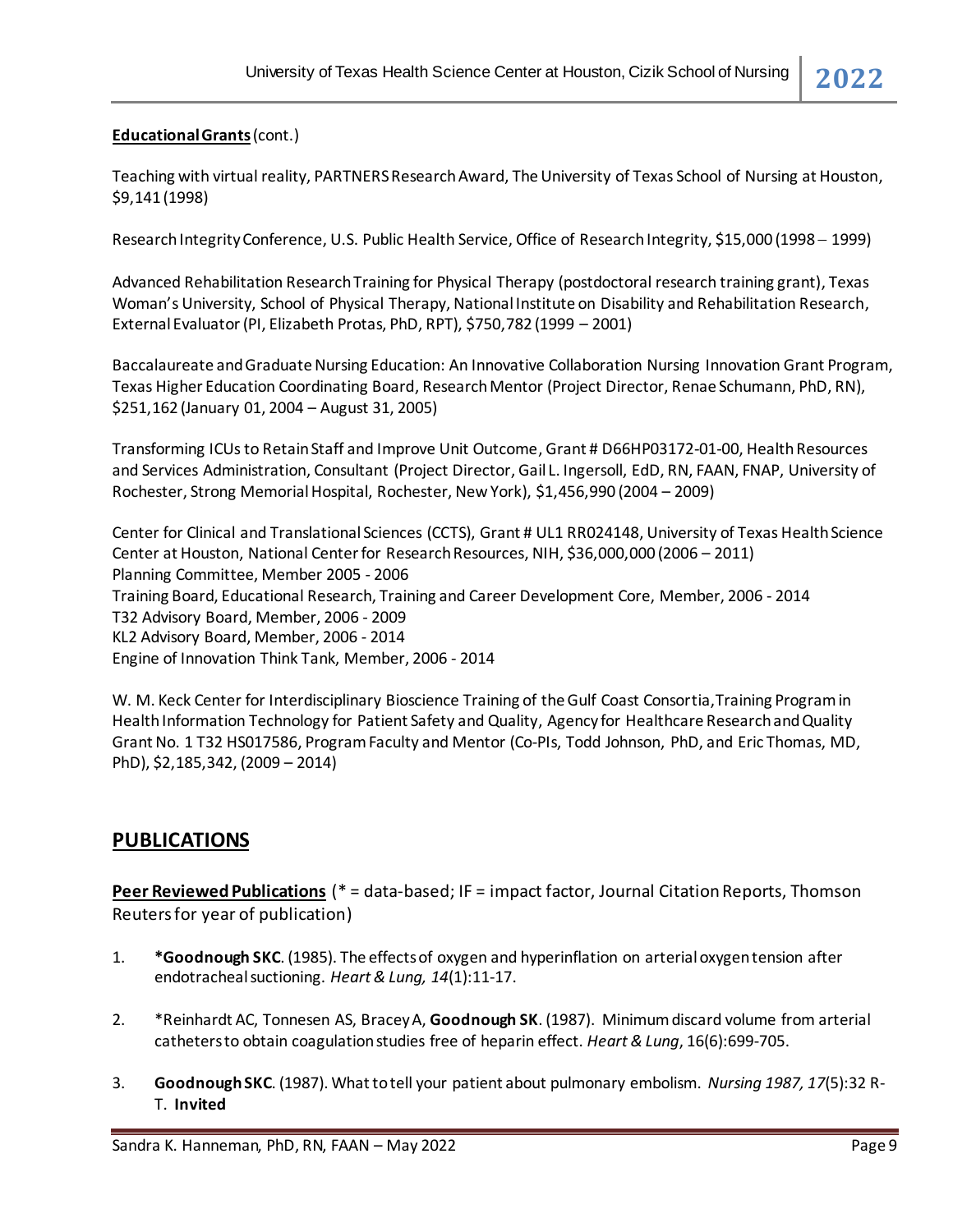**Educational Grants** (cont.)

Teaching with virtual reality, PARTNERS Research Award, The University of Texas School of Nursing at Houston, $9,141 (1998)

Research Integrity Conference, U.S. Public Health Service, Office of Research Integrity, $15,000 (1998 – 1999)

Advanced Rehabilitation Research Training for Physical Therapy (postdoctoral research training grant), Texas Woman's University, School of Physical Therapy, National Institute on Disability and Rehabilitation Research, External Evaluator (PI, Elizabeth Protas, PhD, RPT), $750,782 (1999 – 2001)

Baccalaureate and Graduate Nursing Education: An Innovative Collaboration Nursing Innovation Grant Program, Texas Higher Education Coordinating Board, Research Mentor (Project Director, Renae Schumann, PhD, RN), $251,162 (January 01, 2004 – August 31, 2005)

Transforming ICUs to Retain Staff and Improve Unit Outcome, Grant # D66HP03172-01-00, Health Resources and Services Administration, Consultant (Project Director, Gail L. Ingersoll, EdD, RN, FAAN, FNAP, University of Rochester, Strong Memorial Hospital, Rochester, New York), $1,456,990 (2004 – 2009)

Center for Clinical and Translational Sciences (CCTS), Grant # UL1 RR024148, University of Texas Health Science Center at Houston, National Center for Research Resources, NIH, $36,000,000 (2006 – 2011)
Planning Committee, Member 2005 - 2006
Training Board, Educational Research, Training and Career Development Core, Member, 2006 - 2014
T32 Advisory Board, Member, 2006 - 2009
KL2 Advisory Board, Member, 2006 - 2014
Engine of Innovation Think Tank, Member, 2006 - 2014

W. M. Keck Center for Interdisciplinary Bioscience Training of the Gulf Coast Consortia, Training Program in Health Information Technology for Patient Safety and Quality, Agency for Healthcare Research and Quality Grant No. 1 T32 HS017586, Program Faculty and Mentor (Co-PIs, Todd Johnson, PhD, and Eric Thomas, MD, PhD), $2,185,342, (2009 – 2014)

## PUBLICATIONS

**Peer Reviewed Publications** (* = data-based; IF = impact factor, Journal Citation Reports, Thomson Reuters for year of publication)

1. ***Goodnough SKC**. (1985). The effects of oxygen and hyperinflation on arterial oxygen tension after endotracheal suctioning. *Heart & Lung, 14*(1):11-17.

2. *Reinhardt AC, Tonnesen AS, Bracey A, **Goodnough SK**. (1987). Minimum discard volume from arterial catheters to obtain coagulation studies free of heparin effect. *Heart & Lung*, 16(6):699-705.

3. **Goodnough SKC**. (1987). What to tell your patient about pulmonary embolism. *Nursing 1987, 17*(5):32 R-T. **Invited**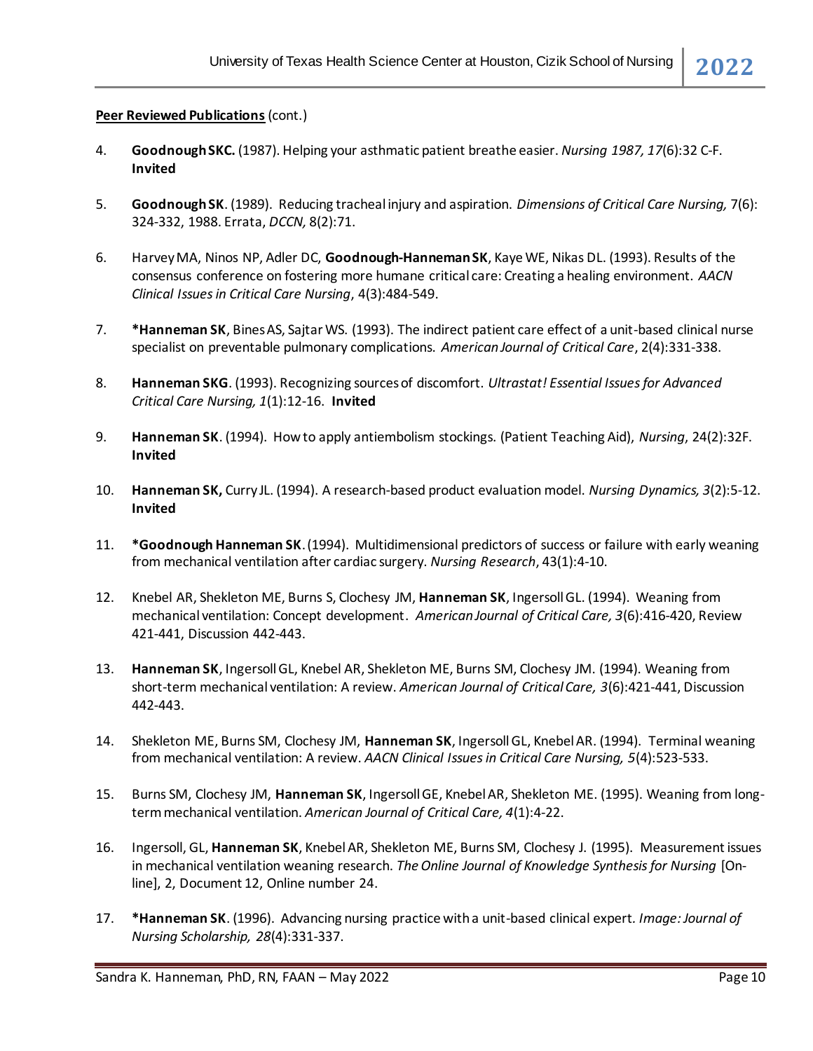**<u>Peer Reviewed Publications</u>** (cont.)

4. **Goodnough SKC.** (1987). Helping your asthmatic patient breathe easier. *Nursing 1987, 17*(6):32 C-F. **Invited**

5. **Goodnough SK**. (1989). Reducing tracheal injury and aspiration. *Dimensions of Critical Care Nursing,* 7(6): 324-332, 1988. Errata, *DCCN,* 8(2):71.

6. Harvey MA, Ninos NP, Adler DC, **Goodnough-Hanneman SK**, Kaye WE, Nikas DL. (1993). Results of the consensus conference on fostering more humane critical care: Creating a healing environment. *AACN Clinical Issues in Critical Care Nursing*, 4(3):484-549.

7. **\*Hanneman SK**, Bines AS, Sajtar WS. (1993). The indirect patient care effect of a unit-based clinical nurse specialist on preventable pulmonary complications. *American Journal of Critical Care*, 2(4):331-338.

8. **Hanneman SKG**. (1993). Recognizing sources of discomfort. *Ultrastat! Essential Issues for Advanced Critical Care Nursing, 1*(1):12-16. **Invited**

9. **Hanneman SK**. (1994). How to apply antiembolism stockings. (Patient Teaching Aid), *Nursing*, 24(2):32F. **Invited**

10. **Hanneman SK,** Curry JL. (1994). A research-based product evaluation model. *Nursing Dynamics, 3*(2):5-12. **Invited**

11. **\*Goodnough Hanneman SK**. (1994). Multidimensional predictors of success or failure with early weaning from mechanical ventilation after cardiac surgery. *Nursing Research*, 43(1):4-10.

12. Knebel AR, Shekleton ME, Burns S, Clochesy JM, **Hanneman SK**, Ingersoll GL. (1994). Weaning from mechanical ventilation: Concept development. *American Journal of Critical Care, 3*(6):416-420, Review 421-441, Discussion 442-443.

13. **Hanneman SK**, Ingersoll GL, Knebel AR, Shekleton ME, Burns SM, Clochesy JM. (1994). Weaning from short-term mechanical ventilation: A review. *American Journal of Critical Care, 3*(6):421-441, Discussion 442-443.

14. Shekleton ME, Burns SM, Clochesy JM, **Hanneman SK**, Ingersoll GL, Knebel AR. (1994). Terminal weaning from mechanical ventilation: A review. *AACN Clinical Issues in Critical Care Nursing, 5*(4):523-533.

15. Burns SM, Clochesy JM, **Hanneman SK**, Ingersoll GE, Knebel AR, Shekleton ME. (1995). Weaning from long-term mechanical ventilation. *American Journal of Critical Care, 4*(1):4-22.

16. Ingersoll, GL, **Hanneman SK**, Knebel AR, Shekleton ME, Burns SM, Clochesy J. (1995). Measurement issues in mechanical ventilation weaning research. *The Online Journal of Knowledge Synthesis for Nursing* [On-line], 2, Document 12, Online number 24.

17. **\*Hanneman SK**. (1996). Advancing nursing practice with a unit-based clinical expert. *Image: Journal of Nursing Scholarship, 28*(4):331-337.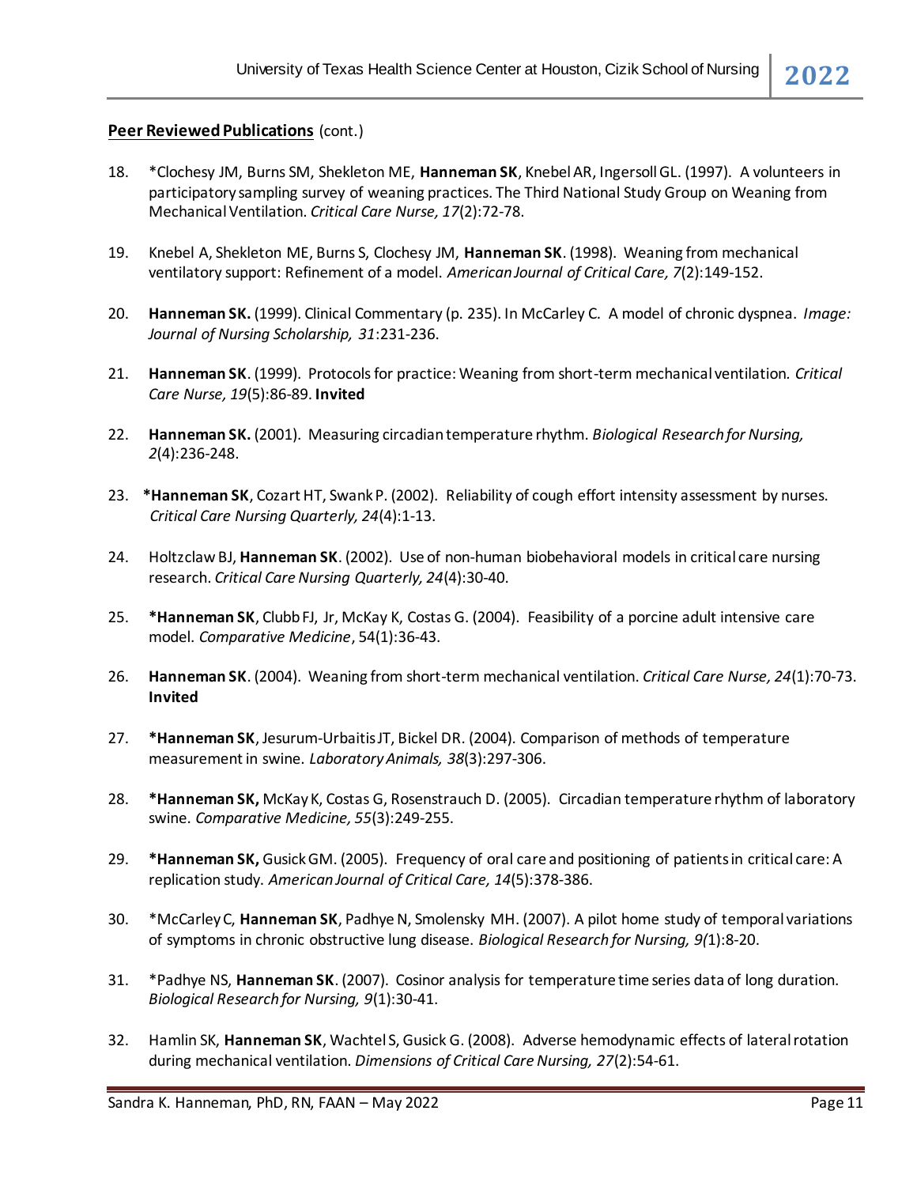**<u>Peer Reviewed Publications</u>** (cont.)

18. *Clochesy JM, Burns SM, Shekleton ME, **Hanneman SK**, Knebel AR, Ingersoll GL. (1997). A volunteers in participatory sampling survey of weaning practices. The Third National Study Group on Weaning from Mechanical Ventilation. *Critical Care Nurse, 17*(2):72-78.

19. Knebel A, Shekleton ME, Burns S, Clochesy JM, **Hanneman SK**. (1998). Weaning from mechanical ventilatory support: Refinement of a model. *American Journal of Critical Care, 7*(2):149-152.

20. **Hanneman SK.** (1999). Clinical Commentary (p. 235). In McCarley C. A model of chronic dyspnea. *Image: Journal of Nursing Scholarship, 31*:231-236.

21. **Hanneman SK**. (1999). Protocols for practice: Weaning from short-term mechanical ventilation. *Critical Care Nurse, 19*(5):86-89. **Invited**

22. **Hanneman SK.** (2001). Measuring circadian temperature rhythm. *Biological Research for Nursing, 2*(4):236-248.

23. ***Hanneman SK**, Cozart HT, Swank P. (2002). Reliability of cough effort intensity assessment by nurses. *Critical Care Nursing Quarterly, 24*(4):1-13.

24. Holtzclaw BJ, **Hanneman SK**. (2002). Use of non-human biobehavioral models in critical care nursing research. *Critical Care Nursing Quarterly, 24*(4):30-40.

25. ***Hanneman SK**, Clubb FJ, Jr, McKay K, Costas G. (2004). Feasibility of a porcine adult intensive care model. *Comparative Medicine*, 54(1):36-43.

26. **Hanneman SK**. (2004). Weaning from short-term mechanical ventilation. *Critical Care Nurse, 24*(1):70-73. **Invited**

27. ***Hanneman SK**, Jesurum-Urbaitis JT, Bickel DR. (2004). Comparison of methods of temperature measurement in swine. *Laboratory Animals, 38*(3):297-306.

28. ***Hanneman SK,** McKay K, Costas G, Rosenstrauch D. (2005). Circadian temperature rhythm of laboratory swine. *Comparative Medicine, 55*(3):249-255.

29. ***Hanneman SK,** Gusick GM. (2005). Frequency of oral care and positioning of patients in critical care: A replication study. *American Journal of Critical Care, 14*(5):378-386.

30. *McCarley C, **Hanneman SK**, Padhye N, Smolensky MH. (2007). A pilot home study of temporal variations of symptoms in chronic obstructive lung disease. *Biological Research for Nursing, 9(*1):8-20.

31. *Padhye NS, **Hanneman SK**. (2007). Cosinor analysis for temperature time series data of long duration. *Biological Research for Nursing, 9*(1):30-41.

32. Hamlin SK, **Hanneman SK**, Wachtel S, Gusick G. (2008). Adverse hemodynamic effects of lateral rotation during mechanical ventilation. *Dimensions of Critical Care Nursing, 27*(2):54-61.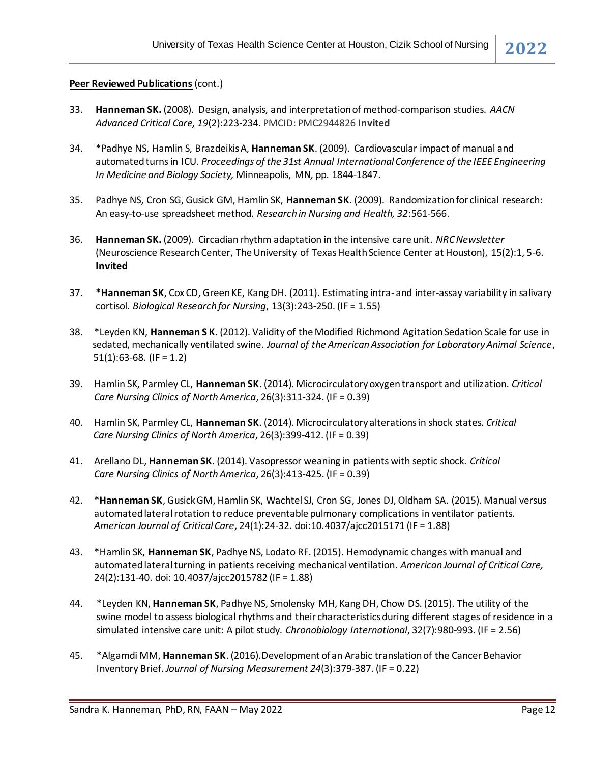**Peer Reviewed Publications** (cont.)

33. **Hanneman SK.** (2008). Design, analysis, and interpretation of method-comparison studies. *AACN Advanced Critical Care, 19*(2):223-234. PMCID: PMC2944826 **Invited**

34. *Padhye NS, Hamlin S, Brazdeikis A, **Hanneman SK**. (2009). Cardiovascular impact of manual and automated turns in ICU. *Proceedings of the 31st Annual International Conference of the IEEE Engineering In Medicine and Biology Society,* Minneapolis, MN, pp. 1844-1847.

35. Padhye NS, Cron SG, Gusick GM, Hamlin SK, **Hanneman SK**. (2009). Randomization for clinical research: An easy-to-use spreadsheet method. *Research in Nursing and Health, 32*:561-566.

36. **Hanneman SK.** (2009). Circadian rhythm adaptation in the intensive care unit. *NRC Newsletter* (Neuroscience Research Center, The University of Texas Health Science Center at Houston), 15(2):1, 5-6. **Invited**

37. ***Hanneman SK**, Cox CD, Green KE, Kang DH. (2011). Estimating intra- and inter-assay variability in salivary cortisol. *Biological Research for Nursing*, 13(3):243-250. (IF = 1.55)

38. *Leyden KN, **Hanneman S K**. (2012). Validity of the Modified Richmond Agitation Sedation Scale for use in sedated, mechanically ventilated swine. *Journal of the American Association for Laboratory Animal Science*, 51(1):63-68. (IF = 1.2)

39. Hamlin SK, Parmley CL, **Hanneman SK**. (2014). Microcirculatory oxygen transport and utilization. *Critical Care Nursing Clinics of North America*, 26(3):311-324. (IF = 0.39)

40. Hamlin SK, Parmley CL, **Hanneman SK**. (2014). Microcirculatory alterations in shock states. *Critical Care Nursing Clinics of North America*, 26(3):399-412. (IF = 0.39)

41. Arellano DL, **Hanneman SK**. (2014). Vasopressor weaning in patients with septic shock. *Critical Care Nursing Clinics of North America*, 26(3):413-425. (IF = 0.39)

42. ***Hanneman SK**, Gusick GM, Hamlin SK, Wachtel SJ, Cron SG, Jones DJ, Oldham SA. (2015). Manual versus automated lateral rotation to reduce preventable pulmonary complications in ventilator patients. *American Journal of Critical Care*, 24(1):24-32. doi:10.4037/ajcc2015171 (IF = 1.88)

43. *Hamlin SK, **Hanneman SK**, Padhye NS, Lodato RF. (2015). Hemodynamic changes with manual and automated lateral turning in patients receiving mechanical ventilation. *American Journal of Critical Care,* 24(2):131-40. doi: 10.4037/ajcc2015782 (IF = 1.88)

44. *Leyden KN, **Hanneman SK**, Padhye NS, Smolensky MH, Kang DH, Chow DS. (2015). The utility of the swine model to assess biological rhythms and their characteristics during different stages of residence in a simulated intensive care unit: A pilot study. *Chronobiology International*, 32(7):980-993. (IF = 2.56)

45. *Algamdi MM, **Hanneman SK**. (2016). Development of an Arabic translation of the Cancer Behavior Inventory Brief. *Journal of Nursing Measurement 24*(3):379-387. (IF = 0.22)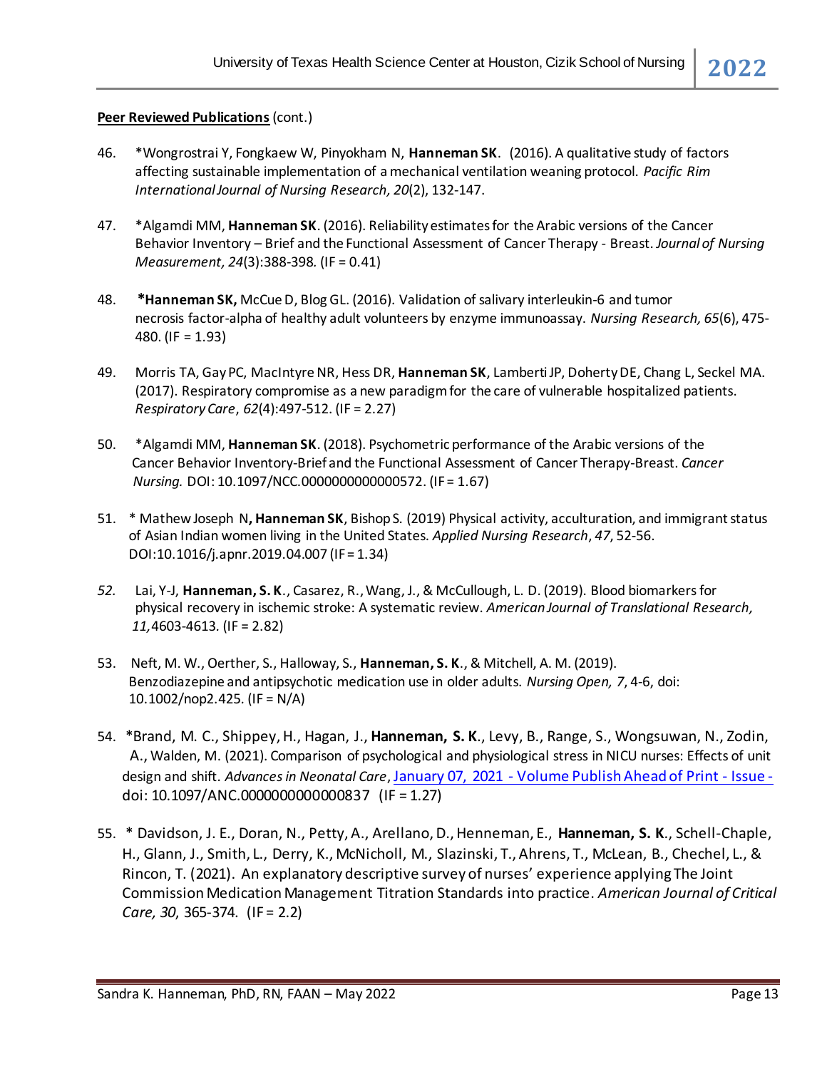**Peer Reviewed Publications** (cont.)

46. *Wongrostrai Y, Fongkaew W, Pinyokham N, **Hanneman SK**. (2016). A qualitative study of factors affecting sustainable implementation of a mechanical ventilation weaning protocol. *Pacific Rim International Journal of Nursing Research, 20*(2), 132-147.

47. *Algamdi MM, **Hanneman SK**. (2016). Reliability estimates for the Arabic versions of the Cancer Behavior Inventory – Brief and the Functional Assessment of Cancer Therapy - Breast. *Journal of Nursing Measurement, 24*(3):388-398. (IF = 0.41)

48. ***Hanneman SK,** McCue D, Blog GL. (2016). Validation of salivary interleukin-6 and tumor necrosis factor-alpha of healthy adult volunteers by enzyme immunoassay. *Nursing Research, 65*(6), 475-480. (IF = 1.93)

49. Morris TA, Gay PC, MacIntyre NR, Hess DR, **Hanneman SK**, Lamberti JP, Doherty DE, Chang L, Seckel MA. (2017). Respiratory compromise as a new paradigm for the care of vulnerable hospitalized patients. *Respiratory Care*, *62*(4):497-512. (IF = 2.27)

50. *Algamdi MM, **Hanneman SK**. (2018). Psychometric performance of the Arabic versions of the Cancer Behavior Inventory-Brief and the Functional Assessment of Cancer Therapy-Breast. *Cancer Nursing.* DOI: 10.1097/NCC.0000000000000572. (IF = 1.67)

51. * Mathew Joseph N**, Hanneman SK**, Bishop S. (2019) Physical activity, acculturation, and immigrant status of Asian Indian women living in the United States. *Applied Nursing Research*, *47*, 52-56. DOI:10.1016/j.apnr.2019.04.007 (IF = 1.34)

52. Lai, Y-J, **Hanneman, S. K**., Casarez, R., Wang, J., & McCullough, L. D. (2019). Blood biomarkers for physical recovery in ischemic stroke: A systematic review. *American Journal of Translational Research, 11,*4603-4613. (IF = 2.82)

53. Neft, M. W., Oerther, S., Halloway, S., **Hanneman, S. K**., & Mitchell, A. M. (2019). Benzodiazepine and antipsychotic medication use in older adults. *Nursing Open, 7*, 4-6, doi: 10.1002/nop2.425. (IF = N/A)

54. *Brand, M. C., Shippey, H., Hagan, J., **Hanneman, S. K**., Levy, B., Range, S., Wongsuwan, N., Zodin, A., Walden, M. (2021). Comparison of psychological and physiological stress in NICU nurses: Effects of unit design and shift. *Advances in Neonatal Care*, January 07, 2021 - Volume Publish Ahead of Print - Issue - doi: 10.1097/ANC.0000000000000837 (IF = 1.27)

55. * Davidson, J. E., Doran, N., Petty, A., Arellano, D., Henneman, E., **Hanneman, S. K**., Schell-Chaple, H., Glann, J., Smith, L., Derry, K., McNicholl, M., Slazinski, T., Ahrens, T., McLean, B., Chechel, L., & Rincon, T. (2021). An explanatory descriptive survey of nurses' experience applying The Joint Commission Medication Management Titration Standards into practice. *American Journal of Critical Care, 30*, 365-374. (IF = 2.2)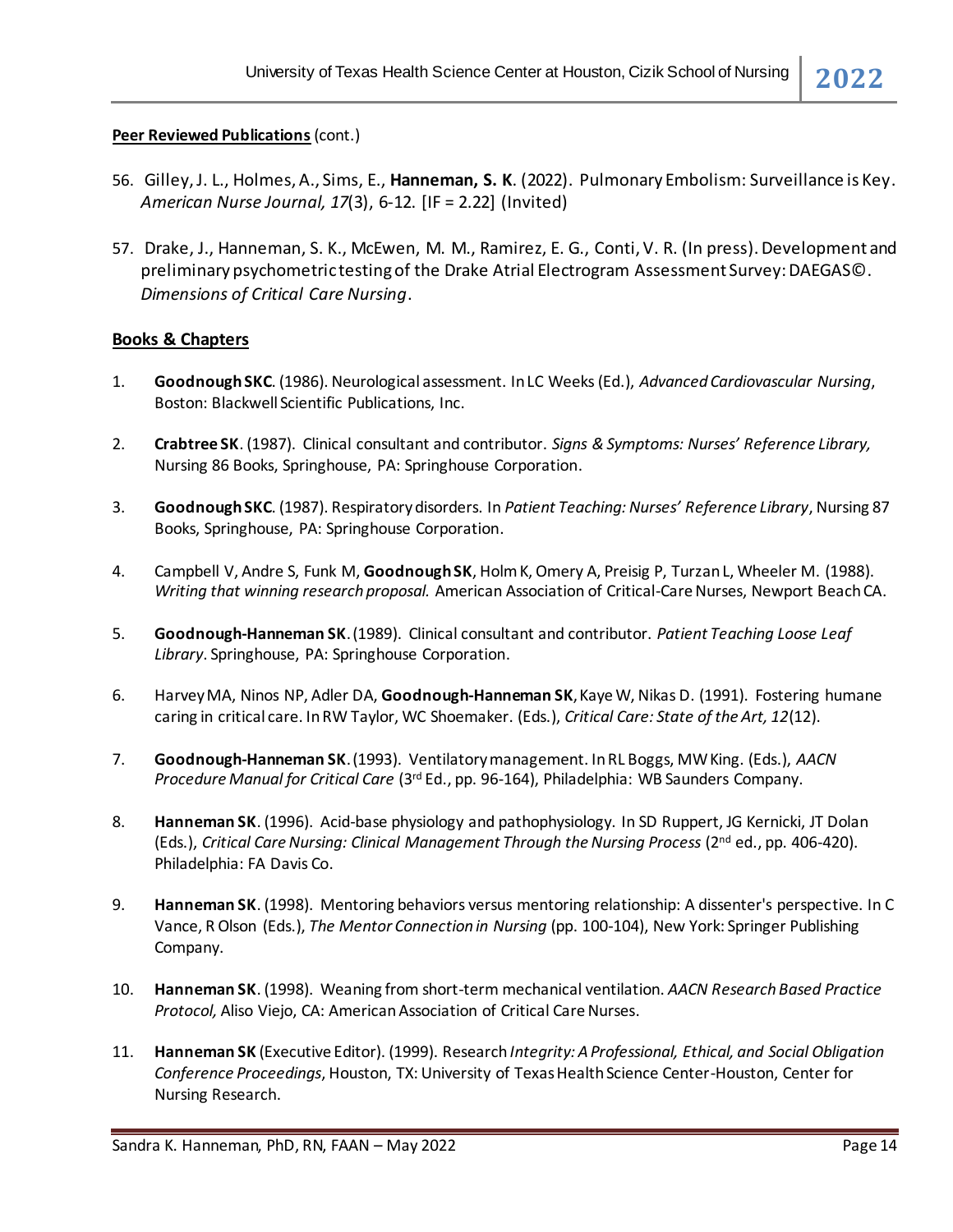**Peer Reviewed Publications** (cont.)

56. Gilley, J. L., Holmes, A., Sims, E., **Hanneman, S. K**. (2022). Pulmonary Embolism: Surveillance is Key. *American Nurse Journal, 17*(3), 6-12. [IF = 2.22] (Invited)

57. Drake, J., Hanneman, S. K., McEwen, M. M., Ramirez, E. G., Conti, V. R. (In press). Development and preliminary psychometric testing of the Drake Atrial Electrogram Assessment Survey: DAEGAS©. *Dimensions of Critical Care Nursing*.

**Books & Chapters**

1. **Goodnough SKC**. (1986). Neurological assessment. In LC Weeks (Ed.), *Advanced Cardiovascular Nursing*, Boston: Blackwell Scientific Publications, Inc.

2. **Crabtree SK**. (1987). Clinical consultant and contributor. *Signs & Symptoms: Nurses' Reference Library,* Nursing 86 Books, Springhouse, PA: Springhouse Corporation.

3. **Goodnough SKC**. (1987). Respiratory disorders. In *Patient Teaching: Nurses' Reference Library*, Nursing 87 Books, Springhouse, PA: Springhouse Corporation.

4. Campbell V, Andre S, Funk M, **Goodnough SK**, Holm K, Omery A, Preisig P, Turzan L, Wheeler M. (1988). *Writing that winning research proposal.* American Association of Critical-Care Nurses, Newport Beach CA.

5. **Goodnough-Hanneman SK**. (1989). Clinical consultant and contributor. *Patient Teaching Loose Leaf Library*. Springhouse, PA: Springhouse Corporation.

6. Harvey MA, Ninos NP, Adler DA, **Goodnough-Hanneman SK**, Kaye W, Nikas D. (1991). Fostering humane caring in critical care. In RW Taylor, WC Shoemaker. (Eds.), *Critical Care: State of the Art, 12*(12).

7. **Goodnough-Hanneman SK**. (1993). Ventilatory management. In RL Boggs, MW King. (Eds.), *AACN Procedure Manual for Critical Care* (3rd Ed., pp. 96-164), Philadelphia: WB Saunders Company.

8. **Hanneman SK**. (1996). Acid-base physiology and pathophysiology. In SD Ruppert, JG Kernicki, JT Dolan (Eds.), *Critical Care Nursing: Clinical Management Through the Nursing Process* (2nd ed., pp. 406-420). Philadelphia: FA Davis Co.

9. **Hanneman SK**. (1998). Mentoring behaviors versus mentoring relationship: A dissenter's perspective. In C Vance, R Olson (Eds.), *The Mentor Connection in Nursing* (pp. 100-104), New York: Springer Publishing Company.

10. **Hanneman SK**. (1998). Weaning from short-term mechanical ventilation. *AACN Research Based Practice Protocol,* Aliso Viejo, CA: American Association of Critical Care Nurses.

11. **Hanneman SK** (Executive Editor). (1999). Research *Integrity: A Professional, Ethical, and Social Obligation Conference Proceedings*, Houston, TX: University of Texas Health Science Center-Houston, Center for Nursing Research.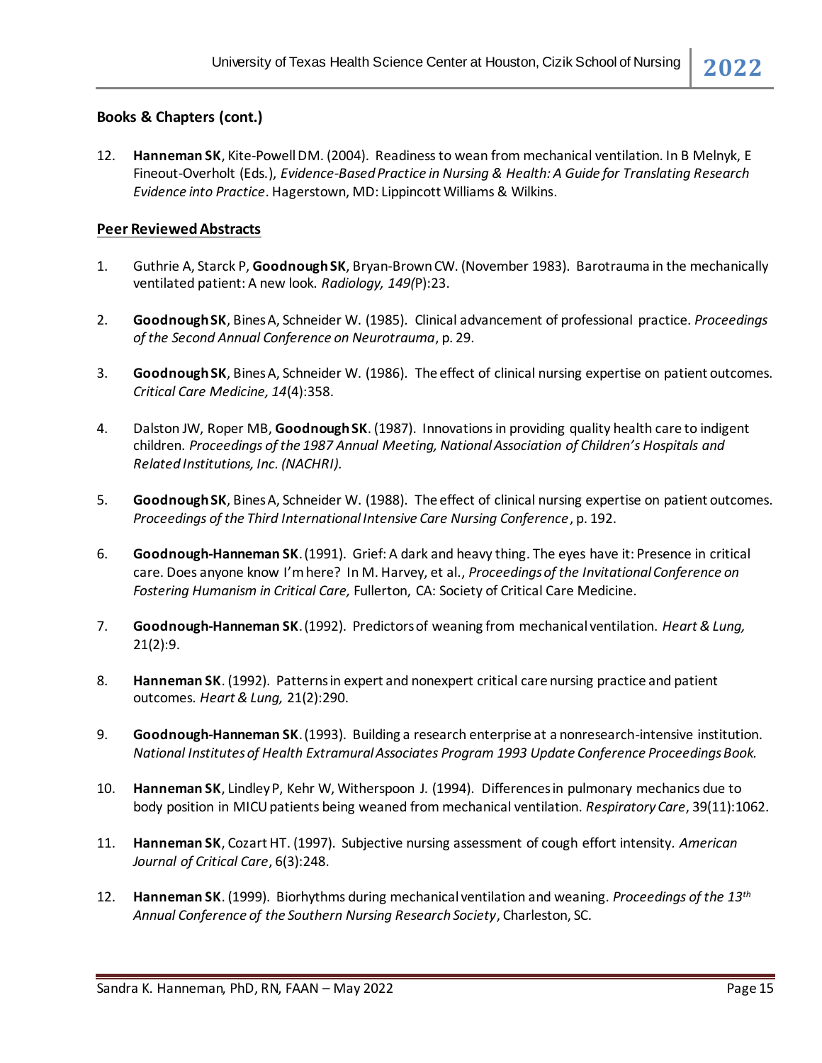### Books & Chapters (cont.)

12. **Hanneman SK**, Kite-Powell DM. (2004). Readiness to wean from mechanical ventilation. In B Melnyk, E Fineout-Overholt (Eds.), *Evidence-Based Practice in Nursing & Health: A Guide for Translating Research Evidence into Practice*. Hagerstown, MD: Lippincott Williams & Wilkins.

### Peer Reviewed Abstracts

1. Guthrie A, Starck P, **Goodnough SK**, Bryan-Brown CW. (November 1983). Barotrauma in the mechanically ventilated patient: A new look. *Radiology, 149(*P):23.

2. **Goodnough SK**, Bines A, Schneider W. (1985). Clinical advancement of professional practice. *Proceedings of the Second Annual Conference on Neurotrauma*, p. 29.

3. **Goodnough SK**, Bines A, Schneider W. (1986). The effect of clinical nursing expertise on patient outcomes. *Critical Care Medicine, 14*(4):358.

4. Dalston JW, Roper MB, **Goodnough SK**. (1987). Innovations in providing quality health care to indigent children. *Proceedings of the 1987 Annual Meeting, National Association of Children's Hospitals and Related Institutions, Inc. (NACHRI).*

5. **Goodnough SK**, Bines A, Schneider W. (1988). The effect of clinical nursing expertise on patient outcomes. *Proceedings of the Third International Intensive Care Nursing Conference*, p. 192.

6. **Goodnough-Hanneman SK**. (1991). Grief: A dark and heavy thing. The eyes have it: Presence in critical care. Does anyone know I'm here? In M. Harvey, et al., *Proceedings of the Invitational Conference on Fostering Humanism in Critical Care,* Fullerton, CA: Society of Critical Care Medicine.

7. **Goodnough-Hanneman SK**. (1992). Predictors of weaning from mechanical ventilation. *Heart & Lung,* 21(2):9.

8. **Hanneman SK**. (1992). Patterns in expert and nonexpert critical care nursing practice and patient outcomes. *Heart & Lung,* 21(2):290.

9. **Goodnough-Hanneman SK**. (1993). Building a research enterprise at a nonresearch-intensive institution. *National Institutes of Health Extramural Associates Program 1993 Update Conference Proceedings Book.*

10. **Hanneman SK**, Lindley P, Kehr W, Witherspoon J. (1994). Differences in pulmonary mechanics due to body position in MICU patients being weaned from mechanical ventilation. *Respiratory Care*, 39(11):1062.

11. **Hanneman SK**, Cozart HT. (1997). Subjective nursing assessment of cough effort intensity. *American Journal of Critical Care*, 6(3):248.

12. **Hanneman SK**. (1999). Biorhythms during mechanical ventilation and weaning. *Proceedings of the 13th Annual Conference of the Southern Nursing Research Society*, Charleston, SC.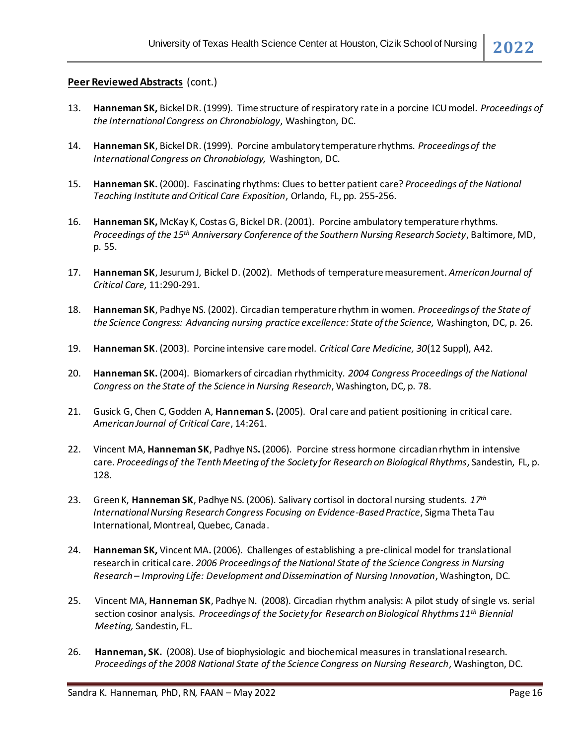**Peer Reviewed Abstracts** (cont.)

13. **Hanneman SK,** Bickel DR. (1999). Time structure of respiratory rate in a porcine ICU model. *Proceedings of the International Congress on Chronobiology*, Washington, DC.

14. **Hanneman SK**, Bickel DR. (1999). Porcine ambulatory temperature rhythms. *Proceedings of the International Congress on Chronobiology,* Washington, DC.

15. **Hanneman SK.** (2000). Fascinating rhythms: Clues to better patient care? *Proceedings of the National Teaching Institute and Critical Care Exposition*, Orlando, FL, pp. 255-256.

16. **Hanneman SK,** McKay K, Costas G, Bickel DR. (2001). Porcine ambulatory temperature rhythms. *Proceedings of the 15th Anniversary Conference of the Southern Nursing Research Society*, Baltimore, MD, p. 55.

17. **Hanneman SK**, Jesurum J, Bickel D. (2002). Methods of temperature measurement. *American Journal of Critical Care,* 11:290-291.

18. **Hanneman SK**, Padhye NS. (2002). Circadian temperature rhythm in women. *Proceedings of the State of the Science Congress: Advancing nursing practice excellence: State of the Science,* Washington, DC, p. 26.

19. **Hanneman SK**. (2003). Porcine intensive care model. *Critical Care Medicine, 30*(12 Suppl), A42.

20. **Hanneman SK.** (2004). Biomarkers of circadian rhythmicity. *2004 Congress Proceedings of the National Congress on the State of the Science in Nursing Research*, Washington, DC, p. 78.

21. Gusick G, Chen C, Godden A, **Hanneman S.** (2005). Oral care and patient positioning in critical care. *American Journal of Critical Care*, 14:261.

22. Vincent MA, **Hanneman SK**, Padhye NS**.** (2006). Porcine stress hormone circadian rhythm in intensive care. *Proceedings of the Tenth Meeting of the Society for Research on Biological Rhythms*, Sandestin, FL, p. 128.

23. Green K, **Hanneman SK**, Padhye NS. (2006). Salivary cortisol in doctoral nursing students. *17th International Nursing Research Congress Focusing on Evidence-Based Practice*, Sigma Theta Tau International, Montreal, Quebec, Canada.

24. **Hanneman SK,** Vincent MA**.** (2006). Challenges of establishing a pre-clinical model for translational research in critical care. *2006 Proceedings of the National State of the Science Congress in Nursing Research – Improving Life: Development and Dissemination of Nursing Innovation*, Washington, DC.

25. Vincent MA, **Hanneman SK**, Padhye N. (2008). Circadian rhythm analysis: A pilot study of single vs. serial section cosinor analysis. *Proceedings of the Society for Research on Biological Rhythms 11th Biennial Meeting,* Sandestin, FL.

26. **Hanneman, SK.** (2008). Use of biophysiologic and biochemical measures in translational research. *Proceedings of the 2008 National State of the Science Congress on Nursing Research*, Washington, DC.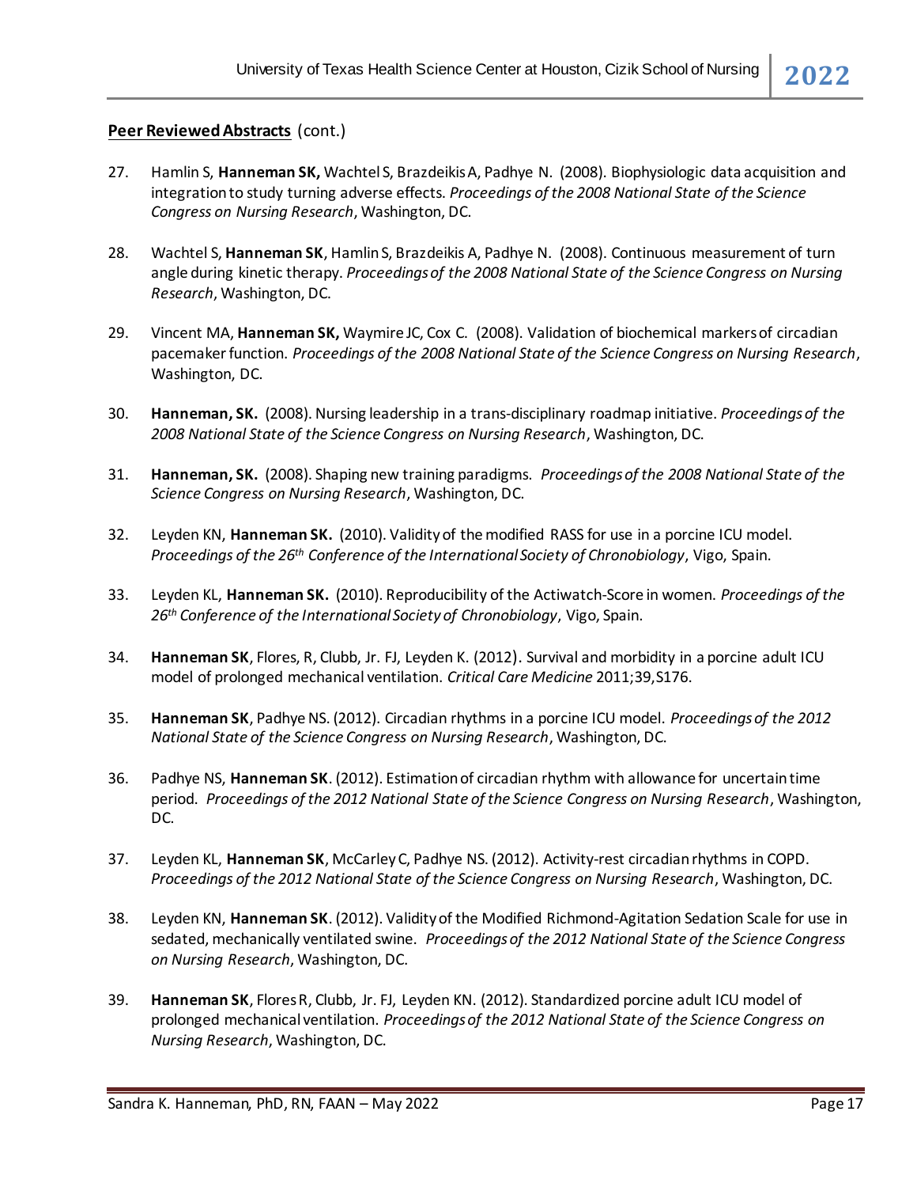**Peer Reviewed Abstracts** (cont.)

27. Hamlin S, **Hanneman SK,** Wachtel S, Brazdeikis A, Padhye N. (2008). Biophysiologic data acquisition and integration to study turning adverse effects. *Proceedings of the 2008 National State of the Science Congress on Nursing Research*, Washington, DC.

28. Wachtel S, **Hanneman SK**, Hamlin S, Brazdeikis A, Padhye N. (2008). Continuous measurement of turn angle during kinetic therapy. *Proceedings of the 2008 National State of the Science Congress on Nursing Research*, Washington, DC.

29. Vincent MA, **Hanneman SK,** Waymire JC, Cox C. (2008). Validation of biochemical markers of circadian pacemaker function. *Proceedings of the 2008 National State of the Science Congress on Nursing Research*, Washington, DC.

30. **Hanneman, SK.** (2008). Nursing leadership in a trans-disciplinary roadmap initiative. *Proceedings of the 2008 National State of the Science Congress on Nursing Research*, Washington, DC.

31. **Hanneman, SK.** (2008). Shaping new training paradigms. *Proceedings of the 2008 National State of the Science Congress on Nursing Research*, Washington, DC.

32. Leyden KN, **Hanneman SK.** (2010). Validity of the modified RASS for use in a porcine ICU model. *Proceedings of the 26th Conference of the International Society of Chronobiology*, Vigo, Spain.

33. Leyden KL, **Hanneman SK.** (2010). Reproducibility of the Actiwatch-Score in women. *Proceedings of the 26th Conference of the International Society of Chronobiology*, Vigo, Spain.

34. **Hanneman SK**, Flores, R, Clubb, Jr. FJ, Leyden K. (2012). Survival and morbidity in a porcine adult ICU model of prolonged mechanical ventilation. *Critical Care Medicine* 2011;39,S176.

35. **Hanneman SK**, Padhye NS. (2012). Circadian rhythms in a porcine ICU model. *Proceedings of the 2012 National State of the Science Congress on Nursing Research*, Washington, DC.

36. Padhye NS, **Hanneman SK**. (2012). Estimation of circadian rhythm with allowance for uncertain time period. *Proceedings of the 2012 National State of the Science Congress on Nursing Research*, Washington, DC.

37. Leyden KL, **Hanneman SK**, McCarley C, Padhye NS. (2012). Activity-rest circadian rhythms in COPD. *Proceedings of the 2012 National State of the Science Congress on Nursing Research*, Washington, DC.

38. Leyden KN, **Hanneman SK**. (2012). Validity of the Modified Richmond-Agitation Sedation Scale for use in sedated, mechanically ventilated swine. *Proceedings of the 2012 National State of the Science Congress on Nursing Research*, Washington, DC.

39. **Hanneman SK**, Flores R, Clubb, Jr. FJ, Leyden KN. (2012). Standardized porcine adult ICU model of prolonged mechanical ventilation. *Proceedings of the 2012 National State of the Science Congress on Nursing Research*, Washington, DC.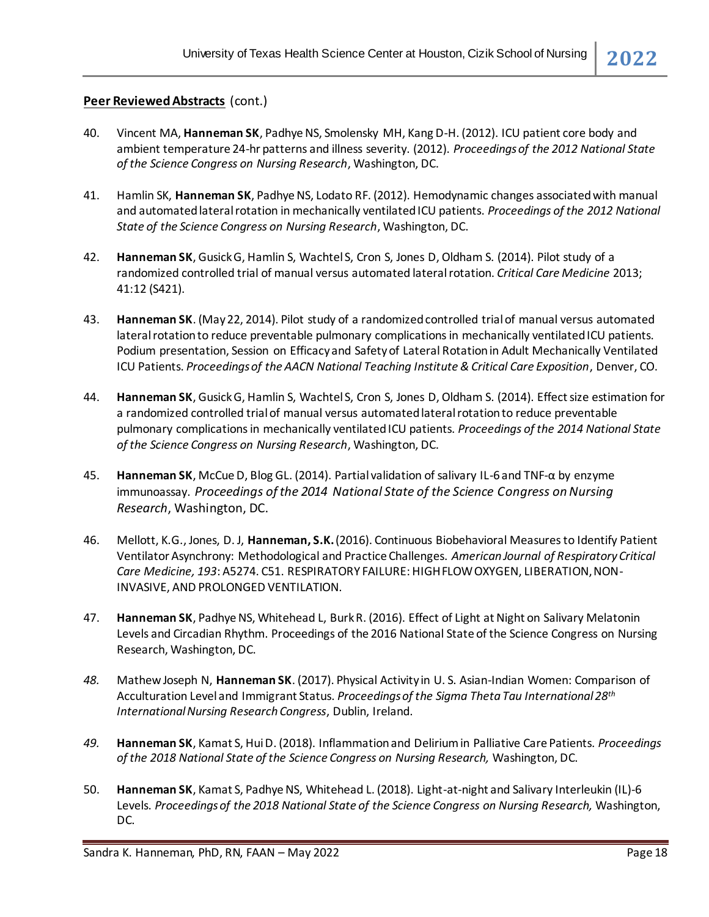**Peer Reviewed Abstracts** (cont.)

40. Vincent MA, **Hanneman SK**, Padhye NS, Smolensky MH, Kang D-H. (2012). ICU patient core body and ambient temperature 24-hr patterns and illness severity. (2012). *Proceedings of the 2012 National State of the Science Congress on Nursing Research*, Washington, DC.

41. Hamlin SK, **Hanneman SK**, Padhye NS, Lodato RF. (2012). Hemodynamic changes associated with manual and automated lateral rotation in mechanically ventilated ICU patients. *Proceedings of the 2012 National State of the Science Congress on Nursing Research*, Washington, DC.

42. **Hanneman SK**, Gusick G, Hamlin S, Wachtel S, Cron S, Jones D, Oldham S. (2014). Pilot study of a randomized controlled trial of manual versus automated lateral rotation. *Critical Care Medicine* 2013; 41:12 (S421).

43. **Hanneman SK**. (May 22, 2014). Pilot study of a randomized controlled trial of manual versus automated lateral rotation to reduce preventable pulmonary complications in mechanically ventilated ICU patients. Podium presentation, Session on Efficacy and Safety of Lateral Rotation in Adult Mechanically Ventilated ICU Patients. *Proceedings of the AACN National Teaching Institute & Critical Care Exposition*, Denver, CO.

44. **Hanneman SK**, Gusick G, Hamlin S, Wachtel S, Cron S, Jones D, Oldham S. (2014). Effect size estimation for a randomized controlled trial of manual versus automated lateral rotation to reduce preventable pulmonary complications in mechanically ventilated ICU patients. *Proceedings of the 2014 National State of the Science Congress on Nursing Research*, Washington, DC.

45. **Hanneman SK**, McCue D, Blog GL. (2014). Partial validation of salivary IL-6 and TNF-α by enzyme immunoassay. *Proceedings of the 2014 National State of the Science Congress on Nursing Research*, Washington, DC.

46. Mellott, K.G., Jones, D. J, **Hanneman, S.K.** (2016). Continuous Biobehavioral Measures to Identify Patient Ventilator Asynchrony: Methodological and Practice Challenges. *American Journal of Respiratory Critical Care Medicine, 193*: A5274. C51. RESPIRATORY FAILURE: HIGH FLOW OXYGEN, LIBERATION, NON-INVASIVE, AND PROLONGED VENTILATION.

47. **Hanneman SK**, Padhye NS, Whitehead L, Burk R. (2016). Effect of Light at Night on Salivary Melatonin Levels and Circadian Rhythm. Proceedings of the 2016 National State of the Science Congress on Nursing Research, Washington, DC.

48. Mathew Joseph N, **Hanneman SK**. (2017). Physical Activity in U. S. Asian-Indian Women: Comparison of Acculturation Level and Immigrant Status. *Proceedings of the Sigma Theta Tau International 28th International Nursing Research Congress*, Dublin, Ireland.

49. **Hanneman SK**, Kamat S, Hui D. (2018). Inflammation and Delirium in Palliative Care Patients. *Proceedings of the 2018 National State of the Science Congress on Nursing Research,* Washington, DC.

50. **Hanneman SK**, Kamat S, Padhye NS, Whitehead L. (2018). Light-at-night and Salivary Interleukin (IL)-6 Levels. *Proceedings of the 2018 National State of the Science Congress on Nursing Research,* Washington, DC.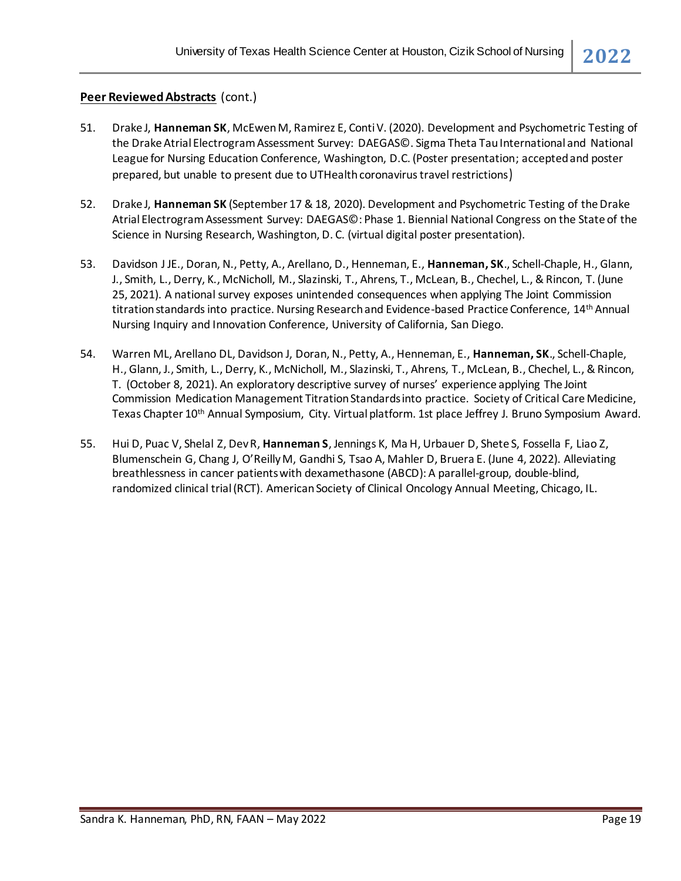**<u>Peer Reviewed Abstracts</u>** (cont.)

51. Drake J, **Hanneman SK**, McEwen M, Ramirez E, Conti V. (2020). Development and Psychometric Testing of the Drake Atrial Electrogram Assessment Survey: DAEGAS©. Sigma Theta Tau International and National League for Nursing Education Conference, Washington, D.C. (Poster presentation; accepted and poster prepared, but unable to present due to UTHealth coronavirus travel restrictions)

52. Drake J, **Hanneman SK** (September 17 & 18, 2020). Development and Psychometric Testing of the Drake Atrial Electrogram Assessment Survey: DAEGAS©: Phase 1. Biennial National Congress on the State of the Science in Nursing Research, Washington, D. C. (virtual digital poster presentation).

53. Davidson J JE., Doran, N., Petty, A., Arellano, D., Henneman, E., **Hanneman, SK**., Schell-Chaple, H., Glann, J., Smith, L., Derry, K., McNicholl, M., Slazinski, T., Ahrens, T., McLean, B., Chechel, L., & Rincon, T. (June 25, 2021). A national survey exposes unintended consequences when applying The Joint Commission titration standards into practice. Nursing Research and Evidence-based Practice Conference, 14th Annual Nursing Inquiry and Innovation Conference, University of California, San Diego.

54. Warren ML, Arellano DL, Davidson J, Doran, N., Petty, A., Henneman, E., **Hanneman, SK**., Schell-Chaple, H., Glann, J., Smith, L., Derry, K., McNicholl, M., Slazinski, T., Ahrens, T., McLean, B., Chechel, L., & Rincon, T. (October 8, 2021). An exploratory descriptive survey of nurses' experience applying The Joint Commission Medication Management Titration Standards into practice. Society of Critical Care Medicine, Texas Chapter 10th Annual Symposium, City. Virtual platform. 1st place Jeffrey J. Bruno Symposium Award.

55. Hui D, Puac V, Shelal Z, Dev R, **Hanneman S**, Jennings K, Ma H, Urbauer D, Shete S, Fossella F, Liao Z, Blumenschein G, Chang J, O'Reilly M, Gandhi S, Tsao A, Mahler D, Bruera E. (June 4, 2022). Alleviating breathlessness in cancer patients with dexamethasone (ABCD): A parallel-group, double-blind, randomized clinical trial (RCT). American Society of Clinical Oncology Annual Meeting, Chicago, IL.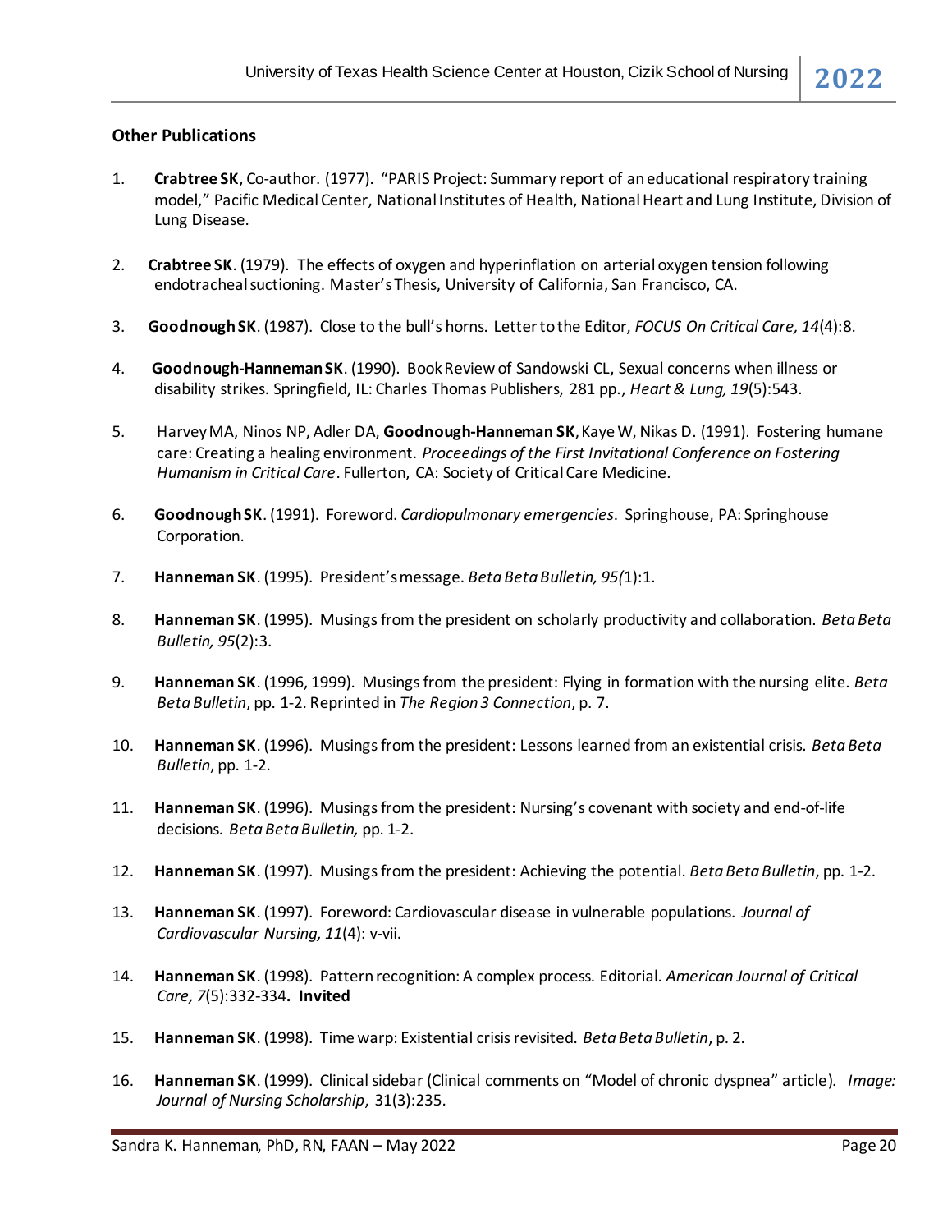## Other Publications

1. **Crabtree SK**, Co-author. (1977). "PARIS Project: Summary report of an educational respiratory training model," Pacific Medical Center, National Institutes of Health, National Heart and Lung Institute, Division of Lung Disease.

2. **Crabtree SK**. (1979). The effects of oxygen and hyperinflation on arterial oxygen tension following endotracheal suctioning. Master's Thesis, University of California, San Francisco, CA.

3. **Goodnough SK**. (1987). Close to the bull's horns. Letter to the Editor, *FOCUS On Critical Care, 14*(4):8.

4. **Goodnough-Hanneman SK**. (1990). Book Review of Sandowski CL, Sexual concerns when illness or disability strikes. Springfield, IL: Charles Thomas Publishers, 281 pp., *Heart & Lung, 19*(5):543.

5. Harvey MA, Ninos NP, Adler DA, **Goodnough-Hanneman SK**, Kaye W, Nikas D. (1991). Fostering humane care: Creating a healing environment. *Proceedings of the First Invitational Conference on Fostering Humanism in Critical Care*. Fullerton, CA: Society of Critical Care Medicine.

6. **Goodnough SK**. (1991). Foreword. *Cardiopulmonary emergencies*. Springhouse, PA: Springhouse Corporation.

7. **Hanneman SK**. (1995). President's message. *Beta Beta Bulletin, 95(*1):1.

8. **Hanneman SK**. (1995). Musings from the president on scholarly productivity and collaboration. *Beta Beta Bulletin, 95*(2):3.

9. **Hanneman SK**. (1996, 1999). Musings from the president: Flying in formation with the nursing elite. *Beta Beta Bulletin*, pp. 1-2. Reprinted in *The Region 3 Connection*, p. 7.

10. **Hanneman SK**. (1996). Musings from the president: Lessons learned from an existential crisis. *Beta Beta Bulletin*, pp. 1-2.

11. **Hanneman SK**. (1996). Musings from the president: Nursing's covenant with society and end-of-life decisions. *Beta Beta Bulletin,* pp. 1-2.

12. **Hanneman SK**. (1997). Musings from the president: Achieving the potential. *Beta Beta Bulletin*, pp. 1-2.

13. **Hanneman SK**. (1997). Foreword: Cardiovascular disease in vulnerable populations. *Journal of Cardiovascular Nursing, 11*(4): v-vii.

14. **Hanneman SK**. (1998). Pattern recognition: A complex process. Editorial. *American Journal of Critical Care, 7*(5):332-334**. Invited**

15. **Hanneman SK**. (1998). Time warp: Existential crisis revisited. *Beta Beta Bulletin*, p. 2.

16. **Hanneman SK**. (1999). Clinical sidebar (Clinical comments on "Model of chronic dyspnea" article). *Image: Journal of Nursing Scholarship*, 31(3):235.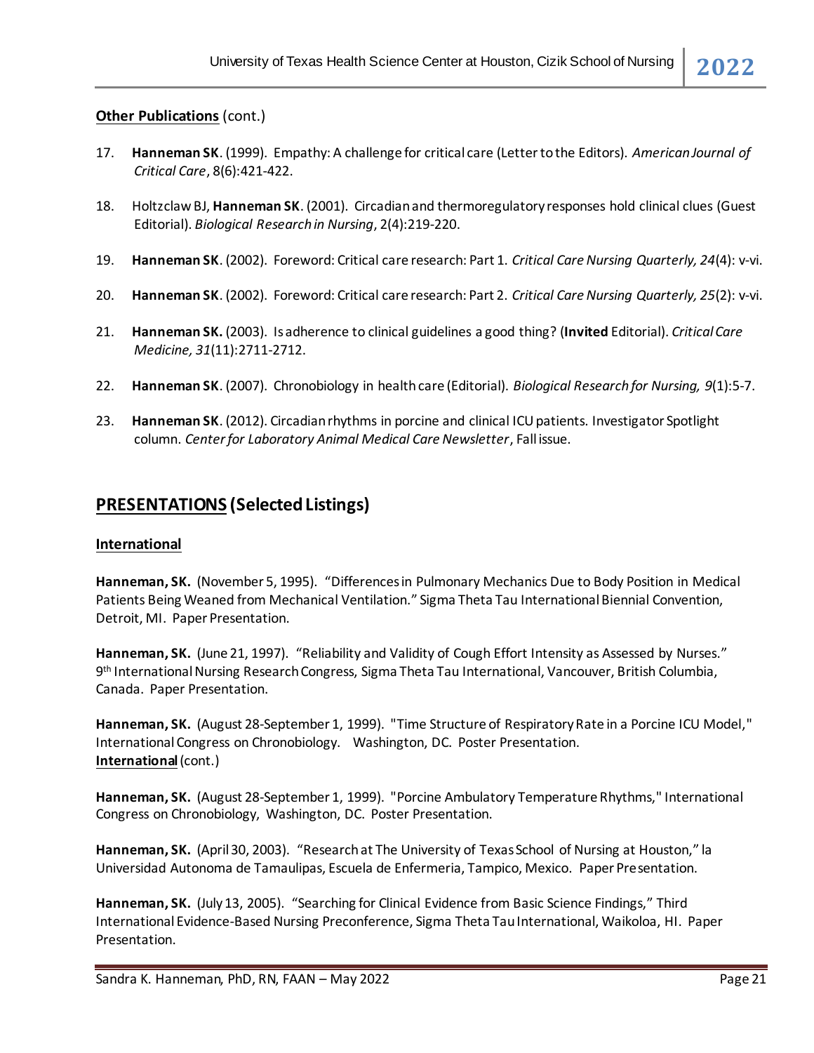**Other Publications** (cont.)

17. **Hanneman SK**. (1999). Empathy: A challenge for critical care (Letter to the Editors). *American Journal of Critical Care*, 8(6):421-422.

18. Holtzclaw BJ, **Hanneman SK**. (2001). Circadian and thermoregulatory responses hold clinical clues (Guest Editorial). *Biological Research in Nursing*, 2(4):219-220.

19. **Hanneman SK**. (2002). Foreword: Critical care research: Part 1. *Critical Care Nursing Quarterly, 24*(4): v-vi.

20. **Hanneman SK**. (2002). Foreword: Critical care research: Part 2. *Critical Care Nursing Quarterly, 25*(2): v-vi.

21. **Hanneman SK.** (2003). Is adherence to clinical guidelines a good thing? (**Invited** Editorial). *Critical Care Medicine, 31*(11):2711-2712.

22. **Hanneman SK**. (2007). Chronobiology in health care (Editorial). *Biological Research for Nursing, 9*(1):5-7.

23. **Hanneman SK**. (2012). Circadian rhythms in porcine and clinical ICU patients. Investigator Spotlight column. *Center for Laboratory Animal Medical Care Newsletter*, Fall issue.

## PRESENTATIONS (Selected Listings)

### International

**Hanneman, SK.** (November 5, 1995). "Differences in Pulmonary Mechanics Due to Body Position in Medical Patients Being Weaned from Mechanical Ventilation." Sigma Theta Tau International Biennial Convention, Detroit, MI. Paper Presentation.

**Hanneman, SK.** (June 21, 1997). "Reliability and Validity of Cough Effort Intensity as Assessed by Nurses." 9th International Nursing Research Congress, Sigma Theta Tau International, Vancouver, British Columbia, Canada. Paper Presentation.

**Hanneman, SK.** (August 28-September 1, 1999). "Time Structure of Respiratory Rate in a Porcine ICU Model," International Congress on Chronobiology. Washington, DC. Poster Presentation.

**International** (cont.)

**Hanneman, SK.** (August 28-September 1, 1999). "Porcine Ambulatory Temperature Rhythms," International Congress on Chronobiology, Washington, DC. Poster Presentation.

**Hanneman, SK.** (April 30, 2003). "Research at The University of Texas School of Nursing at Houston," la Universidad Autonoma de Tamaulipas, Escuela de Enfermeria, Tampico, Mexico. Paper Presentation.

**Hanneman, SK.** (July 13, 2005). "Searching for Clinical Evidence from Basic Science Findings," Third International Evidence-Based Nursing Preconference, Sigma Theta Tau International, Waikoloa, HI. Paper Presentation.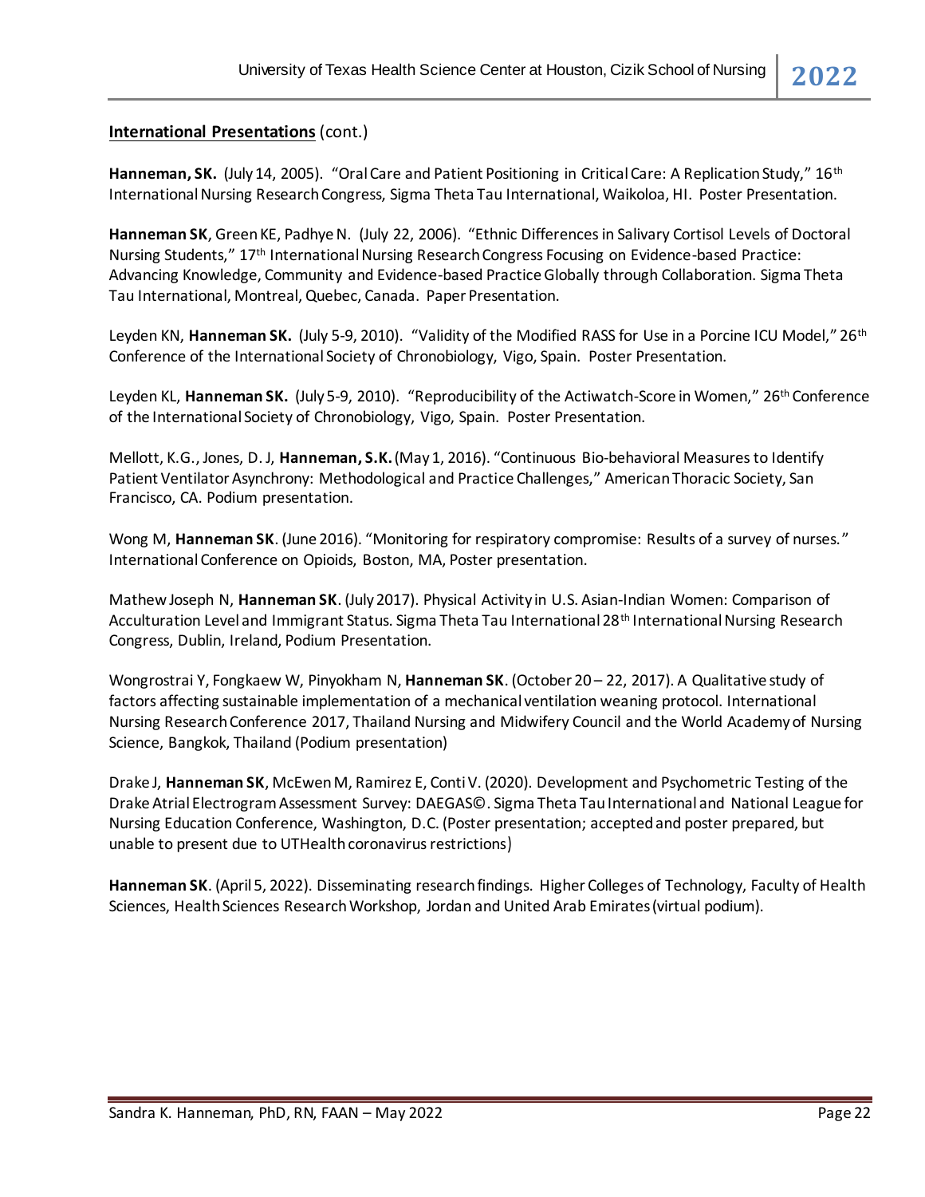**International Presentations** (cont.)

**Hanneman, SK.** (July 14, 2005). "Oral Care and Patient Positioning in Critical Care: A Replication Study," 16th International Nursing Research Congress, Sigma Theta Tau International, Waikoloa, HI. Poster Presentation.

**Hanneman SK**, Green KE, Padhye N. (July 22, 2006). "Ethnic Differences in Salivary Cortisol Levels of Doctoral Nursing Students," 17th International Nursing Research Congress Focusing on Evidence-based Practice: Advancing Knowledge, Community and Evidence-based Practice Globally through Collaboration. Sigma Theta Tau International, Montreal, Quebec, Canada. Paper Presentation.

Leyden KN, **Hanneman SK.** (July 5-9, 2010). "Validity of the Modified RASS for Use in a Porcine ICU Model," 26th Conference of the International Society of Chronobiology, Vigo, Spain. Poster Presentation.

Leyden KL, **Hanneman SK.** (July 5-9, 2010). "Reproducibility of the Actiwatch-Score in Women," 26th Conference of the International Society of Chronobiology, Vigo, Spain. Poster Presentation.

Mellott, K.G., Jones, D. J, **Hanneman, S.K.** (May 1, 2016). "Continuous Bio-behavioral Measures to Identify Patient Ventilator Asynchrony: Methodological and Practice Challenges," American Thoracic Society, San Francisco, CA. Podium presentation.

Wong M, **Hanneman SK**. (June 2016). "Monitoring for respiratory compromise: Results of a survey of nurses." International Conference on Opioids, Boston, MA, Poster presentation.

Mathew Joseph N, **Hanneman SK**. (July 2017). Physical Activity in U.S. Asian-Indian Women: Comparison of Acculturation Level and Immigrant Status. Sigma Theta Tau International 28th International Nursing Research Congress, Dublin, Ireland, Podium Presentation.

Wongrostrai Y, Fongkaew W, Pinyokham N, **Hanneman SK**. (October 20 – 22, 2017). A Qualitative study of factors affecting sustainable implementation of a mechanical ventilation weaning protocol. International Nursing Research Conference 2017, Thailand Nursing and Midwifery Council and the World Academy of Nursing Science, Bangkok, Thailand (Podium presentation)

Drake J, **Hanneman SK**, McEwen M, Ramirez E, Conti V. (2020). Development and Psychometric Testing of the Drake Atrial Electrogram Assessment Survey: DAEGAS©. Sigma Theta Tau International and National League for Nursing Education Conference, Washington, D.C. (Poster presentation; accepted and poster prepared, but unable to present due to UTHealth coronavirus restrictions)

**Hanneman SK**. (April 5, 2022). Disseminating research findings. Higher Colleges of Technology, Faculty of Health Sciences, Health Sciences Research Workshop, Jordan and United Arab Emirates (virtual podium).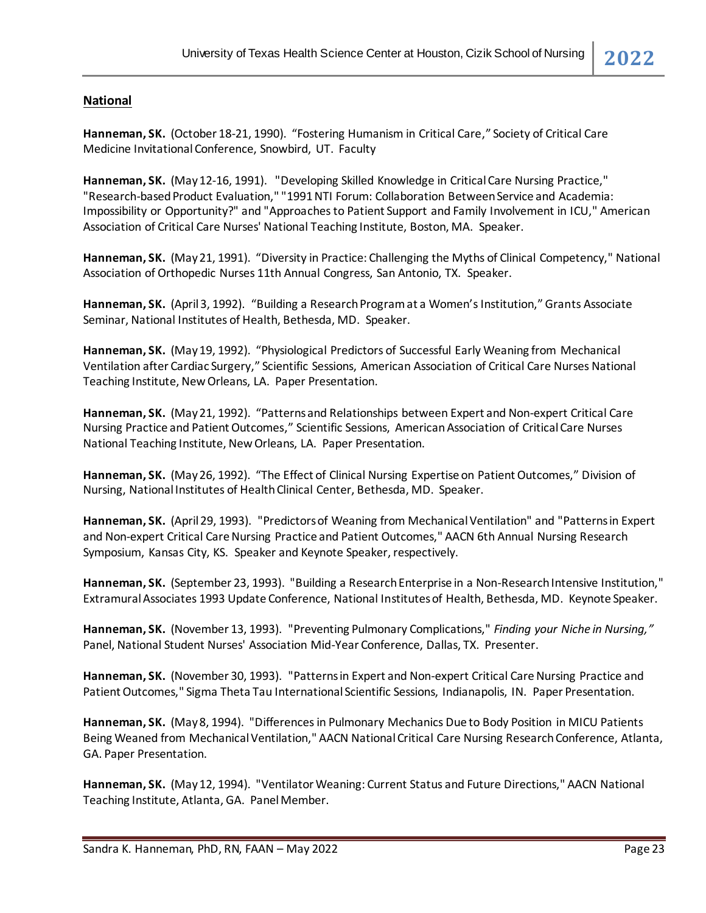## National

**Hanneman, SK.** (October 18-21, 1990). "Fostering Humanism in Critical Care," Society of Critical Care Medicine Invitational Conference, Snowbird, UT. Faculty

**Hanneman, SK.** (May 12-16, 1991). "Developing Skilled Knowledge in Critical Care Nursing Practice," "Research-based Product Evaluation," "1991 NTI Forum: Collaboration Between Service and Academia: Impossibility or Opportunity?" and "Approaches to Patient Support and Family Involvement in ICU," American Association of Critical Care Nurses' National Teaching Institute, Boston, MA. Speaker.

**Hanneman, SK.** (May 21, 1991). "Diversity in Practice: Challenging the Myths of Clinical Competency," National Association of Orthopedic Nurses 11th Annual Congress, San Antonio, TX. Speaker.

**Hanneman, SK.** (April 3, 1992). "Building a Research Program at a Women's Institution," Grants Associate Seminar, National Institutes of Health, Bethesda, MD. Speaker.

**Hanneman, SK.** (May 19, 1992). "Physiological Predictors of Successful Early Weaning from Mechanical Ventilation after Cardiac Surgery," Scientific Sessions, American Association of Critical Care Nurses National Teaching Institute, New Orleans, LA. Paper Presentation.

**Hanneman, SK.** (May 21, 1992). "Patterns and Relationships between Expert and Non-expert Critical Care Nursing Practice and Patient Outcomes," Scientific Sessions, American Association of Critical Care Nurses National Teaching Institute, New Orleans, LA. Paper Presentation.

**Hanneman, SK.** (May 26, 1992). "The Effect of Clinical Nursing Expertise on Patient Outcomes," Division of Nursing, National Institutes of Health Clinical Center, Bethesda, MD. Speaker.

**Hanneman, SK.** (April 29, 1993). "Predictors of Weaning from Mechanical Ventilation" and "Patterns in Expert and Non-expert Critical Care Nursing Practice and Patient Outcomes," AACN 6th Annual Nursing Research Symposium, Kansas City, KS. Speaker and Keynote Speaker, respectively.

**Hanneman, SK.** (September 23, 1993). "Building a Research Enterprise in a Non-Research Intensive Institution," Extramural Associates 1993 Update Conference, National Institutes of Health, Bethesda, MD. Keynote Speaker.

**Hanneman, SK.** (November 13, 1993). "Preventing Pulmonary Complications," *Finding your Niche in Nursing,"* Panel, National Student Nurses' Association Mid-Year Conference, Dallas, TX. Presenter.

**Hanneman, SK.** (November 30, 1993). "Patterns in Expert and Non-expert Critical Care Nursing Practice and Patient Outcomes," Sigma Theta Tau International Scientific Sessions, Indianapolis, IN. Paper Presentation.

**Hanneman, SK.** (May 8, 1994). "Differences in Pulmonary Mechanics Due to Body Position in MICU Patients Being Weaned from Mechanical Ventilation," AACN National Critical Care Nursing Research Conference, Atlanta, GA. Paper Presentation.

**Hanneman, SK.** (May 12, 1994). "Ventilator Weaning: Current Status and Future Directions," AACN National Teaching Institute, Atlanta, GA. Panel Member.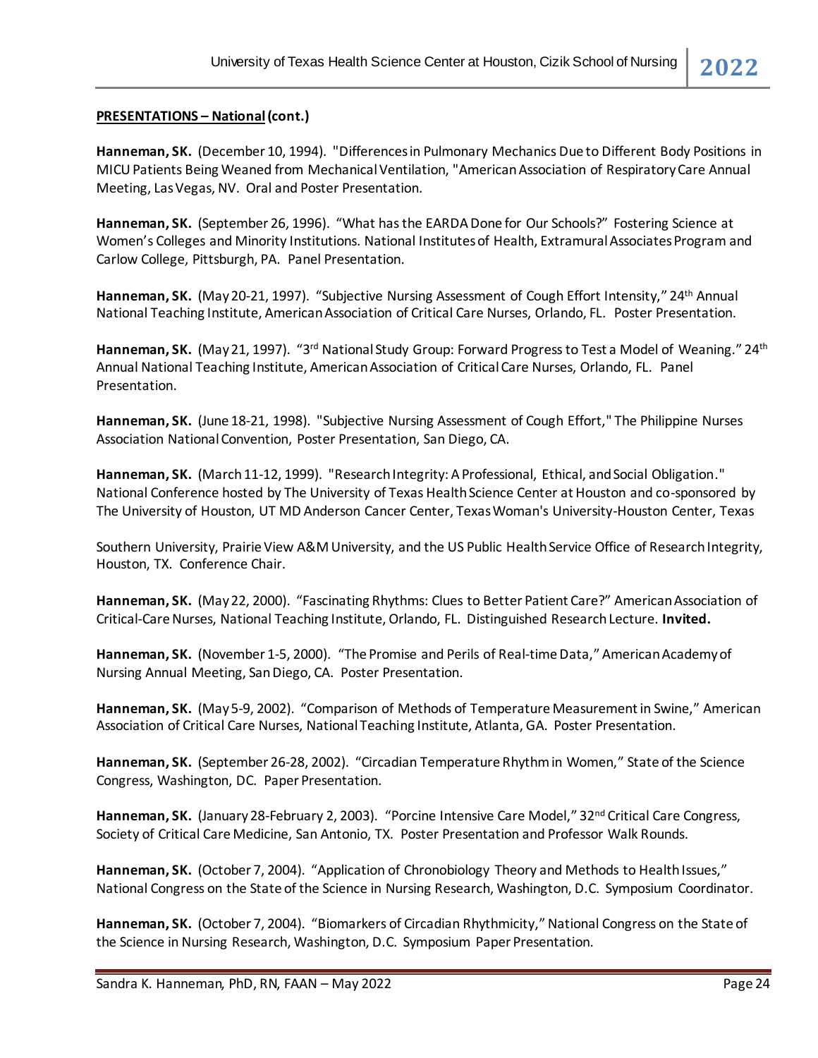**PRESENTATIONS – National (cont.)**

**Hanneman, SK.** (December 10, 1994). "Differences in Pulmonary Mechanics Due to Different Body Positions in MICU Patients Being Weaned from Mechanical Ventilation, "American Association of Respiratory Care Annual Meeting, Las Vegas, NV. Oral and Poster Presentation.

**Hanneman, SK.** (September 26, 1996). "What has the EARDA Done for Our Schools?" Fostering Science at Women's Colleges and Minority Institutions. National Institutes of Health, Extramural Associates Program and Carlow College, Pittsburgh, PA. Panel Presentation.

**Hanneman, SK.** (May 20-21, 1997). "Subjective Nursing Assessment of Cough Effort Intensity," 24th Annual National Teaching Institute, American Association of Critical Care Nurses, Orlando, FL. Poster Presentation.

**Hanneman, SK.** (May 21, 1997). "3rd National Study Group: Forward Progress to Test a Model of Weaning." 24th Annual National Teaching Institute, American Association of Critical Care Nurses, Orlando, FL. Panel Presentation.

**Hanneman, SK.** (June 18-21, 1998). "Subjective Nursing Assessment of Cough Effort," The Philippine Nurses Association National Convention, Poster Presentation, San Diego, CA.

**Hanneman, SK.** (March 11-12, 1999). "Research Integrity: A Professional, Ethical, and Social Obligation." National Conference hosted by The University of Texas Health Science Center at Houston and co-sponsored by The University of Houston, UT MD Anderson Cancer Center, Texas Woman's University-Houston Center, Texas Southern University, Prairie View A&M University, and the US Public Health Service Office of Research Integrity, Houston, TX. Conference Chair.

**Hanneman, SK.** (May 22, 2000). "Fascinating Rhythms: Clues to Better Patient Care?" American Association of Critical-Care Nurses, National Teaching Institute, Orlando, FL. Distinguished Research Lecture. **Invited.**

**Hanneman, SK.** (November 1-5, 2000). "The Promise and Perils of Real-time Data," American Academy of Nursing Annual Meeting, San Diego, CA. Poster Presentation.

**Hanneman, SK.** (May 5-9, 2002). "Comparison of Methods of Temperature Measurement in Swine," American Association of Critical Care Nurses, National Teaching Institute, Atlanta, GA. Poster Presentation.

**Hanneman, SK.** (September 26-28, 2002). "Circadian Temperature Rhythm in Women," State of the Science Congress, Washington, DC. Paper Presentation.

**Hanneman, SK.** (January 28-February 2, 2003). "Porcine Intensive Care Model," 32nd Critical Care Congress, Society of Critical Care Medicine, San Antonio, TX. Poster Presentation and Professor Walk Rounds.

**Hanneman, SK.** (October 7, 2004). "Application of Chronobiology Theory and Methods to Health Issues," National Congress on the State of the Science in Nursing Research, Washington, D.C. Symposium Coordinator.

**Hanneman, SK.** (October 7, 2004). "Biomarkers of Circadian Rhythmicity," National Congress on the State of the Science in Nursing Research, Washington, D.C. Symposium Paper Presentation.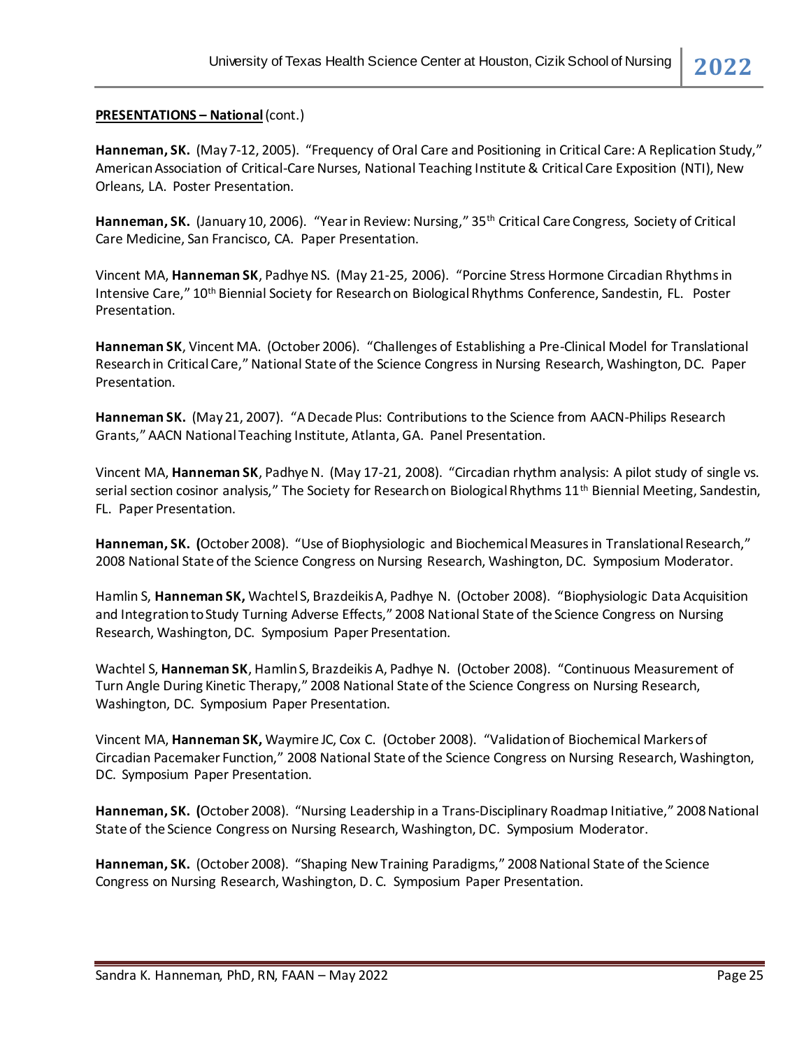**PRESENTATIONS – National** (cont.)

**Hanneman, SK.** (May 7-12, 2005). "Frequency of Oral Care and Positioning in Critical Care: A Replication Study," American Association of Critical-Care Nurses, National Teaching Institute & Critical Care Exposition (NTI), New Orleans, LA. Poster Presentation.

**Hanneman, SK.** (January 10, 2006). "Year in Review: Nursing," 35th Critical Care Congress, Society of Critical Care Medicine, San Francisco, CA. Paper Presentation.

Vincent MA, **Hanneman SK**, Padhye NS. (May 21-25, 2006). "Porcine Stress Hormone Circadian Rhythms in Intensive Care," 10th Biennial Society for Research on Biological Rhythms Conference, Sandestin, FL. Poster Presentation.

**Hanneman SK**, Vincent MA. (October 2006). "Challenges of Establishing a Pre-Clinical Model for Translational Research in Critical Care," National State of the Science Congress in Nursing Research, Washington, DC. Paper Presentation.

**Hanneman SK.** (May 21, 2007). "A Decade Plus: Contributions to the Science from AACN-Philips Research Grants," AACN National Teaching Institute, Atlanta, GA. Panel Presentation.

Vincent MA, **Hanneman SK**, Padhye N. (May 17-21, 2008). "Circadian rhythm analysis: A pilot study of single vs. serial section cosinor analysis," The Society for Research on Biological Rhythms 11th Biennial Meeting, Sandestin, FL. Paper Presentation.

**Hanneman, SK. (**October 2008). "Use of Biophysiologic and Biochemical Measures in Translational Research," 2008 National State of the Science Congress on Nursing Research, Washington, DC. Symposium Moderator.

Hamlin S, **Hanneman SK,** Wachtel S, Brazdeikis A, Padhye N. (October 2008). "Biophysiologic Data Acquisition and Integration to Study Turning Adverse Effects," 2008 National State of the Science Congress on Nursing Research, Washington, DC. Symposium Paper Presentation.

Wachtel S, **Hanneman SK**, Hamlin S, Brazdeikis A, Padhye N. (October 2008). "Continuous Measurement of Turn Angle During Kinetic Therapy," 2008 National State of the Science Congress on Nursing Research, Washington, DC. Symposium Paper Presentation.

Vincent MA, **Hanneman SK,** Waymire JC, Cox C. (October 2008). "Validation of Biochemical Markers of Circadian Pacemaker Function," 2008 National State of the Science Congress on Nursing Research, Washington, DC. Symposium Paper Presentation.

**Hanneman, SK. (**October 2008). "Nursing Leadership in a Trans-Disciplinary Roadmap Initiative," 2008 National State of the Science Congress on Nursing Research, Washington, DC. Symposium Moderator.

**Hanneman, SK.** (October 2008). "Shaping New Training Paradigms," 2008 National State of the Science Congress on Nursing Research, Washington, D. C. Symposium Paper Presentation.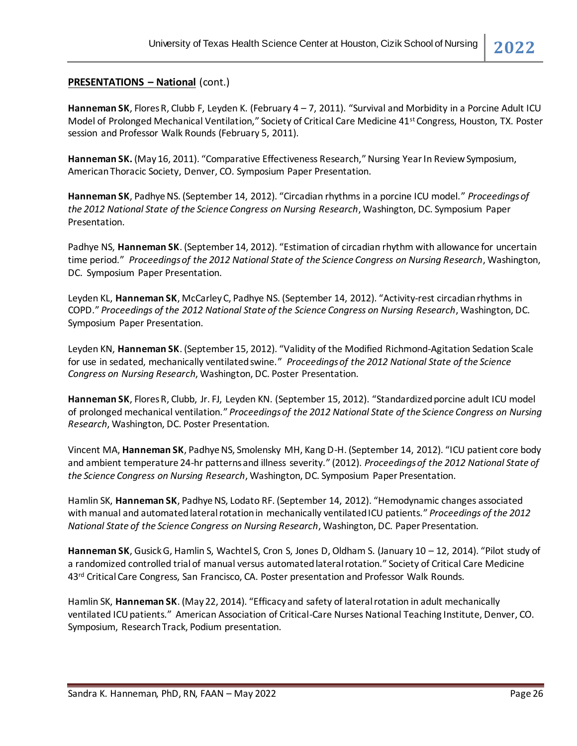**PRESENTATIONS – National** (cont.)

**Hanneman SK**, Flores R, Clubb F, Leyden K. (February 4 – 7, 2011). "Survival and Morbidity in a Porcine Adult ICU Model of Prolonged Mechanical Ventilation," Society of Critical Care Medicine 41st Congress, Houston, TX. Poster session and Professor Walk Rounds (February 5, 2011).

**Hanneman SK.** (May 16, 2011). "Comparative Effectiveness Research," Nursing Year In Review Symposium, American Thoracic Society, Denver, CO. Symposium Paper Presentation.

**Hanneman SK**, Padhye NS. (September 14, 2012). "Circadian rhythms in a porcine ICU model." *Proceedings of the 2012 National State of the Science Congress on Nursing Research*, Washington, DC. Symposium Paper Presentation.

Padhye NS, **Hanneman SK**. (September 14, 2012). "Estimation of circadian rhythm with allowance for uncertain time period." *Proceedings of the 2012 National State of the Science Congress on Nursing Research*, Washington, DC. Symposium Paper Presentation.

Leyden KL, **Hanneman SK**, McCarley C, Padhye NS. (September 14, 2012). "Activity-rest circadian rhythms in COPD." *Proceedings of the 2012 National State of the Science Congress on Nursing Research*, Washington, DC. Symposium Paper Presentation.

Leyden KN, **Hanneman SK**. (September 15, 2012). "Validity of the Modified Richmond-Agitation Sedation Scale for use in sedated, mechanically ventilated swine." *Proceedings of the 2012 National State of the Science Congress on Nursing Research*, Washington, DC. Poster Presentation.

**Hanneman SK**, Flores R, Clubb, Jr. FJ, Leyden KN. (September 15, 2012). "Standardized porcine adult ICU model of prolonged mechanical ventilation." *Proceedings of the 2012 National State of the Science Congress on Nursing Research*, Washington, DC. Poster Presentation.

Vincent MA, **Hanneman SK**, Padhye NS, Smolensky MH, Kang D-H. (September 14, 2012). "ICU patient core body and ambient temperature 24-hr patterns and illness severity." (2012). *Proceedings of the 2012 National State of the Science Congress on Nursing Research*, Washington, DC. Symposium Paper Presentation.

Hamlin SK, **Hanneman SK**, Padhye NS, Lodato RF. (September 14, 2012). "Hemodynamic changes associated with manual and automated lateral rotation in mechanically ventilated ICU patients." *Proceedings of the 2012 National State of the Science Congress on Nursing Research*, Washington, DC. Paper Presentation.

**Hanneman SK**, Gusick G, Hamlin S, Wachtel S, Cron S, Jones D, Oldham S. (January 10 – 12, 2014). "Pilot study of a randomized controlled trial of manual versus automated lateral rotation." Society of Critical Care Medicine 43rd Critical Care Congress, San Francisco, CA. Poster presentation and Professor Walk Rounds.

Hamlin SK, **Hanneman SK**. (May 22, 2014). "Efficacy and safety of lateral rotation in adult mechanically ventilated ICU patients." American Association of Critical-Care Nurses National Teaching Institute, Denver, CO. Symposium, Research Track, Podium presentation.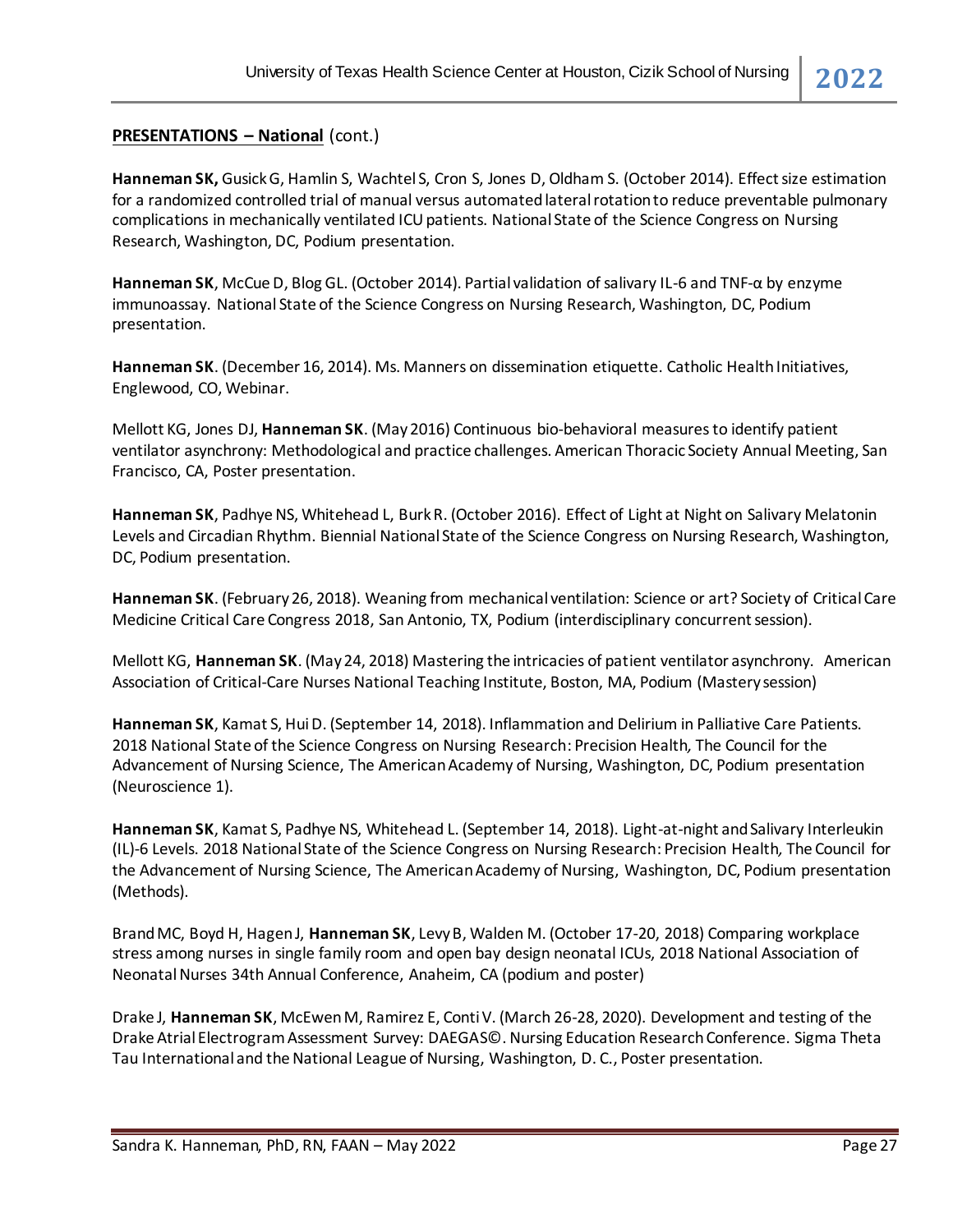**PRESENTATIONS – National** (cont.)

**Hanneman SK,** Gusick G, Hamlin S, Wachtel S, Cron S, Jones D, Oldham S. (October 2014). Effect size estimation for a randomized controlled trial of manual versus automated lateral rotation to reduce preventable pulmonary complications in mechanically ventilated ICU patients. National State of the Science Congress on Nursing Research, Washington, DC, Podium presentation.

**Hanneman SK**, McCue D, Blog GL. (October 2014). Partial validation of salivary IL-6 and TNF-α by enzyme immunoassay. National State of the Science Congress on Nursing Research, Washington, DC, Podium presentation.

**Hanneman SK**. (December 16, 2014). Ms. Manners on dissemination etiquette. Catholic Health Initiatives, Englewood, CO, Webinar.

Mellott KG, Jones DJ, **Hanneman SK**. (May 2016) Continuous bio-behavioral measures to identify patient ventilator asynchrony: Methodological and practice challenges. American Thoracic Society Annual Meeting, San Francisco, CA, Poster presentation.

**Hanneman SK**, Padhye NS, Whitehead L, Burk R. (October 2016). Effect of Light at Night on Salivary Melatonin Levels and Circadian Rhythm. Biennial National State of the Science Congress on Nursing Research, Washington, DC, Podium presentation.

**Hanneman SK**. (February 26, 2018). Weaning from mechanical ventilation: Science or art? Society of Critical Care Medicine Critical Care Congress 2018, San Antonio, TX, Podium (interdisciplinary concurrent session).

Mellott KG, **Hanneman SK**. (May 24, 2018) Mastering the intricacies of patient ventilator asynchrony. American Association of Critical-Care Nurses National Teaching Institute, Boston, MA, Podium (Mastery session)

**Hanneman SK**, Kamat S, Hui D. (September 14, 2018). Inflammation and Delirium in Palliative Care Patients. 2018 National State of the Science Congress on Nursing Research: Precision Health, The Council for the Advancement of Nursing Science, The American Academy of Nursing, Washington, DC, Podium presentation (Neuroscience 1).

**Hanneman SK**, Kamat S, Padhye NS, Whitehead L. (September 14, 2018). Light-at-night and Salivary Interleukin (IL)-6 Levels. 2018 National State of the Science Congress on Nursing Research: Precision Health, The Council for the Advancement of Nursing Science, The American Academy of Nursing, Washington, DC, Podium presentation (Methods).

Brand MC, Boyd H, Hagen J, **Hanneman SK**, Levy B, Walden M. (October 17-20, 2018) Comparing workplace stress among nurses in single family room and open bay design neonatal ICUs, 2018 National Association of Neonatal Nurses 34th Annual Conference, Anaheim, CA (podium and poster)

Drake J, **Hanneman SK**, McEwen M, Ramirez E, Conti V. (March 26-28, 2020). Development and testing of the Drake Atrial Electrogram Assessment Survey: DAEGAS©. Nursing Education Research Conference. Sigma Theta Tau International and the National League of Nursing, Washington, D. C., Poster presentation.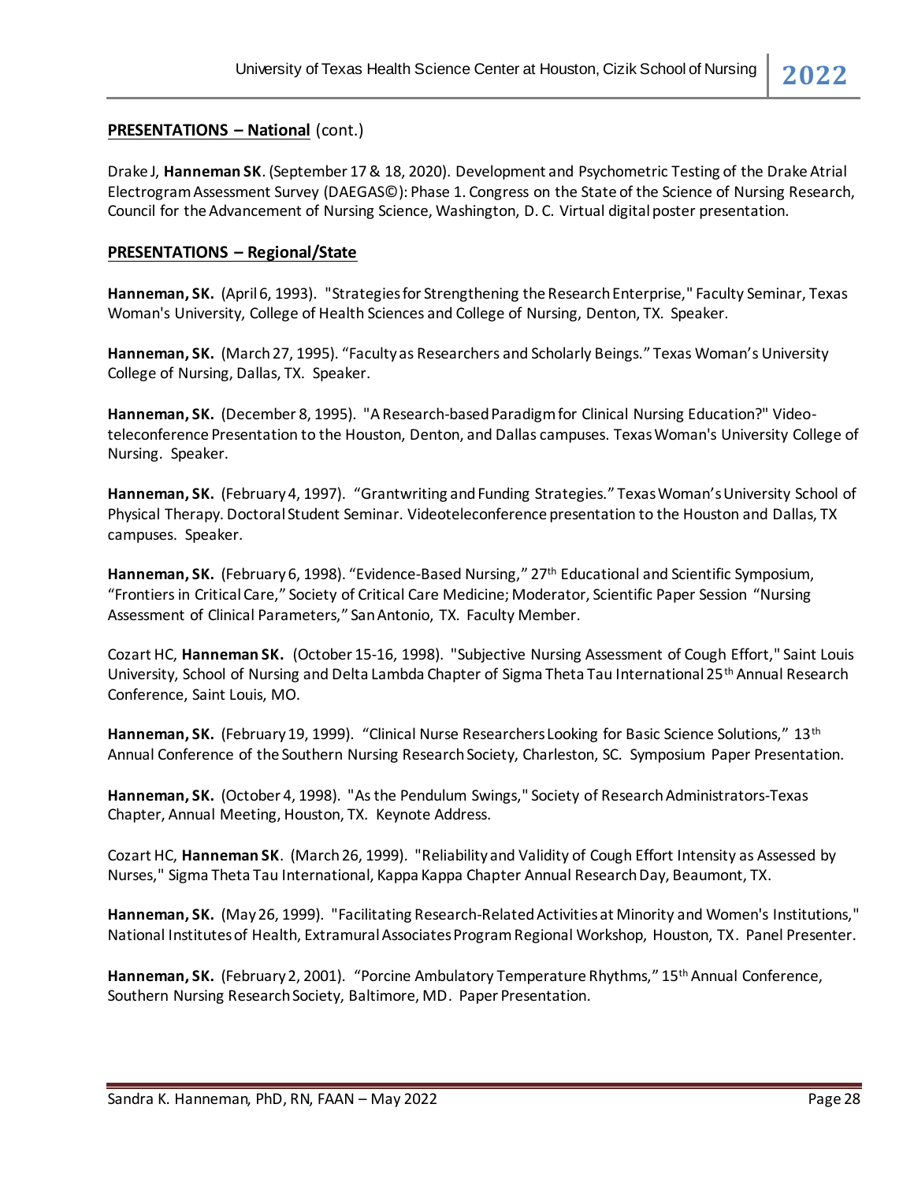**PRESENTATIONS – National** (cont.)

Drake J, **Hanneman SK**. (September 17 & 18, 2020). Development and Psychometric Testing of the Drake Atrial Electrogram Assessment Survey (DAEGAS©): Phase 1. Congress on the State of the Science of Nursing Research, Council for the Advancement of Nursing Science, Washington, D. C. Virtual digital poster presentation.

**PRESENTATIONS – Regional/State**

**Hanneman, SK.** (April 6, 1993). "Strategies for Strengthening the Research Enterprise," Faculty Seminar, Texas Woman's University, College of Health Sciences and College of Nursing, Denton, TX. Speaker.

**Hanneman, SK.** (March 27, 1995). "Faculty as Researchers and Scholarly Beings." Texas Woman's University College of Nursing, Dallas, TX. Speaker.

**Hanneman, SK.** (December 8, 1995). "A Research-based Paradigm for Clinical Nursing Education?" Video-teleconference Presentation to the Houston, Denton, and Dallas campuses. Texas Woman's University College of Nursing. Speaker.

**Hanneman, SK.** (February 4, 1997). "Grantwriting and Funding Strategies." Texas Woman's University School of Physical Therapy. Doctoral Student Seminar. Videoteleconference presentation to the Houston and Dallas, TX campuses. Speaker.

**Hanneman, SK.** (February 6, 1998). "Evidence-Based Nursing," 27th Educational and Scientific Symposium, "Frontiers in Critical Care," Society of Critical Care Medicine; Moderator, Scientific Paper Session "Nursing Assessment of Clinical Parameters," San Antonio, TX. Faculty Member.

Cozart HC, **Hanneman SK.** (October 15-16, 1998). "Subjective Nursing Assessment of Cough Effort," Saint Louis University, School of Nursing and Delta Lambda Chapter of Sigma Theta Tau International 25th Annual Research Conference, Saint Louis, MO.

**Hanneman, SK.** (February 19, 1999). "Clinical Nurse Researchers Looking for Basic Science Solutions," 13th Annual Conference of the Southern Nursing Research Society, Charleston, SC. Symposium Paper Presentation.

**Hanneman, SK.** (October 4, 1998). "As the Pendulum Swings," Society of Research Administrators-Texas Chapter, Annual Meeting, Houston, TX. Keynote Address.

Cozart HC, **Hanneman SK**. (March 26, 1999). "Reliability and Validity of Cough Effort Intensity as Assessed by Nurses," Sigma Theta Tau International, Kappa Kappa Chapter Annual Research Day, Beaumont, TX.

**Hanneman, SK.** (May 26, 1999). "Facilitating Research-Related Activities at Minority and Women's Institutions," National Institutes of Health, Extramural Associates Program Regional Workshop, Houston, TX. Panel Presenter.

**Hanneman, SK.** (February 2, 2001). "Porcine Ambulatory Temperature Rhythms," 15th Annual Conference, Southern Nursing Research Society, Baltimore, MD. Paper Presentation.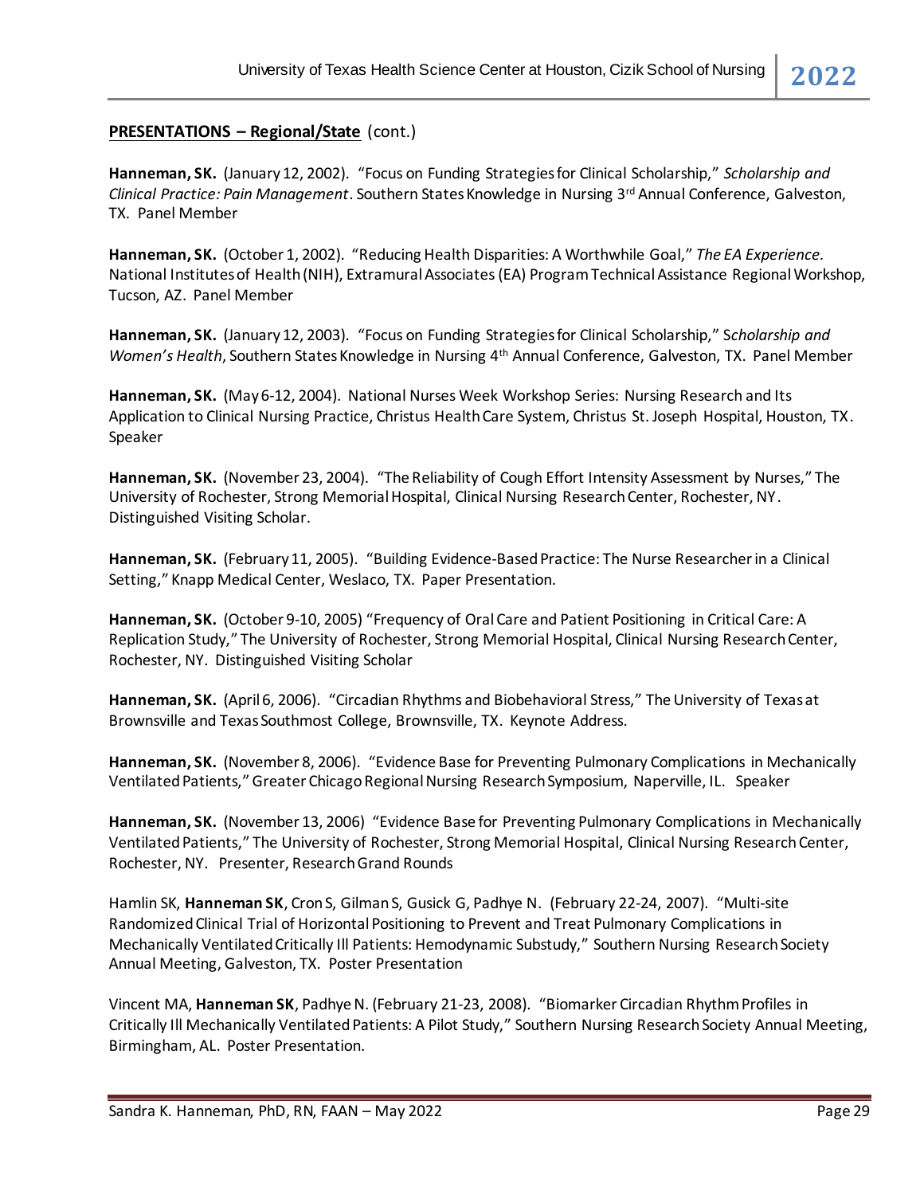**PRESENTATIONS – Regional/State** (cont.)

**Hanneman, SK.** (January 12, 2002). "Focus on Funding Strategies for Clinical Scholarship," *Scholarship and Clinical Practice: Pain Management*. Southern States Knowledge in Nursing 3rd Annual Conference, Galveston, TX. Panel Member

**Hanneman, SK.** (October 1, 2002). "Reducing Health Disparities: A Worthwhile Goal," *The EA Experience.* National Institutes of Health (NIH), Extramural Associates (EA) Program Technical Assistance Regional Workshop, Tucson, AZ. Panel Member

**Hanneman, SK.** (January 12, 2003). "Focus on Funding Strategies for Clinical Scholarship," S*cholarship and Women's Health*, Southern States Knowledge in Nursing 4th Annual Conference, Galveston, TX. Panel Member

**Hanneman, SK.** (May 6-12, 2004). National Nurses Week Workshop Series: Nursing Research and Its Application to Clinical Nursing Practice, Christus Health Care System, Christus St. Joseph Hospital, Houston, TX. Speaker

**Hanneman, SK.** (November 23, 2004). "The Reliability of Cough Effort Intensity Assessment by Nurses," The University of Rochester, Strong Memorial Hospital, Clinical Nursing Research Center, Rochester, NY. Distinguished Visiting Scholar.

**Hanneman, SK.** (February 11, 2005). "Building Evidence-Based Practice: The Nurse Researcher in a Clinical Setting," Knapp Medical Center, Weslaco, TX. Paper Presentation.

**Hanneman, SK.** (October 9-10, 2005) "Frequency of Oral Care and Patient Positioning in Critical Care: A Replication Study," The University of Rochester, Strong Memorial Hospital, Clinical Nursing Research Center, Rochester, NY. Distinguished Visiting Scholar

**Hanneman, SK.** (April 6, 2006). "Circadian Rhythms and Biobehavioral Stress," The University of Texas at Brownsville and Texas Southmost College, Brownsville, TX. Keynote Address.

**Hanneman, SK.** (November 8, 2006). "Evidence Base for Preventing Pulmonary Complications in Mechanically Ventilated Patients," Greater Chicago Regional Nursing Research Symposium, Naperville, IL. Speaker

**Hanneman, SK.** (November 13, 2006) "Evidence Base for Preventing Pulmonary Complications in Mechanically Ventilated Patients," The University of Rochester, Strong Memorial Hospital, Clinical Nursing Research Center, Rochester, NY. Presenter, Research Grand Rounds

Hamlin SK, **Hanneman SK**, Cron S, Gilman S, Gusick G, Padhye N. (February 22-24, 2007). "Multi-site Randomized Clinical Trial of Horizontal Positioning to Prevent and Treat Pulmonary Complications in Mechanically Ventilated Critically Ill Patients: Hemodynamic Substudy," Southern Nursing Research Society Annual Meeting, Galveston, TX. Poster Presentation

Vincent MA, **Hanneman SK**, Padhye N. (February 21-23, 2008). "Biomarker Circadian Rhythm Profiles in Critically Ill Mechanically Ventilated Patients: A Pilot Study," Southern Nursing Research Society Annual Meeting, Birmingham, AL. Poster Presentation.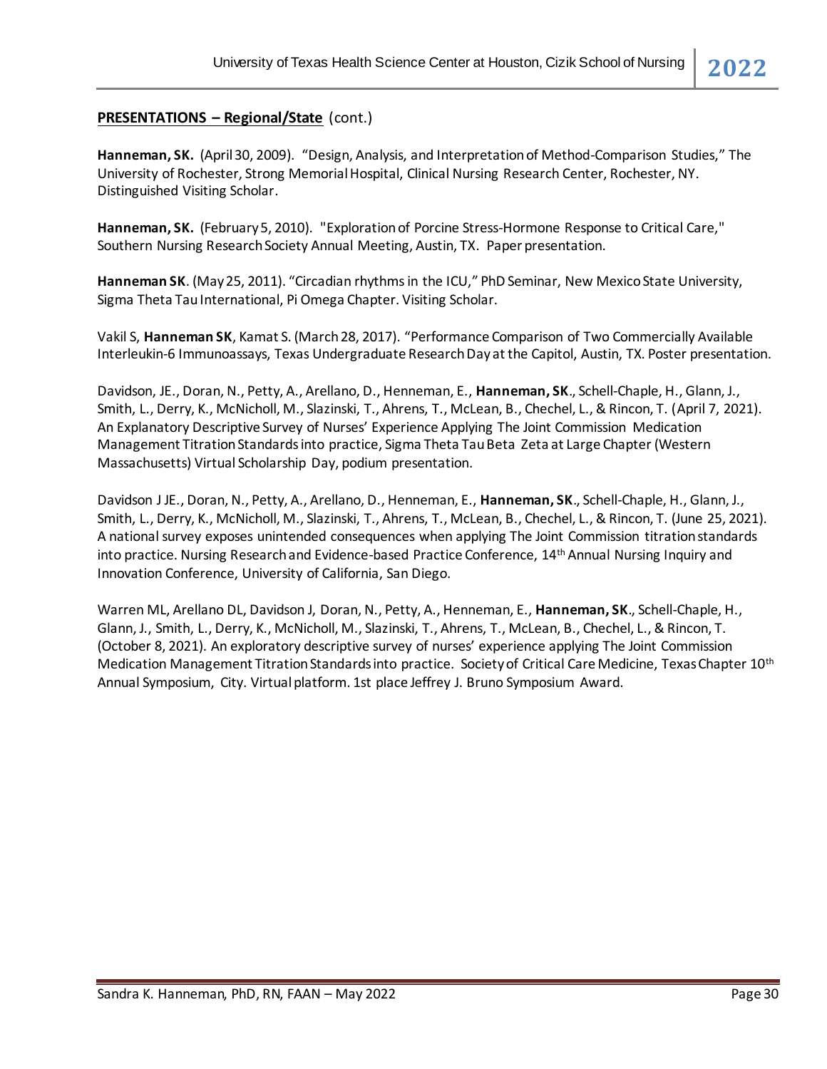**PRESENTATIONS – Regional/State** (cont.)

**Hanneman, SK.** (April 30, 2009). "Design, Analysis, and Interpretation of Method-Comparison Studies," The University of Rochester, Strong Memorial Hospital, Clinical Nursing Research Center, Rochester, NY. Distinguished Visiting Scholar.

**Hanneman, SK.** (February 5, 2010). "Exploration of Porcine Stress-Hormone Response to Critical Care," Southern Nursing Research Society Annual Meeting, Austin, TX. Paper presentation.

**Hanneman SK**. (May 25, 2011). "Circadian rhythms in the ICU," PhD Seminar, New Mexico State University, Sigma Theta Tau International, Pi Omega Chapter. Visiting Scholar.

Vakil S, **Hanneman SK**, Kamat S. (March 28, 2017). "Performance Comparison of Two Commercially Available Interleukin-6 Immunoassays, Texas Undergraduate Research Day at the Capitol, Austin, TX. Poster presentation.

Davidson, JE., Doran, N., Petty, A., Arellano, D., Henneman, E., **Hanneman, SK**., Schell-Chaple, H., Glann, J., Smith, L., Derry, K., McNicholl, M., Slazinski, T., Ahrens, T., McLean, B., Chechel, L., & Rincon, T. (April 7, 2021). An Explanatory Descriptive Survey of Nurses' Experience Applying The Joint Commission Medication Management Titration Standards into practice, Sigma Theta Tau Beta Zeta at Large Chapter (Western Massachusetts) Virtual Scholarship Day, podium presentation.

Davidson J JE., Doran, N., Petty, A., Arellano, D., Henneman, E., **Hanneman, SK**., Schell-Chaple, H., Glann, J., Smith, L., Derry, K., McNicholl, M., Slazinski, T., Ahrens, T., McLean, B., Chechel, L., & Rincon, T. (June 25, 2021). A national survey exposes unintended consequences when applying The Joint Commission titration standards into practice. Nursing Research and Evidence-based Practice Conference, 14th Annual Nursing Inquiry and Innovation Conference, University of California, San Diego.

Warren ML, Arellano DL, Davidson J, Doran, N., Petty, A., Henneman, E., **Hanneman, SK**., Schell-Chaple, H., Glann, J., Smith, L., Derry, K., McNicholl, M., Slazinski, T., Ahrens, T., McLean, B., Chechel, L., & Rincon, T. (October 8, 2021). An exploratory descriptive survey of nurses' experience applying The Joint Commission Medication Management Titration Standards into practice. Society of Critical Care Medicine, Texas Chapter 10th Annual Symposium, City. Virtual platform. 1st place Jeffrey J. Bruno Symposium Award.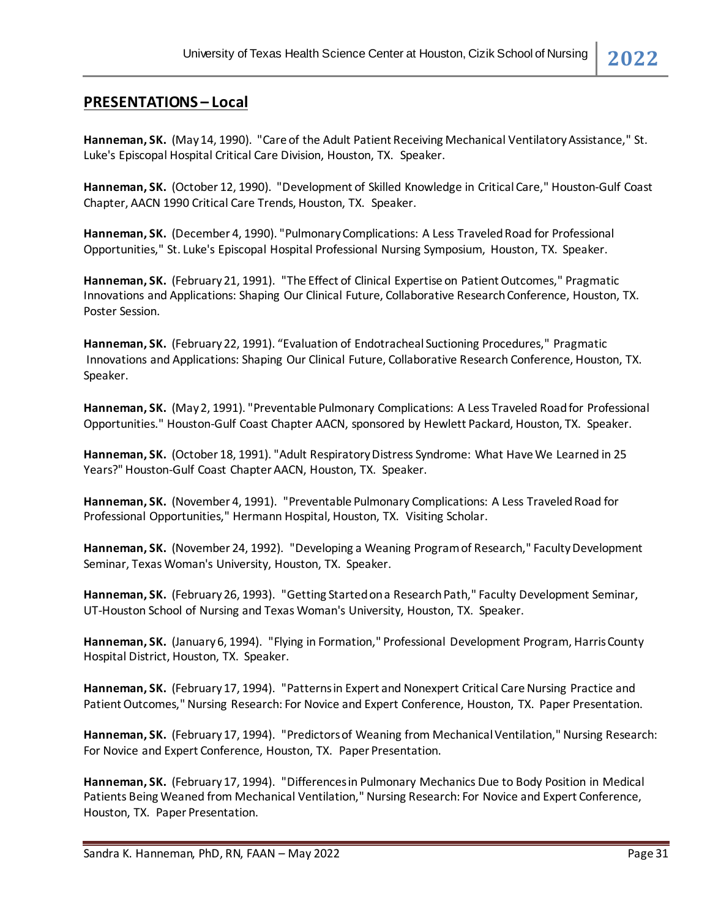## PRESENTATIONS – Local

**Hanneman, SK.** (May 14, 1990). "Care of the Adult Patient Receiving Mechanical Ventilatory Assistance," St. Luke's Episcopal Hospital Critical Care Division, Houston, TX. Speaker.

**Hanneman, SK.** (October 12, 1990). "Development of Skilled Knowledge in Critical Care," Houston-Gulf Coast Chapter, AACN 1990 Critical Care Trends, Houston, TX. Speaker.

**Hanneman, SK.** (December 4, 1990). "Pulmonary Complications: A Less Traveled Road for Professional Opportunities," St. Luke's Episcopal Hospital Professional Nursing Symposium, Houston, TX. Speaker.

**Hanneman, SK.** (February 21, 1991). "The Effect of Clinical Expertise on Patient Outcomes," Pragmatic Innovations and Applications: Shaping Our Clinical Future, Collaborative Research Conference, Houston, TX. Poster Session.

**Hanneman, SK.** (February 22, 1991). "Evaluation of Endotracheal Suctioning Procedures," Pragmatic Innovations and Applications: Shaping Our Clinical Future, Collaborative Research Conference, Houston, TX. Speaker.

**Hanneman, SK.** (May 2, 1991). "Preventable Pulmonary Complications: A Less Traveled Road for Professional Opportunities." Houston-Gulf Coast Chapter AACN, sponsored by Hewlett Packard, Houston, TX. Speaker.

**Hanneman, SK.** (October 18, 1991). "Adult Respiratory Distress Syndrome: What Have We Learned in 25 Years?" Houston-Gulf Coast Chapter AACN, Houston, TX. Speaker.

**Hanneman, SK.** (November 4, 1991). "Preventable Pulmonary Complications: A Less Traveled Road for Professional Opportunities," Hermann Hospital, Houston, TX. Visiting Scholar.

**Hanneman, SK.** (November 24, 1992). "Developing a Weaning Program of Research," Faculty Development Seminar, Texas Woman's University, Houston, TX. Speaker.

**Hanneman, SK.** (February 26, 1993). "Getting Started on a Research Path," Faculty Development Seminar, UT-Houston School of Nursing and Texas Woman's University, Houston, TX. Speaker.

**Hanneman, SK.** (January 6, 1994). "Flying in Formation," Professional Development Program, Harris County Hospital District, Houston, TX. Speaker.

**Hanneman, SK.** (February 17, 1994). "Patterns in Expert and Nonexpert Critical Care Nursing Practice and Patient Outcomes," Nursing Research: For Novice and Expert Conference, Houston, TX. Paper Presentation.

**Hanneman, SK.** (February 17, 1994). "Predictors of Weaning from Mechanical Ventilation," Nursing Research: For Novice and Expert Conference, Houston, TX. Paper Presentation.

**Hanneman, SK.** (February 17, 1994). "Differences in Pulmonary Mechanics Due to Body Position in Medical Patients Being Weaned from Mechanical Ventilation," Nursing Research: For Novice and Expert Conference, Houston, TX. Paper Presentation.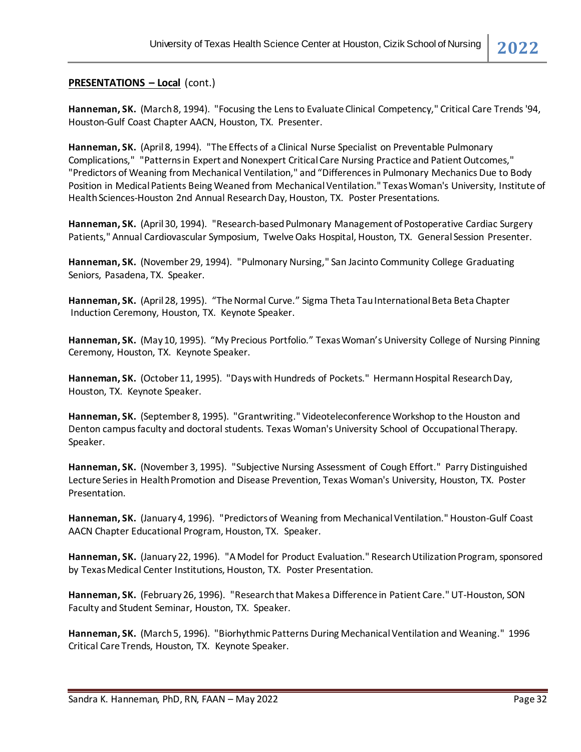**PRESENTATIONS – Local** (cont.)

**Hanneman, SK.** (March 8, 1994). "Focusing the Lens to Evaluate Clinical Competency," Critical Care Trends '94, Houston-Gulf Coast Chapter AACN, Houston, TX. Presenter.

**Hanneman, SK.** (April 8, 1994). "The Effects of a Clinical Nurse Specialist on Preventable Pulmonary Complications," "Patterns in Expert and Nonexpert Critical Care Nursing Practice and Patient Outcomes," "Predictors of Weaning from Mechanical Ventilation," and "Differences in Pulmonary Mechanics Due to Body Position in Medical Patients Being Weaned from Mechanical Ventilation." Texas Woman's University, Institute of Health Sciences-Houston 2nd Annual Research Day, Houston, TX. Poster Presentations.

**Hanneman, SK.** (April 30, 1994). "Research-based Pulmonary Management of Postoperative Cardiac Surgery Patients," Annual Cardiovascular Symposium, Twelve Oaks Hospital, Houston, TX. General Session Presenter.

**Hanneman, SK.** (November 29, 1994). "Pulmonary Nursing," San Jacinto Community College Graduating Seniors, Pasadena, TX. Speaker.

**Hanneman, SK.** (April 28, 1995). "The Normal Curve." Sigma Theta Tau International Beta Beta Chapter Induction Ceremony, Houston, TX. Keynote Speaker.

**Hanneman, SK.** (May 10, 1995). "My Precious Portfolio." Texas Woman's University College of Nursing Pinning Ceremony, Houston, TX. Keynote Speaker.

**Hanneman, SK.** (October 11, 1995). "Days with Hundreds of Pockets." Hermann Hospital Research Day, Houston, TX. Keynote Speaker.

**Hanneman, SK.** (September 8, 1995). "Grantwriting." Videoteleconference Workshop to the Houston and Denton campus faculty and doctoral students. Texas Woman's University School of Occupational Therapy. Speaker.

**Hanneman, SK.** (November 3, 1995). "Subjective Nursing Assessment of Cough Effort." Parry Distinguished Lecture Series in Health Promotion and Disease Prevention, Texas Woman's University, Houston, TX. Poster Presentation.

**Hanneman, SK.** (January 4, 1996). "Predictors of Weaning from Mechanical Ventilation." Houston-Gulf Coast AACN Chapter Educational Program, Houston, TX. Speaker.

**Hanneman, SK.** (January 22, 1996). "A Model for Product Evaluation." Research Utilization Program, sponsored by Texas Medical Center Institutions, Houston, TX. Poster Presentation.

**Hanneman, SK.** (February 26, 1996). "Research that Makes a Difference in Patient Care." UT-Houston, SON Faculty and Student Seminar, Houston, TX. Speaker.

**Hanneman, SK.** (March 5, 1996). "Biorhythmic Patterns During Mechanical Ventilation and Weaning." 1996 Critical Care Trends, Houston, TX. Keynote Speaker.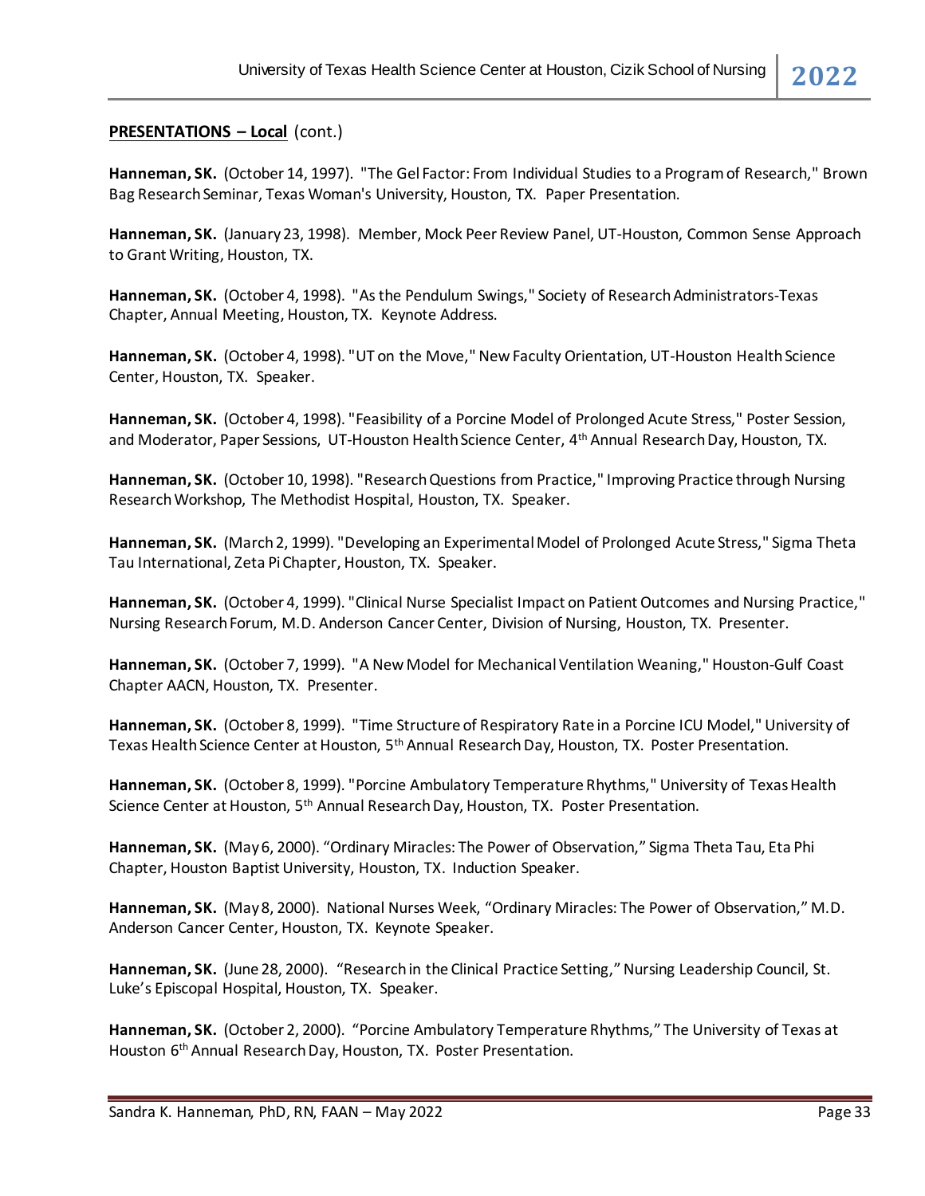**PRESENTATIONS – Local** (cont.)

**Hanneman, SK.** (October 14, 1997). "The Gel Factor: From Individual Studies to a Program of Research," Brown Bag Research Seminar, Texas Woman's University, Houston, TX. Paper Presentation.

**Hanneman, SK.** (January 23, 1998). Member, Mock Peer Review Panel, UT-Houston, Common Sense Approach to Grant Writing, Houston, TX.

**Hanneman, SK.** (October 4, 1998). "As the Pendulum Swings," Society of Research Administrators-Texas Chapter, Annual Meeting, Houston, TX. Keynote Address.

**Hanneman, SK.** (October 4, 1998). "UT on the Move," New Faculty Orientation, UT-Houston Health Science Center, Houston, TX. Speaker.

**Hanneman, SK.** (October 4, 1998). "Feasibility of a Porcine Model of Prolonged Acute Stress," Poster Session, and Moderator, Paper Sessions, UT-Houston Health Science Center, 4th Annual Research Day, Houston, TX.

**Hanneman, SK.** (October 10, 1998). "Research Questions from Practice," Improving Practice through Nursing Research Workshop, The Methodist Hospital, Houston, TX. Speaker.

**Hanneman, SK.** (March 2, 1999). "Developing an Experimental Model of Prolonged Acute Stress," Sigma Theta Tau International, Zeta Pi Chapter, Houston, TX. Speaker.

**Hanneman, SK.** (October 4, 1999). "Clinical Nurse Specialist Impact on Patient Outcomes and Nursing Practice," Nursing Research Forum, M.D. Anderson Cancer Center, Division of Nursing, Houston, TX. Presenter.

**Hanneman, SK.** (October 7, 1999). "A New Model for Mechanical Ventilation Weaning," Houston-Gulf Coast Chapter AACN, Houston, TX. Presenter.

**Hanneman, SK.** (October 8, 1999). "Time Structure of Respiratory Rate in a Porcine ICU Model," University of Texas Health Science Center at Houston, 5th Annual Research Day, Houston, TX. Poster Presentation.

**Hanneman, SK.** (October 8, 1999). "Porcine Ambulatory Temperature Rhythms," University of Texas Health Science Center at Houston, 5th Annual Research Day, Houston, TX. Poster Presentation.

**Hanneman, SK.** (May 6, 2000). "Ordinary Miracles: The Power of Observation," Sigma Theta Tau, Eta Phi Chapter, Houston Baptist University, Houston, TX. Induction Speaker.

**Hanneman, SK.** (May 8, 2000). National Nurses Week, "Ordinary Miracles: The Power of Observation," M.D. Anderson Cancer Center, Houston, TX. Keynote Speaker.

**Hanneman, SK.** (June 28, 2000). "Research in the Clinical Practice Setting," Nursing Leadership Council, St. Luke's Episcopal Hospital, Houston, TX. Speaker.

**Hanneman, SK.** (October 2, 2000). "Porcine Ambulatory Temperature Rhythms," The University of Texas at Houston 6th Annual Research Day, Houston, TX. Poster Presentation.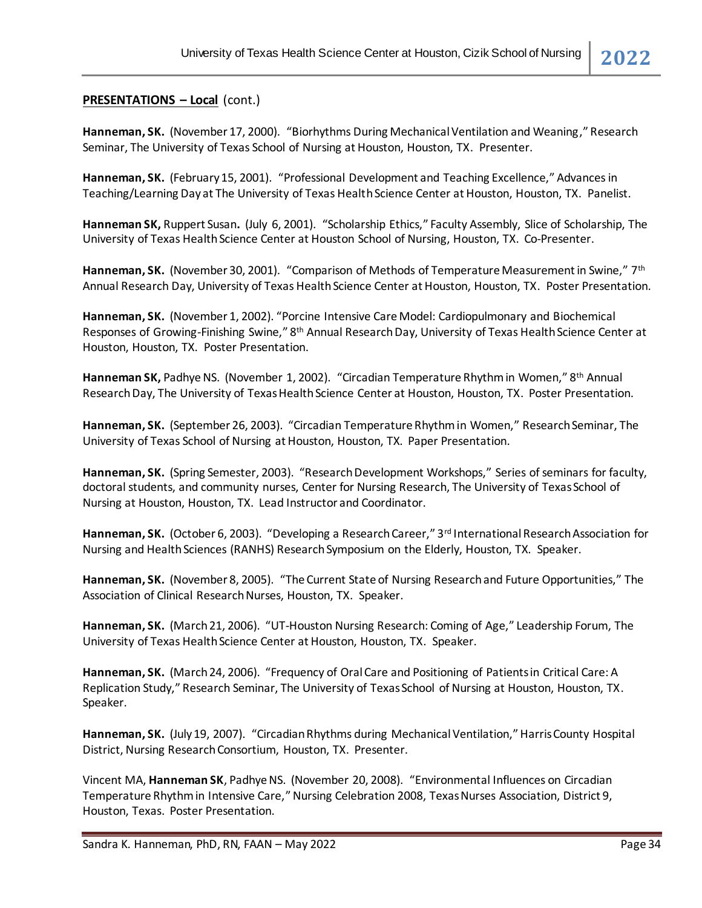**PRESENTATIONS – Local** (cont.)

**Hanneman, SK.** (November 17, 2000). "Biorhythms During Mechanical Ventilation and Weaning," Research Seminar, The University of Texas School of Nursing at Houston, Houston, TX. Presenter.

**Hanneman, SK.** (February 15, 2001). "Professional Development and Teaching Excellence," Advances in Teaching/Learning Day at The University of Texas Health Science Center at Houston, Houston, TX. Panelist.

**Hanneman SK,** Ruppert Susan**.** (July 6, 2001). "Scholarship Ethics," Faculty Assembly, Slice of Scholarship, The University of Texas Health Science Center at Houston School of Nursing, Houston, TX. Co-Presenter.

**Hanneman, SK.** (November 30, 2001). "Comparison of Methods of Temperature Measurement in Swine," 7th Annual Research Day, University of Texas Health Science Center at Houston, Houston, TX. Poster Presentation.

**Hanneman, SK.** (November 1, 2002). "Porcine Intensive Care Model: Cardiopulmonary and Biochemical Responses of Growing-Finishing Swine," 8th Annual Research Day, University of Texas Health Science Center at Houston, Houston, TX. Poster Presentation.

**Hanneman SK,** Padhye NS. (November 1, 2002). "Circadian Temperature Rhythm in Women," 8th Annual Research Day, The University of Texas Health Science Center at Houston, Houston, TX. Poster Presentation.

**Hanneman, SK.** (September 26, 2003). "Circadian Temperature Rhythm in Women," Research Seminar, The University of Texas School of Nursing at Houston, Houston, TX. Paper Presentation.

**Hanneman, SK.** (Spring Semester, 2003). "Research Development Workshops," Series of seminars for faculty, doctoral students, and community nurses, Center for Nursing Research, The University of Texas School of Nursing at Houston, Houston, TX. Lead Instructor and Coordinator.

**Hanneman, SK.** (October 6, 2003). "Developing a Research Career," 3rd International Research Association for Nursing and Health Sciences (RANHS) Research Symposium on the Elderly, Houston, TX. Speaker.

**Hanneman, SK.** (November 8, 2005). "The Current State of Nursing Research and Future Opportunities," The Association of Clinical Research Nurses, Houston, TX. Speaker.

**Hanneman, SK.** (March 21, 2006). "UT-Houston Nursing Research: Coming of Age," Leadership Forum, The University of Texas Health Science Center at Houston, Houston, TX. Speaker.

**Hanneman, SK.** (March 24, 2006). "Frequency of Oral Care and Positioning of Patients in Critical Care: A Replication Study," Research Seminar, The University of Texas School of Nursing at Houston, Houston, TX. Speaker.

**Hanneman, SK.** (July 19, 2007). "Circadian Rhythms during Mechanical Ventilation," Harris County Hospital District, Nursing Research Consortium, Houston, TX. Presenter.

Vincent MA, **Hanneman SK**, Padhye NS. (November 20, 2008). "Environmental Influences on Circadian Temperature Rhythm in Intensive Care," Nursing Celebration 2008, Texas Nurses Association, District 9, Houston, Texas. Poster Presentation.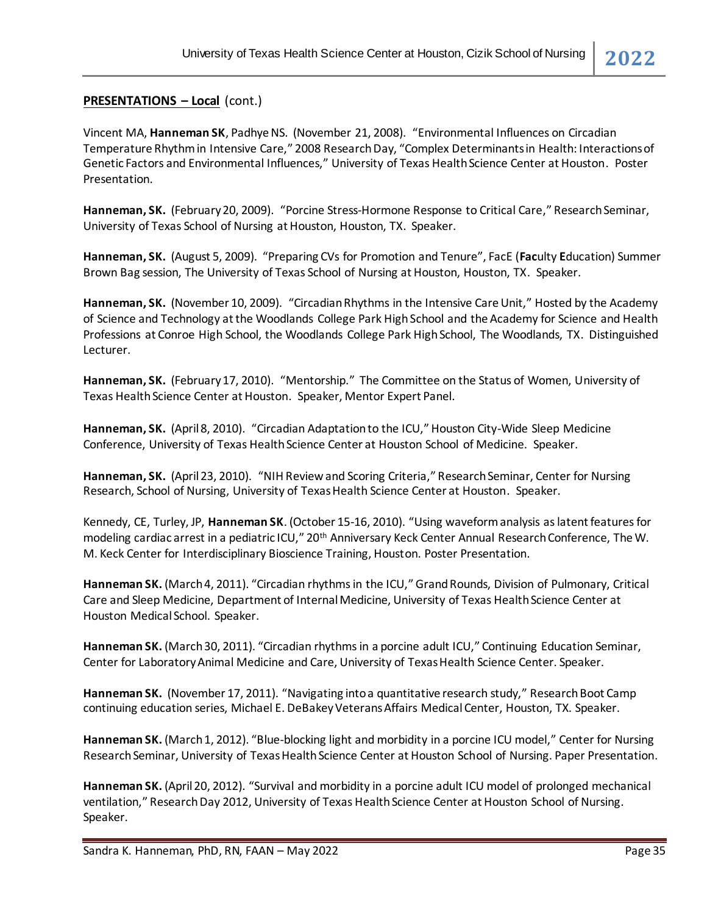**PRESENTATIONS – Local** (cont.)

Vincent MA, **Hanneman SK**, Padhye NS. (November 21, 2008). "Environmental Influences on Circadian Temperature Rhythm in Intensive Care," 2008 Research Day, "Complex Determinants in Health: Interactions of Genetic Factors and Environmental Influences," University of Texas Health Science Center at Houston. Poster Presentation.

**Hanneman, SK.** (February 20, 2009). "Porcine Stress-Hormone Response to Critical Care," Research Seminar, University of Texas School of Nursing at Houston, Houston, TX. Speaker.

**Hanneman, SK.** (August 5, 2009). "Preparing CVs for Promotion and Tenure", FacE (**Fac**ulty **E**ducation) Summer Brown Bag session, The University of Texas School of Nursing at Houston, Houston, TX. Speaker.

**Hanneman, SK.** (November 10, 2009). "Circadian Rhythms in the Intensive Care Unit," Hosted by the Academy of Science and Technology at the Woodlands College Park High School and the Academy for Science and Health Professions at Conroe High School, the Woodlands College Park High School, The Woodlands, TX. Distinguished Lecturer.

**Hanneman, SK.** (February 17, 2010). "Mentorship." The Committee on the Status of Women, University of Texas Health Science Center at Houston. Speaker, Mentor Expert Panel.

**Hanneman, SK.** (April 8, 2010). "Circadian Adaptation to the ICU," Houston City-Wide Sleep Medicine Conference, University of Texas Health Science Center at Houston School of Medicine. Speaker.

**Hanneman, SK.** (April 23, 2010). "NIH Review and Scoring Criteria," Research Seminar, Center for Nursing Research, School of Nursing, University of Texas Health Science Center at Houston. Speaker.

Kennedy, CE, Turley, JP, **Hanneman SK**. (October 15-16, 2010). "Using waveform analysis as latent features for modeling cardiac arrest in a pediatric ICU," 20th Anniversary Keck Center Annual Research Conference, The W. M. Keck Center for Interdisciplinary Bioscience Training, Houston. Poster Presentation.

**Hanneman SK.** (March 4, 2011). "Circadian rhythms in the ICU," Grand Rounds, Division of Pulmonary, Critical Care and Sleep Medicine, Department of Internal Medicine, University of Texas Health Science Center at Houston Medical School. Speaker.

**Hanneman SK.** (March 30, 2011). "Circadian rhythms in a porcine adult ICU," Continuing Education Seminar, Center for Laboratory Animal Medicine and Care, University of Texas Health Science Center. Speaker.

**Hanneman SK.** (November 17, 2011). "Navigating into a quantitative research study," Research Boot Camp continuing education series, Michael E. DeBakey Veterans Affairs Medical Center, Houston, TX. Speaker.

**Hanneman SK.** (March 1, 2012). "Blue-blocking light and morbidity in a porcine ICU model," Center for Nursing Research Seminar, University of Texas Health Science Center at Houston School of Nursing. Paper Presentation.

**Hanneman SK.** (April 20, 2012). "Survival and morbidity in a porcine adult ICU model of prolonged mechanical ventilation," Research Day 2012, University of Texas Health Science Center at Houston School of Nursing. Speaker.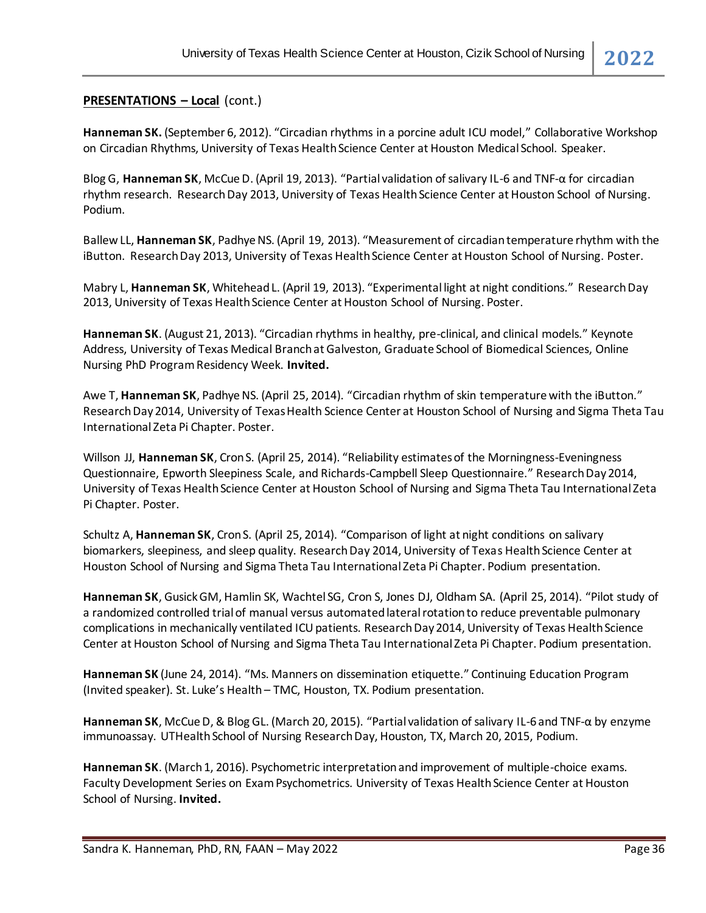**PRESENTATIONS – Local** (cont.)

**Hanneman SK.** (September 6, 2012). "Circadian rhythms in a porcine adult ICU model," Collaborative Workshop on Circadian Rhythms, University of Texas Health Science Center at Houston Medical School. Speaker.

Blog G, **Hanneman SK**, McCue D. (April 19, 2013). "Partial validation of salivary IL-6 and TNF-α for circadian rhythm research. Research Day 2013, University of Texas Health Science Center at Houston School of Nursing. Podium.

Ballew LL, **Hanneman SK**, Padhye NS. (April 19, 2013). "Measurement of circadian temperature rhythm with the iButton. Research Day 2013, University of Texas Health Science Center at Houston School of Nursing. Poster.

Mabry L, **Hanneman SK**, Whitehead L. (April 19, 2013). "Experimental light at night conditions." Research Day 2013, University of Texas Health Science Center at Houston School of Nursing. Poster.

**Hanneman SK**. (August 21, 2013). "Circadian rhythms in healthy, pre-clinical, and clinical models." Keynote Address, University of Texas Medical Branch at Galveston, Graduate School of Biomedical Sciences, Online Nursing PhD Program Residency Week. **Invited.**

Awe T, **Hanneman SK**, Padhye NS. (April 25, 2014). "Circadian rhythm of skin temperature with the iButton." Research Day 2014, University of Texas Health Science Center at Houston School of Nursing and Sigma Theta Tau International Zeta Pi Chapter. Poster.

Willson JJ, **Hanneman SK**, Cron S. (April 25, 2014). "Reliability estimates of the Morningness-Eveningness Questionnaire, Epworth Sleepiness Scale, and Richards-Campbell Sleep Questionnaire." Research Day 2014, University of Texas Health Science Center at Houston School of Nursing and Sigma Theta Tau International Zeta Pi Chapter. Poster.

Schultz A, **Hanneman SK**, Cron S. (April 25, 2014). "Comparison of light at night conditions on salivary biomarkers, sleepiness, and sleep quality. Research Day 2014, University of Texas Health Science Center at Houston School of Nursing and Sigma Theta Tau International Zeta Pi Chapter. Podium presentation.

**Hanneman SK**, Gusick GM, Hamlin SK, Wachtel SG, Cron S, Jones DJ, Oldham SA. (April 25, 2014). "Pilot study of a randomized controlled trial of manual versus automated lateral rotation to reduce preventable pulmonary complications in mechanically ventilated ICU patients. Research Day 2014, University of Texas Health Science Center at Houston School of Nursing and Sigma Theta Tau International Zeta Pi Chapter. Podium presentation.

**Hanneman SK** (June 24, 2014). "Ms. Manners on dissemination etiquette." Continuing Education Program (Invited speaker). St. Luke's Health – TMC, Houston, TX. Podium presentation.

**Hanneman SK**, McCue D, & Blog GL. (March 20, 2015). "Partial validation of salivary IL-6 and TNF-α by enzyme immunoassay. UTHealth School of Nursing Research Day, Houston, TX, March 20, 2015, Podium.

**Hanneman SK**. (March 1, 2016). Psychometric interpretation and improvement of multiple-choice exams. Faculty Development Series on Exam Psychometrics. University of Texas Health Science Center at Houston School of Nursing. **Invited.**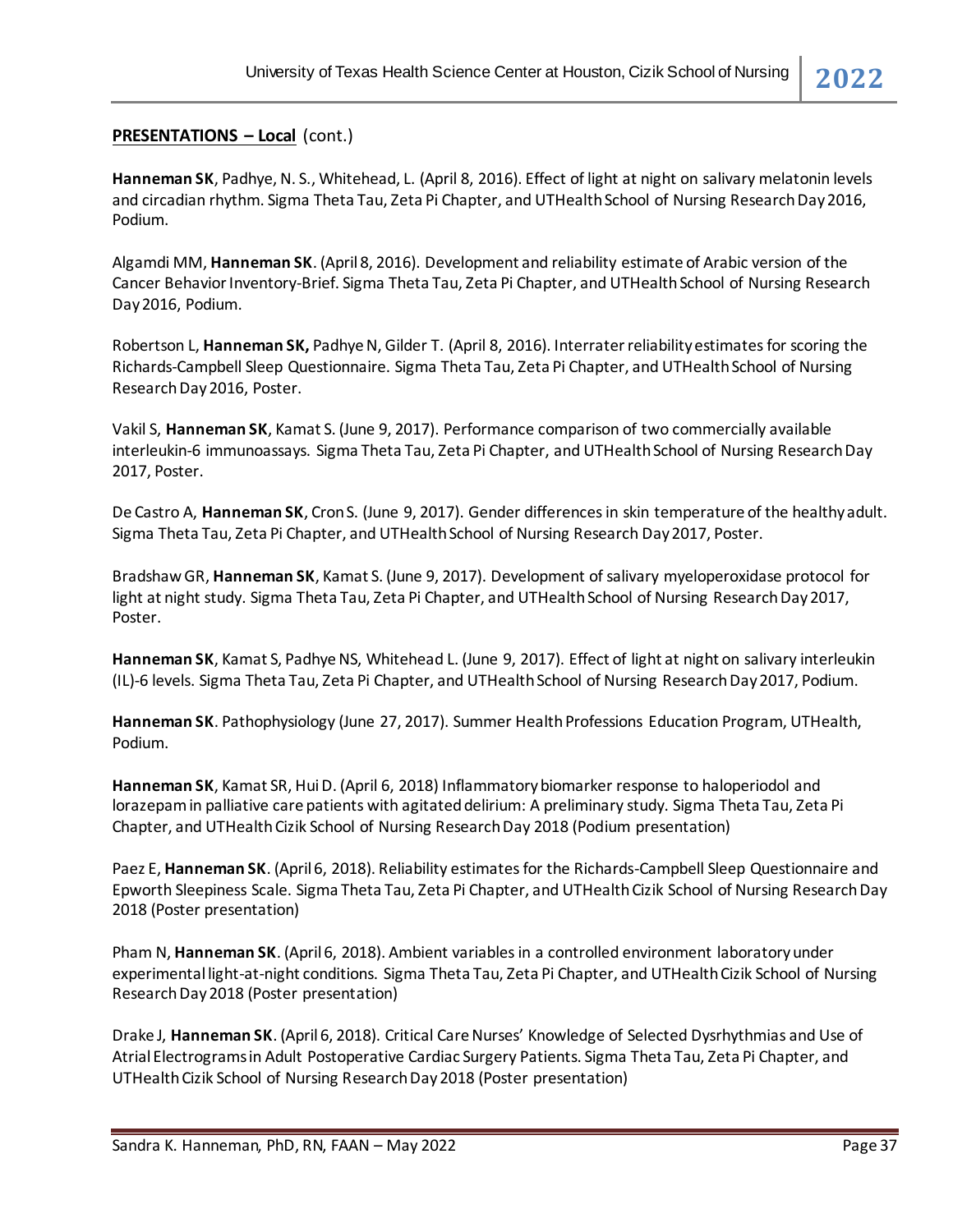**PRESENTATIONS – Local** (cont.)

**Hanneman SK**, Padhye, N. S., Whitehead, L. (April 8, 2016). Effect of light at night on salivary melatonin levels and circadian rhythm. Sigma Theta Tau, Zeta Pi Chapter, and UTHealth School of Nursing Research Day 2016, Podium.

Algamdi MM, **Hanneman SK**. (April 8, 2016). Development and reliability estimate of Arabic version of the Cancer Behavior Inventory-Brief. Sigma Theta Tau, Zeta Pi Chapter, and UTHealth School of Nursing Research Day 2016, Podium.

Robertson L, **Hanneman SK,** Padhye N, Gilder T. (April 8, 2016). Interrater reliability estimates for scoring the Richards-Campbell Sleep Questionnaire. Sigma Theta Tau, Zeta Pi Chapter, and UTHealth School of Nursing Research Day 2016, Poster.

Vakil S, **Hanneman SK**, Kamat S. (June 9, 2017). Performance comparison of two commercially available interleukin-6 immunoassays. Sigma Theta Tau, Zeta Pi Chapter, and UTHealth School of Nursing Research Day 2017, Poster.

De Castro A, **Hanneman SK**, Cron S. (June 9, 2017). Gender differences in skin temperature of the healthy adult. Sigma Theta Tau, Zeta Pi Chapter, and UTHealth School of Nursing Research Day 2017, Poster.

Bradshaw GR, **Hanneman SK**, Kamat S. (June 9, 2017). Development of salivary myeloperoxidase protocol for light at night study. Sigma Theta Tau, Zeta Pi Chapter, and UTHealth School of Nursing Research Day 2017, Poster.

**Hanneman SK**, Kamat S, Padhye NS, Whitehead L. (June 9, 2017). Effect of light at night on salivary interleukin (IL)-6 levels. Sigma Theta Tau, Zeta Pi Chapter, and UTHealth School of Nursing Research Day 2017, Podium.

**Hanneman SK**. Pathophysiology (June 27, 2017). Summer Health Professions Education Program, UTHealth, Podium.

**Hanneman SK**, Kamat SR, Hui D. (April 6, 2018) Inflammatory biomarker response to haloperiodol and lorazepam in palliative care patients with agitated delirium: A preliminary study. Sigma Theta Tau, Zeta Pi Chapter, and UTHealth Cizik School of Nursing Research Day 2018 (Podium presentation)

Paez E, **Hanneman SK**. (April 6, 2018). Reliability estimates for the Richards-Campbell Sleep Questionnaire and Epworth Sleepiness Scale. Sigma Theta Tau, Zeta Pi Chapter, and UTHealth Cizik School of Nursing Research Day 2018 (Poster presentation)

Pham N, **Hanneman SK**. (April 6, 2018). Ambient variables in a controlled environment laboratory under experimental light-at-night conditions. Sigma Theta Tau, Zeta Pi Chapter, and UTHealth Cizik School of Nursing Research Day 2018 (Poster presentation)

Drake J, **Hanneman SK**. (April 6, 2018). Critical Care Nurses' Knowledge of Selected Dysrhythmias and Use of Atrial Electrograms in Adult Postoperative Cardiac Surgery Patients. Sigma Theta Tau, Zeta Pi Chapter, and UTHealth Cizik School of Nursing Research Day 2018 (Poster presentation)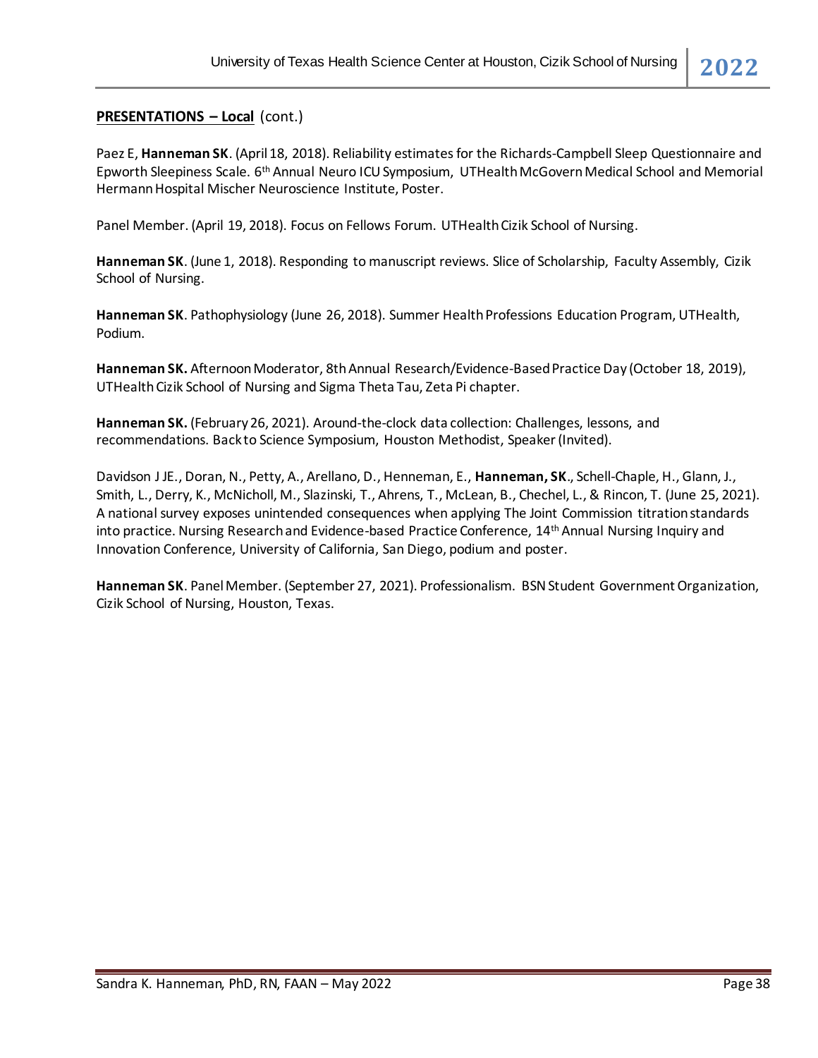**PRESENTATIONS – Local** (cont.)

Paez E, **Hanneman SK**. (April 18, 2018). Reliability estimates for the Richards-Campbell Sleep Questionnaire and Epworth Sleepiness Scale. 6th Annual Neuro ICU Symposium, UTHealth McGovern Medical School and Memorial Hermann Hospital Mischer Neuroscience Institute, Poster.

Panel Member. (April 19, 2018). Focus on Fellows Forum. UTHealth Cizik School of Nursing.

**Hanneman SK**. (June 1, 2018). Responding to manuscript reviews. Slice of Scholarship, Faculty Assembly, Cizik School of Nursing.

**Hanneman SK**. Pathophysiology (June 26, 2018). Summer Health Professions Education Program, UTHealth, Podium.

**Hanneman SK.** Afternoon Moderator, 8th Annual Research/Evidence-Based Practice Day (October 18, 2019), UTHealth Cizik School of Nursing and Sigma Theta Tau, Zeta Pi chapter.

**Hanneman SK.** (February 26, 2021). Around-the-clock data collection: Challenges, lessons, and recommendations. Back to Science Symposium, Houston Methodist, Speaker (Invited).

Davidson J JE., Doran, N., Petty, A., Arellano, D., Henneman, E., **Hanneman, SK**., Schell-Chaple, H., Glann, J., Smith, L., Derry, K., McNicholl, M., Slazinski, T., Ahrens, T., McLean, B., Chechel, L., & Rincon, T. (June 25, 2021). A national survey exposes unintended consequences when applying The Joint Commission titration standards into practice. Nursing Research and Evidence-based Practice Conference, 14th Annual Nursing Inquiry and Innovation Conference, University of California, San Diego, podium and poster.

**Hanneman SK**. Panel Member. (September 27, 2021). Professionalism. BSN Student Government Organization, Cizik School of Nursing, Houston, Texas.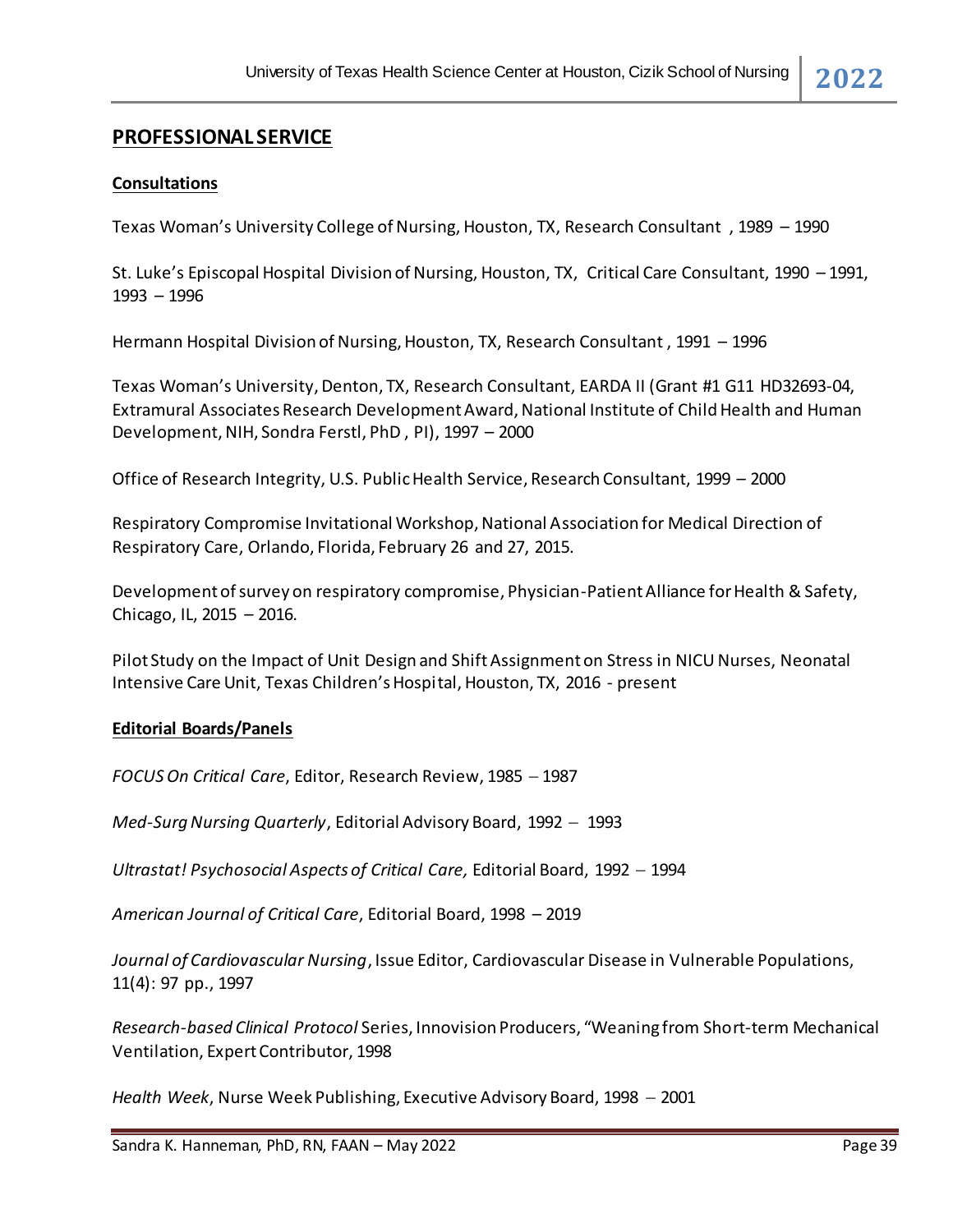## PROFESSIONAL SERVICE

### Consultations

Texas Woman's University College of Nursing, Houston, TX, Research Consultant , 1989 – 1990

St. Luke's Episcopal Hospital Division of Nursing, Houston, TX, Critical Care Consultant, 1990 – 1991, 1993 – 1996

Hermann Hospital Division of Nursing, Houston, TX, Research Consultant , 1991 – 1996

Texas Woman's University, Denton, TX, Research Consultant, EARDA II (Grant #1 G11 HD32693-04, Extramural Associates Research Development Award, National Institute of Child Health and Human Development, NIH, Sondra Ferstl, PhD , PI), 1997 – 2000

Office of Research Integrity, U.S. Public Health Service, Research Consultant, 1999 – 2000

Respiratory Compromise Invitational Workshop, National Association for Medical Direction of Respiratory Care, Orlando, Florida, February 26 and 27, 2015.

Development of survey on respiratory compromise, Physician-Patient Alliance for Health & Safety, Chicago, IL, 2015 – 2016.

Pilot Study on the Impact of Unit Design and Shift Assignment on Stress in NICU Nurses, Neonatal Intensive Care Unit, Texas Children's Hospital, Houston, TX, 2016 - present

### Editorial Boards/Panels

*FOCUS On Critical Care*, Editor, Research Review, 1985 – 1987

*Med-Surg Nursing Quarterly*, Editorial Advisory Board, 1992 – 1993

*Ultrastat! Psychosocial Aspects of Critical Care,* Editorial Board, 1992 – 1994

*American Journal of Critical Care*, Editorial Board, 1998 – 2019

*Journal of Cardiovascular Nursing*, Issue Editor, Cardiovascular Disease in Vulnerable Populations, 11(4): 97 pp., 1997

*Research-based Clinical Protocol* Series, Innovision Producers, "Weaning from Short-term Mechanical Ventilation, Expert Contributor, 1998

*Health Week*, Nurse Week Publishing, Executive Advisory Board, 1998 – 2001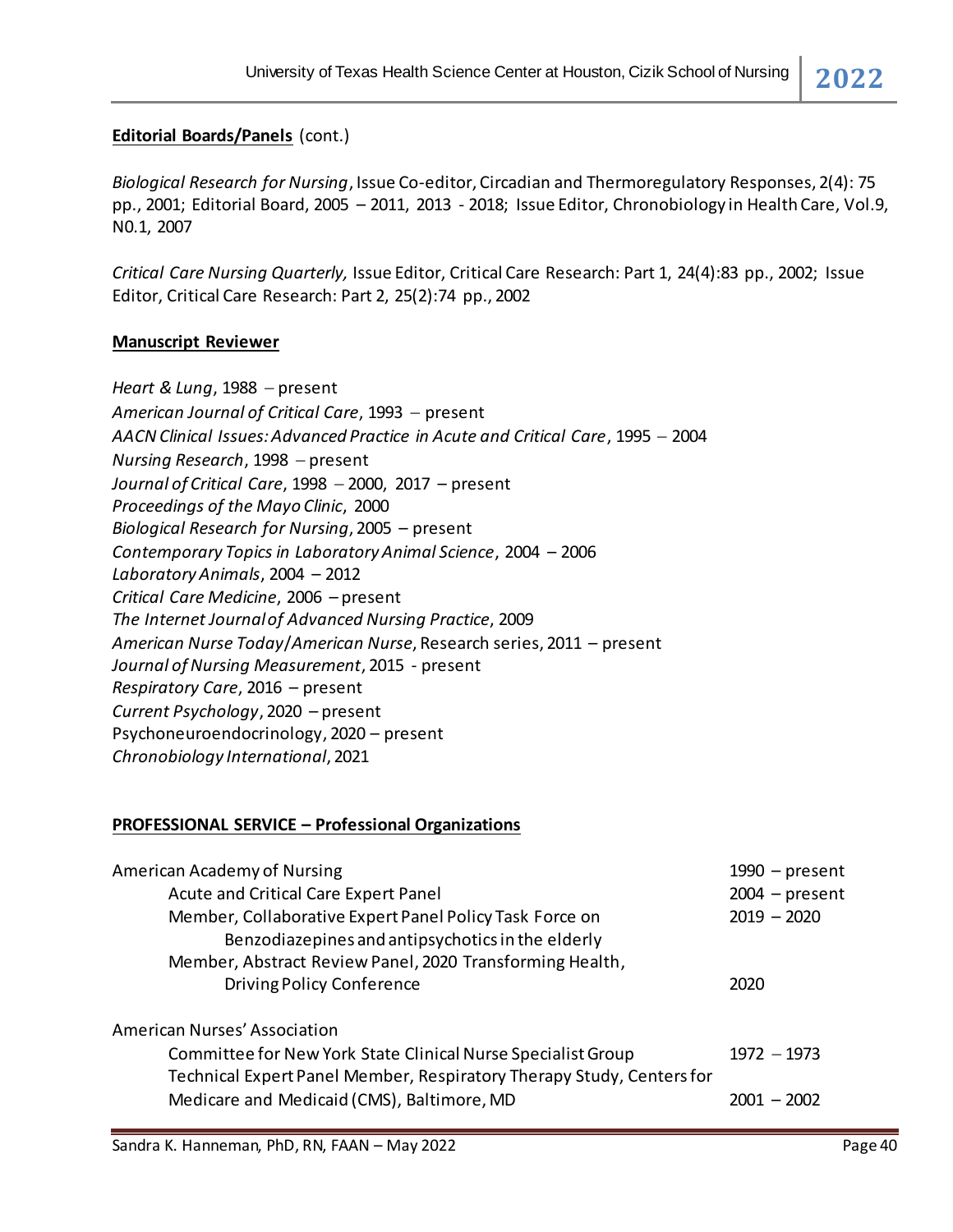**Editorial Boards/Panels** (cont.)

*Biological Research for Nursing*, Issue Co-editor, Circadian and Thermoregulatory Responses, 2(4): 75 pp., 2001; Editorial Board, 2005 – 2011, 2013 - 2018; Issue Editor, Chronobiology in Health Care, Vol.9, N0.1, 2007

*Critical Care Nursing Quarterly,* Issue Editor, Critical Care Research: Part 1, 24(4):83 pp., 2002; Issue Editor, Critical Care Research: Part 2, 25(2):74 pp., 2002

**Manuscript Reviewer**

*Heart & Lung*, 1988 – present
*American Journal of Critical Care*, 1993 – present
*AACN Clinical Issues: Advanced Practice in Acute and Critical Care*, 1995 – 2004
*Nursing Research*, 1998 – present
*Journal of Critical Care*, 1998 – 2000, 2017 – present
*Proceedings of the Mayo Clinic*, 2000
*Biological Research for Nursing*, 2005 – present
*Contemporary Topics in Laboratory Animal Science*, 2004 – 2006
*Laboratory Animals*, 2004 – 2012
*Critical Care Medicine*, 2006 – present
*The Internet Journal of Advanced Nursing Practice*, 2009
*American Nurse Today/American Nurse*, Research series, 2011 – present
*Journal of Nursing Measurement*, 2015 - present
*Respiratory Care*, 2016 – present
*Current Psychology*, 2020 – present
Psychoneuroendocrinology, 2020 – present
*Chronobiology International*, 2021

**PROFESSIONAL SERVICE – Professional Organizations**

| | |
|---|---|
| American Academy of Nursing | 1990 – present |
| Acute and Critical Care Expert Panel | 2004 – present |
| Member, Collaborative Expert Panel Policy Task Force on Benzodiazepines and antipsychotics in the elderly | 2019 – 2020 |
| Member, Abstract Review Panel, 2020 Transforming Health, Driving Policy Conference | 2020 |
| American Nurses' Association | |
| Committee for New York State Clinical Nurse Specialist Group | 1972 – 1973 |
| Technical Expert Panel Member, Respiratory Therapy Study, Centers for Medicare and Medicaid (CMS), Baltimore, MD | 2001 – 2002 |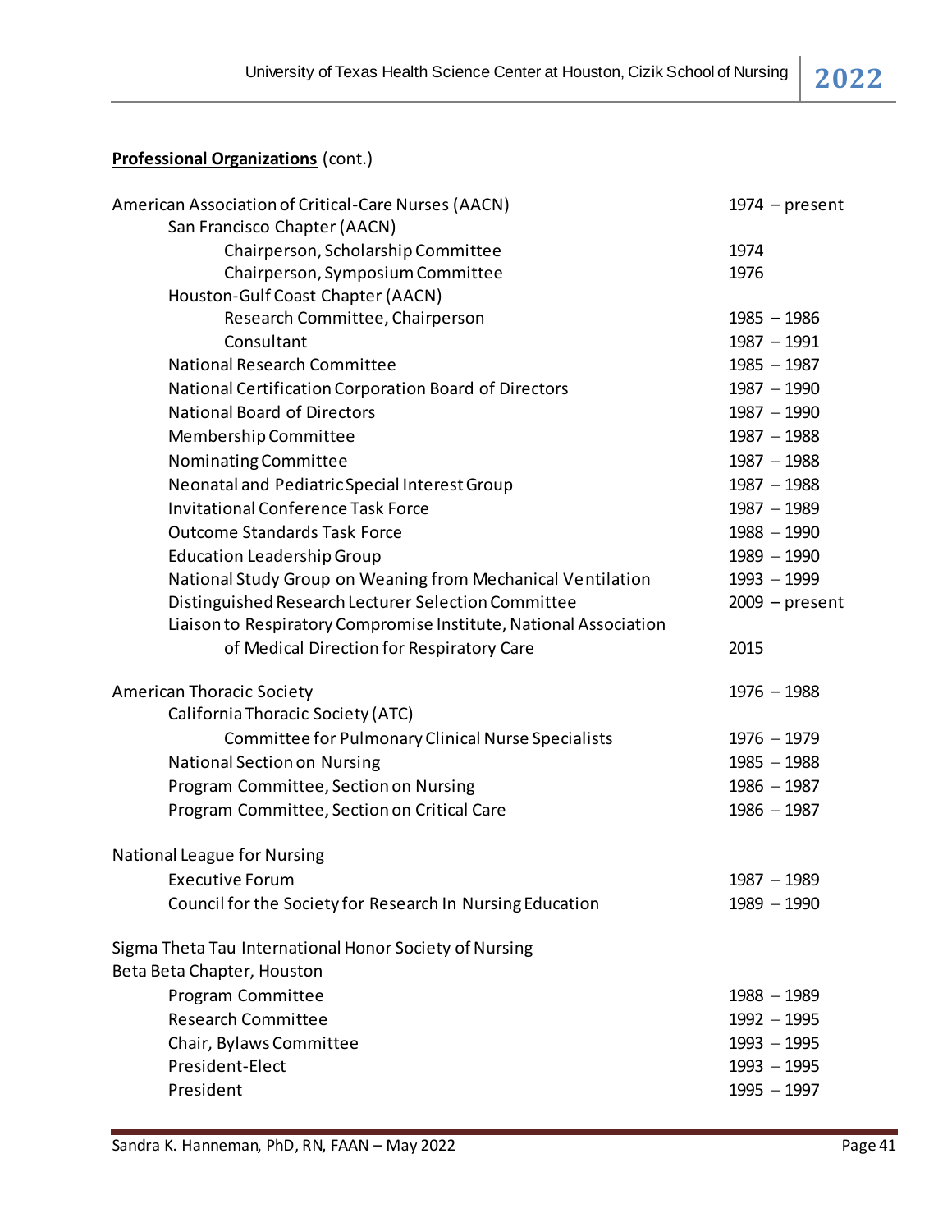**<u>Professional Organizations</u>** (cont.)

| | |
|---|---|
| American Association of Critical-Care Nurses (AACN) | 1974 – present |
| San Francisco Chapter (AACN) | |
| Chairperson, Scholarship Committee | 1974 |
| Chairperson, Symposium Committee | 1976 |
| Houston-Gulf Coast Chapter (AACN) | |
| Research Committee, Chairperson | 1985 – 1986 |
| Consultant | 1987 – 1991 |
| National Research Committee | 1985 – 1987 |
| National Certification Corporation Board of Directors | 1987 – 1990 |
| National Board of Directors | 1987 – 1990 |
| Membership Committee | 1987 – 1988 |
| Nominating Committee | 1987 – 1988 |
| Neonatal and Pediatric Special Interest Group | 1987 – 1988 |
| Invitational Conference Task Force | 1987 – 1989 |
| Outcome Standards Task Force | 1988 – 1990 |
| Education Leadership Group | 1989 – 1990 |
| National Study Group on Weaning from Mechanical Ventilation | 1993 – 1999 |
| Distinguished Research Lecturer Selection Committee | 2009 – present |
| Liaison to Respiratory Compromise Institute, National Association of Medical Direction for Respiratory Care | 2015 |
| | |
| American Thoracic Society | 1976 – 1988 |
| California Thoracic Society (ATC) | |
| Committee for Pulmonary Clinical Nurse Specialists | 1976 – 1979 |
| National Section on Nursing | 1985 – 1988 |
| Program Committee, Section on Nursing | 1986 – 1987 |
| Program Committee, Section on Critical Care | 1986 – 1987 |
| | |
| National League for Nursing | |
| Executive Forum | 1987 – 1989 |
| Council for the Society for Research In Nursing Education | 1989 – 1990 |
| | |
| Sigma Theta Tau International Honor Society of Nursing | |
| Beta Beta Chapter, Houston | |
| Program Committee | 1988 – 1989 |
| Research Committee | 1992 – 1995 |
| Chair, Bylaws Committee | 1993 – 1995 |
| President-Elect | 1993 – 1995 |
| President | 1995 – 1997 |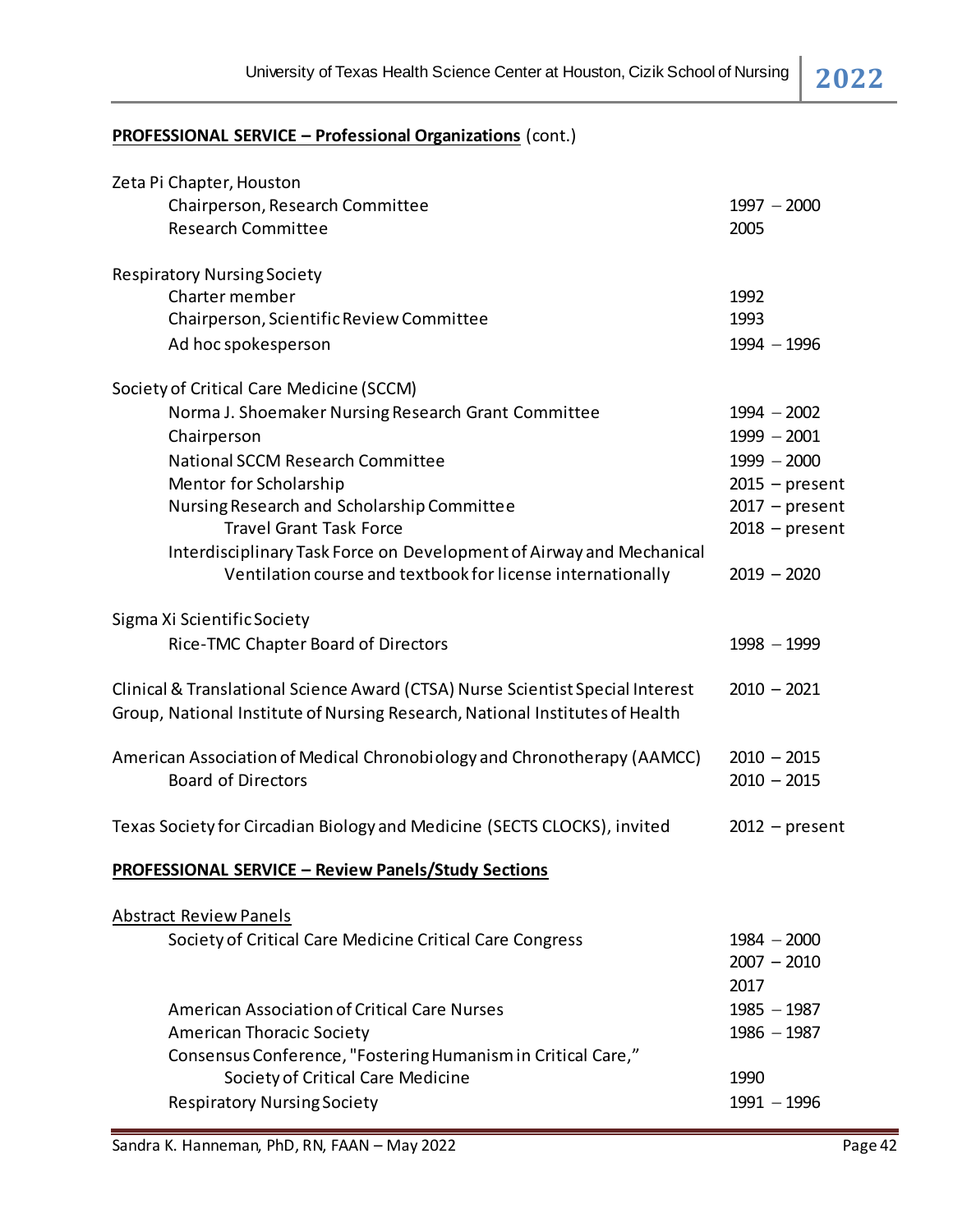**PROFESSIONAL SERVICE – Professional Organizations** (cont.)

| | |
|---|---|
| Zeta Pi Chapter, Houston | |
| Chairperson, Research Committee | 1997 – 2000 |
| Research Committee | 2005 |
| | |
| Respiratory Nursing Society | |
| Charter member | 1992 |
| Chairperson, Scientific Review Committee | 1993 |
| Ad hoc spokesperson | 1994 – 1996 |
| | |
| Society of Critical Care Medicine (SCCM) | |
| Norma J. Shoemaker Nursing Research Grant Committee | 1994 – 2002 |
| Chairperson | 1999 – 2001 |
| National SCCM Research Committee | 1999 – 2000 |
| Mentor for Scholarship | 2015 – present |
| Nursing Research and Scholarship Committee | 2017 – present |
| Travel Grant Task Force | 2018 – present |
| Interdisciplinary Task Force on Development of Airway and Mechanical Ventilation course and textbook for license internationally | 2019 – 2020 |
| | |
| Sigma Xi Scientific Society | |
| Rice-TMC Chapter Board of Directors | 1998 – 1999 |
| | |
| Clinical & Translational Science Award (CTSA) Nurse Scientist Special Interest Group, National Institute of Nursing Research, National Institutes of Health | 2010 – 2021 |
| | |
| American Association of Medical Chronobiology and Chronotherapy (AAMCC) | 2010 – 2015 |
| Board of Directors | 2010 – 2015 |
| | |
| Texas Society for Circadian Biology and Medicine (SECTS CLOCKS), invited | 2012 – present |

**PROFESSIONAL SERVICE – Review Panels/Study Sections**

| | |
|---|---|
| Abstract Review Panels | |
| Society of Critical Care Medicine Critical Care Congress | 1984 – 2000<br>2007 – 2010<br>2017 |
| American Association of Critical Care Nurses | 1985 – 1987 |
| American Thoracic Society | 1986 – 1987 |
| Consensus Conference, "Fostering Humanism in Critical Care," Society of Critical Care Medicine | 1990 |
| Respiratory Nursing Society | 1991 – 1996 |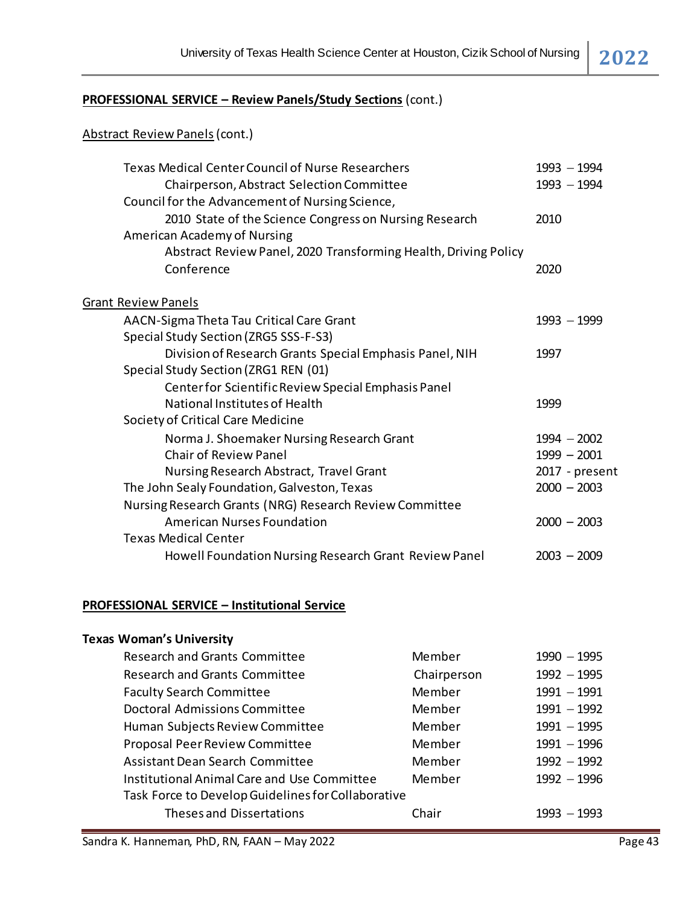**PROFESSIONAL SERVICE – Review Panels/Study Sections** (cont.)

Abstract Review Panels (cont.)

| | |
|---|---|
| Texas Medical Center Council of Nurse Researchers | 1993 – 1994 |
| Chairperson, Abstract Selection Committee | 1993 – 1994 |
| Council for the Advancement of Nursing Science, | |
| 2010 State of the Science Congress on Nursing Research | 2010 |
| American Academy of Nursing | |
| Abstract Review Panel, 2020 Transforming Health, Driving Policy Conference | 2020 |

Grant Review Panels

| | |
|---|---|
| AACN-Sigma Theta Tau Critical Care Grant | 1993 – 1999 |
| Special Study Section (ZRG5 SSS-F-S3) | |
| Division of Research Grants Special Emphasis Panel, NIH | 1997 |
| Special Study Section (ZRG1 REN (01) | |
| Center for Scientific Review Special Emphasis Panel National Institutes of Health | 1999 |
| Society of Critical Care Medicine | |
| Norma J. Shoemaker Nursing Research Grant | 1994 – 2002 |
| Chair of Review Panel | 1999 – 2001 |
| Nursing Research Abstract, Travel Grant | 2017 - present |
| The John Sealy Foundation, Galveston, Texas | 2000 – 2003 |
| Nursing Research Grants (NRG) Research Review Committee | |
| American Nurses Foundation | 2000 – 2003 |
| Texas Medical Center | |
| Howell Foundation Nursing Research Grant Review Panel | 2003 – 2009 |

**PROFESSIONAL SERVICE – Institutional Service**

**Texas Woman's University**

| | | |
|---|---|---|
| Research and Grants Committee | Member | 1990 – 1995 |
| Research and Grants Committee | Chairperson | 1992 – 1995 |
| Faculty Search Committee | Member | 1991 – 1991 |
| Doctoral Admissions Committee | Member | 1991 – 1992 |
| Human Subjects Review Committee | Member | 1991 – 1995 |
| Proposal Peer Review Committee | Member | 1991 – 1996 |
| Assistant Dean Search Committee | Member | 1992 – 1992 |
| Institutional Animal Care and Use Committee | Member | 1992 – 1996 |
| Task Force to Develop Guidelines for Collaborative Theses and Dissertations | Chair | 1993 – 1993 |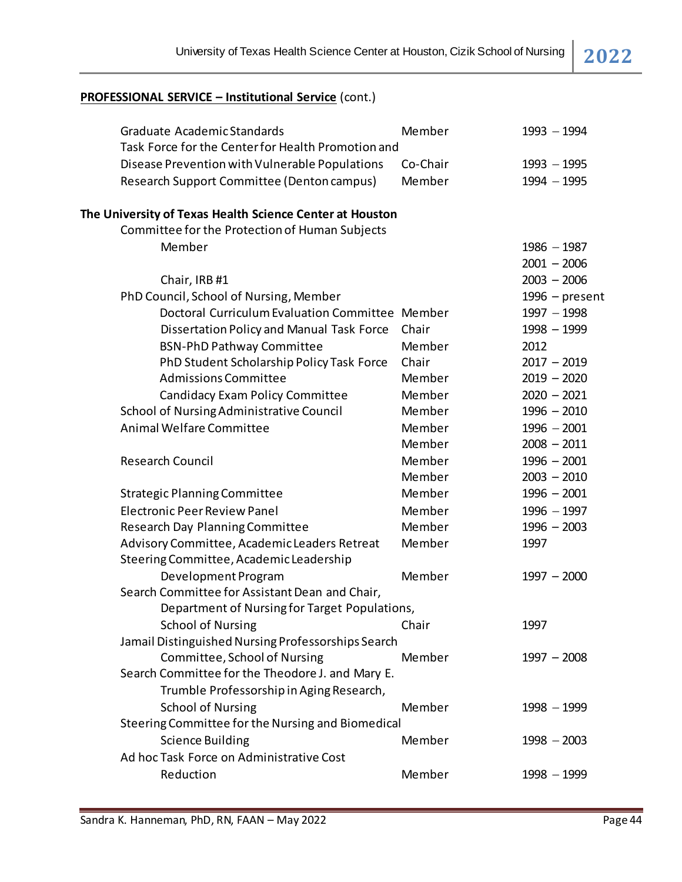**PROFESSIONAL SERVICE – Institutional Service** (cont.)

| Committee | Role | Years |
|---|---|---|
| Graduate Academic Standards | Member | 1993 – 1994 |
| Task Force for the Center for Health Promotion and Disease Prevention with Vulnerable Populations | Co-Chair | 1993 – 1995 |
| Research Support Committee (Denton campus) | Member | 1994 – 1995 |

**The University of Texas Health Science Center at Houston**

| Committee | Role | Years |
|---|---|---|
| Committee for the Protection of Human Subjects | | |
| Member | | 1986 – 1987 |
| | | 2001 – 2006 |
| Chair, IRB #1 | | 2003 – 2006 |
| PhD Council, School of Nursing, Member | | 1996 – present |
| Doctoral Curriculum Evaluation Committee | Member | 1997 – 1998 |
| Dissertation Policy and Manual Task Force | Chair | 1998 – 1999 |
| BSN-PhD Pathway Committee | Member | 2012 |
| PhD Student Scholarship Policy Task Force | Chair | 2017 – 2019 |
| Admissions Committee | Member | 2019 – 2020 |
| Candidacy Exam Policy Committee | Member | 2020 – 2021 |
| School of Nursing Administrative Council | Member | 1996 – 2010 |
| Animal Welfare Committee | Member | 1996 – 2001 |
| | Member | 2008 – 2011 |
| Research Council | Member | 1996 – 2001 |
| | Member | 2003 – 2010 |
| Strategic Planning Committee | Member | 1996 – 2001 |
| Electronic Peer Review Panel | Member | 1996 – 1997 |
| Research Day Planning Committee | Member | 1996 – 2003 |
| Advisory Committee, Academic Leaders Retreat | Member | 1997 |
| Steering Committee, Academic Leadership Development Program | Member | 1997 – 2000 |
| Search Committee for Assistant Dean and Chair, Department of Nursing for Target Populations, School of Nursing | Chair | 1997 |
| Jamail Distinguished Nursing Professorships Search Committee, School of Nursing | Member | 1997 – 2008 |
| Search Committee for the Theodore J. and Mary E. Trumble Professorship in Aging Research, School of Nursing | Member | 1998 – 1999 |
| Steering Committee for the Nursing and Biomedical Science Building | Member | 1998 – 2003 |
| Ad hoc Task Force on Administrative Cost Reduction | Member | 1998 – 1999 |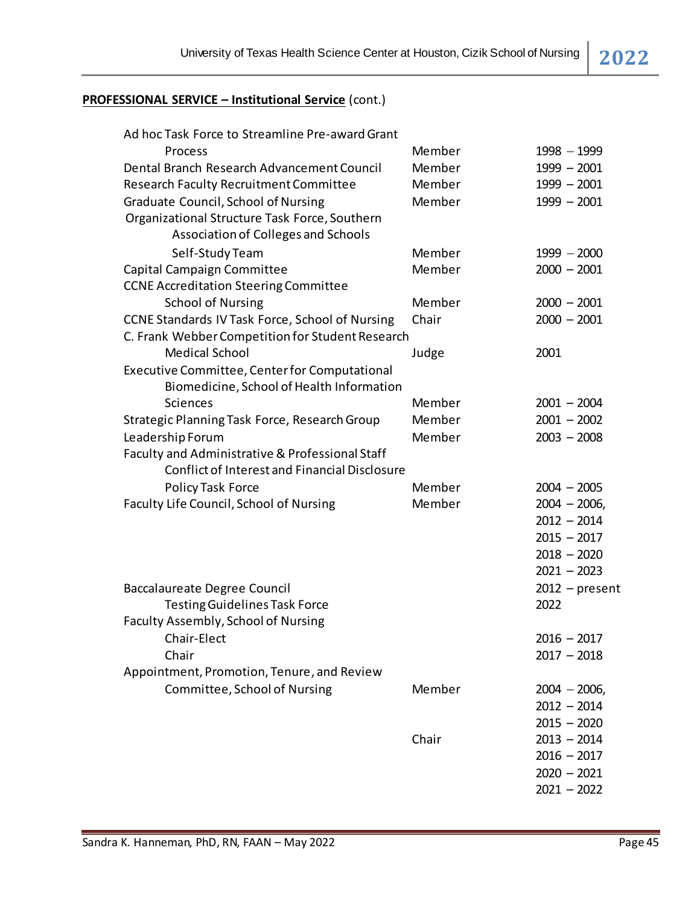**PROFESSIONAL SERVICE – Institutional Service** (cont.)

| | | |
|---|---|---|
| Ad hoc Task Force to Streamline Pre-award Grant Process | Member | 1998 – 1999 |
| Dental Branch Research Advancement Council | Member | 1999 – 2001 |
| Research Faculty Recruitment Committee | Member | 1999 – 2001 |
| Graduate Council, School of Nursing | Member | 1999 – 2001 |
| Organizational Structure Task Force, Southern Association of Colleges and Schools Self-Study Team | Member | 1999 – 2000 |
| Capital Campaign Committee | Member | 2000 – 2001 |
| CCNE Accreditation Steering Committee School of Nursing | Member | 2000 – 2001 |
| CCNE Standards IV Task Force, School of Nursing | Chair | 2000 – 2001 |
| C. Frank Webber Competition for Student Research Medical School | Judge | 2001 |
| Executive Committee, Center for Computational Biomedicine, School of Health Information Sciences | Member | 2001 – 2004 |
| Strategic Planning Task Force, Research Group | Member | 2001 – 2002 |
| Leadership Forum | Member | 2003 – 2008 |
| Faculty and Administrative & Professional Staff Conflict of Interest and Financial Disclosure Policy Task Force | Member | 2004 – 2005 |
| Faculty Life Council, School of Nursing | Member | 2004 – 2006, 2012 – 2014, 2015 – 2017, 2018 – 2020, 2021 – 2023 |
| Baccalaureate Degree Council | | 2012 – present |
| Testing Guidelines Task Force | | 2022 |
| Faculty Assembly, School of Nursing | | |
| Chair-Elect | | 2016 – 2017 |
| Chair | | 2017 – 2018 |
| Appointment, Promotion, Tenure, and Review Committee, School of Nursing | Member | 2004 – 2006, 2012 – 2014, 2015 – 2020 |
| | Chair | 2013 – 2014, 2016 – 2017, 2020 – 2021, 2021 – 2022 |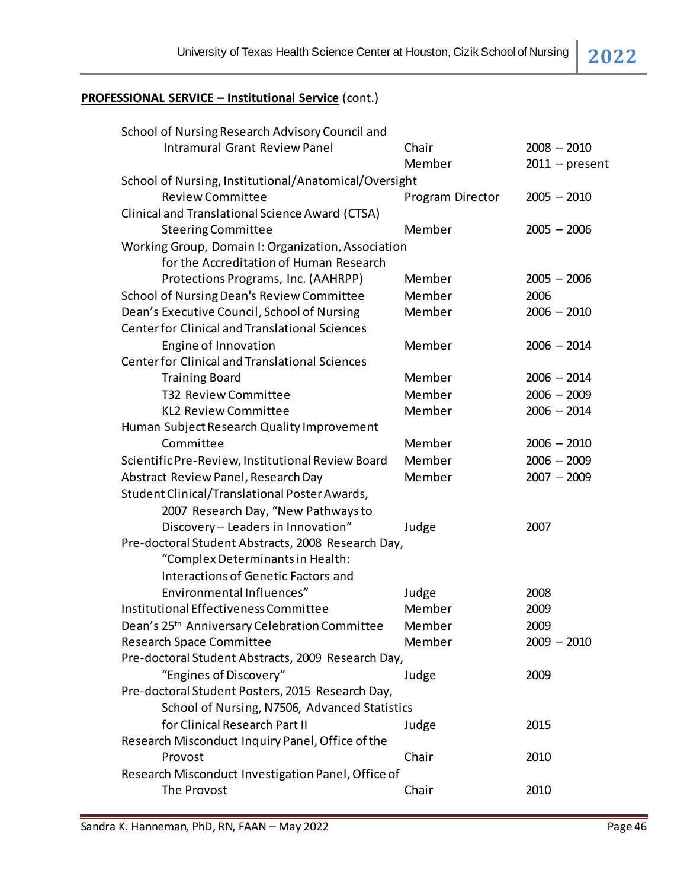**PROFESSIONAL SERVICE – Institutional Service** (cont.)

| | | |
|---|---|---|
| School of Nursing Research Advisory Council and Intramural Grant Review Panel | Chair | 2008 – 2010 |
| | Member | 2011 – present |
| School of Nursing, Institutional/Anatomical/Oversight Review Committee | Program Director | 2005 – 2010 |
| Clinical and Translational Science Award (CTSA) Steering Committee | Member | 2005 – 2006 |
| Working Group, Domain I: Organization, Association for the Accreditation of Human Research Protections Programs, Inc. (AAHRPP) | Member | 2005 – 2006 |
| School of Nursing Dean's Review Committee | Member | 2006 |
| Dean's Executive Council, School of Nursing | Member | 2006 – 2010 |
| Center for Clinical and Translational Sciences Engine of Innovation | Member | 2006 – 2014 |
| Center for Clinical and Translational Sciences Training Board | Member | 2006 – 2014 |
| T32 Review Committee | Member | 2006 – 2009 |
| KL2 Review Committee | Member | 2006 – 2014 |
| Human Subject Research Quality Improvement Committee | Member | 2006 – 2010 |
| Scientific Pre-Review, Institutional Review Board | Member | 2006 – 2009 |
| Abstract Review Panel, Research Day | Member | 2007 – 2009 |
| Student Clinical/Translational Poster Awards, 2007 Research Day, "New Pathways to Discovery – Leaders in Innovation" | Judge | 2007 |
| Pre-doctoral Student Abstracts, 2008 Research Day, "Complex Determinants in Health: Interactions of Genetic Factors and Environmental Influences" | Judge | 2008 |
| Institutional Effectiveness Committee | Member | 2009 |
| Dean's 25th Anniversary Celebration Committee | Member | 2009 |
| Research Space Committee | Member | 2009 – 2010 |
| Pre-doctoral Student Abstracts, 2009 Research Day, "Engines of Discovery" | Judge | 2009 |
| Pre-doctoral Student Posters, 2015 Research Day, School of Nursing, N7506, Advanced Statistics for Clinical Research Part II | Judge | 2015 |
| Research Misconduct Inquiry Panel, Office of the Provost | Chair | 2010 |
| Research Misconduct Investigation Panel, Office of The Provost | Chair | 2010 |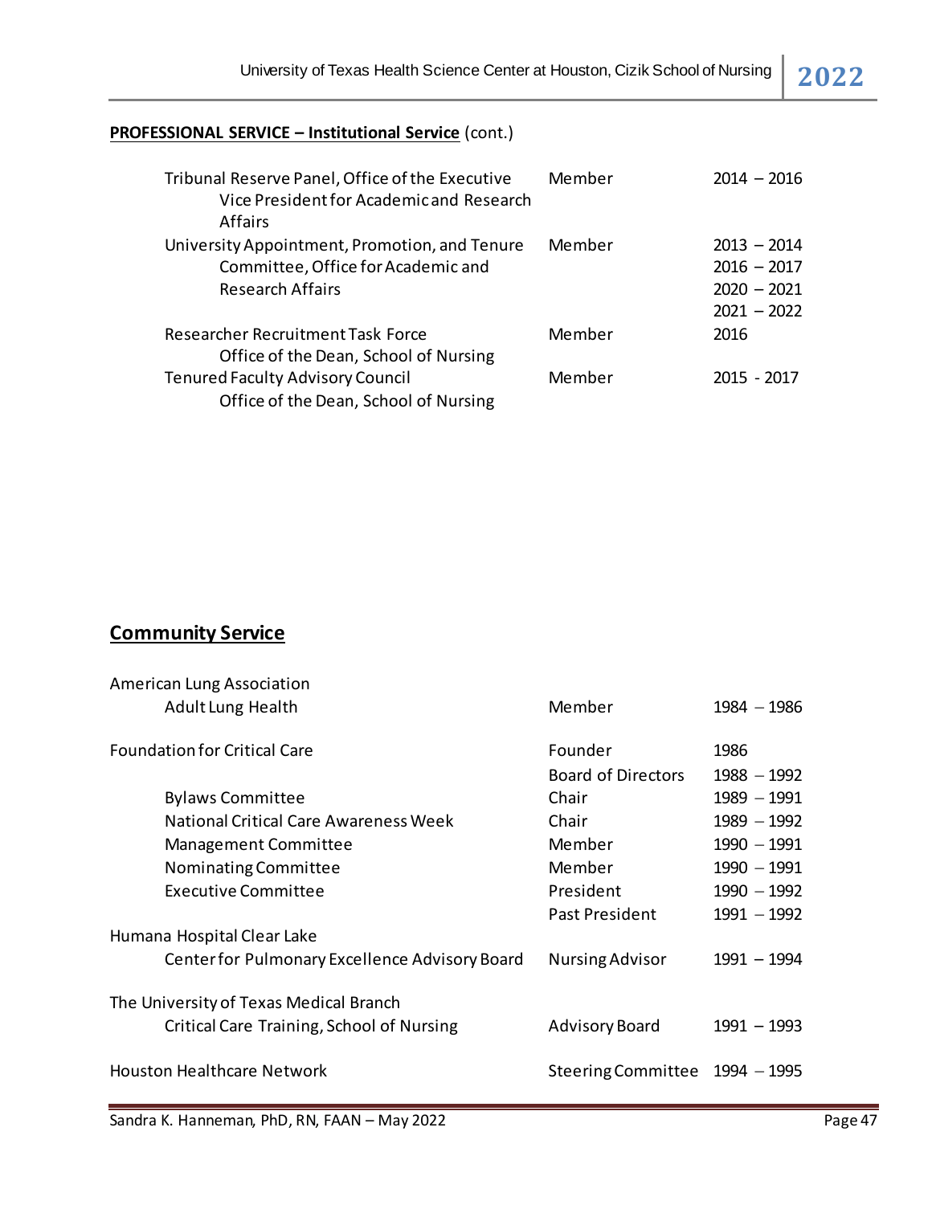**PROFESSIONAL SERVICE – Institutional Service** (cont.)

| | | |
|---|---|---|
| Tribunal Reserve Panel, Office of the Executive Vice President for Academic and Research Affairs | Member | 2014 – 2016 |
| University Appointment, Promotion, and Tenure Committee, Office for Academic and Research Affairs | Member | 2013 – 2014<br>2016 – 2017<br>2020 – 2021<br>2021 – 2022 |
| Researcher Recruitment Task Force<br>Office of the Dean, School of Nursing | Member | 2016 |
| Tenured Faculty Advisory Council<br>Office of the Dean, School of Nursing | Member | 2015 - 2017 |

## Community Service

| | | |
|---|---|---|
| American Lung Association | | |
| Adult Lung Health | Member | 1984 – 1986 |
| Foundation for Critical Care | Founder | 1986 |
| | Board of Directors | 1988 – 1992 |
| Bylaws Committee | Chair | 1989 – 1991 |
| National Critical Care Awareness Week | Chair | 1989 – 1992 |
| Management Committee | Member | 1990 – 1991 |
| Nominating Committee | Member | 1990 – 1991 |
| Executive Committee | President | 1990 – 1992 |
| | Past President | 1991 – 1992 |
| Humana Hospital Clear Lake | | |
| Center for Pulmonary Excellence Advisory Board | Nursing Advisor | 1991 – 1994 |
| The University of Texas Medical Branch | | |
| Critical Care Training, School of Nursing | Advisory Board | 1991 – 1993 |
| Houston Healthcare Network | Steering Committee | 1994 – 1995 |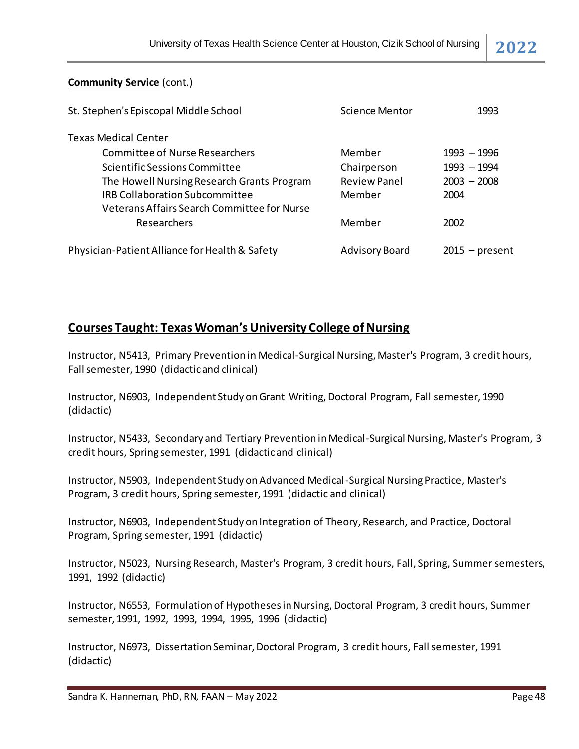**Community Service** (cont.)

| | | |
|---|---|---|
| St. Stephen's Episcopal Middle School | Science Mentor | 1993 |
| Texas Medical Center | | |
| Committee of Nurse Researchers | Member | 1993 – 1996 |
| Scientific Sessions Committee | Chairperson | 1993 – 1994 |
| The Howell Nursing Research Grants Program | Review Panel | 2003 – 2008 |
| IRB Collaboration Subcommittee | Member | 2004 |
| Veterans Affairs Search Committee for Nurse Researchers | Member | 2002 |
| Physician-Patient Alliance for Health & Safety | Advisory Board | 2015 – present |

## Courses Taught: Texas Woman's University College of Nursing

Instructor, N5413, Primary Prevention in Medical-Surgical Nursing, Master's Program, 3 credit hours, Fall semester, 1990 (didactic and clinical)

Instructor, N6903, Independent Study on Grant Writing, Doctoral Program, Fall semester, 1990 (didactic)

Instructor, N5433, Secondary and Tertiary Prevention in Medical-Surgical Nursing, Master's Program, 3 credit hours, Spring semester, 1991 (didactic and clinical)

Instructor, N5903, Independent Study on Advanced Medical-Surgical Nursing Practice, Master's Program, 3 credit hours, Spring semester, 1991 (didactic and clinical)

Instructor, N6903, Independent Study on Integration of Theory, Research, and Practice, Doctoral Program, Spring semester, 1991 (didactic)

Instructor, N5023, Nursing Research, Master's Program, 3 credit hours, Fall, Spring, Summer semesters, 1991, 1992 (didactic)

Instructor, N6553, Formulation of Hypotheses in Nursing, Doctoral Program, 3 credit hours, Summer semester, 1991, 1992, 1993, 1994, 1995, 1996 (didactic)

Instructor, N6973, Dissertation Seminar, Doctoral Program, 3 credit hours, Fall semester, 1991 (didactic)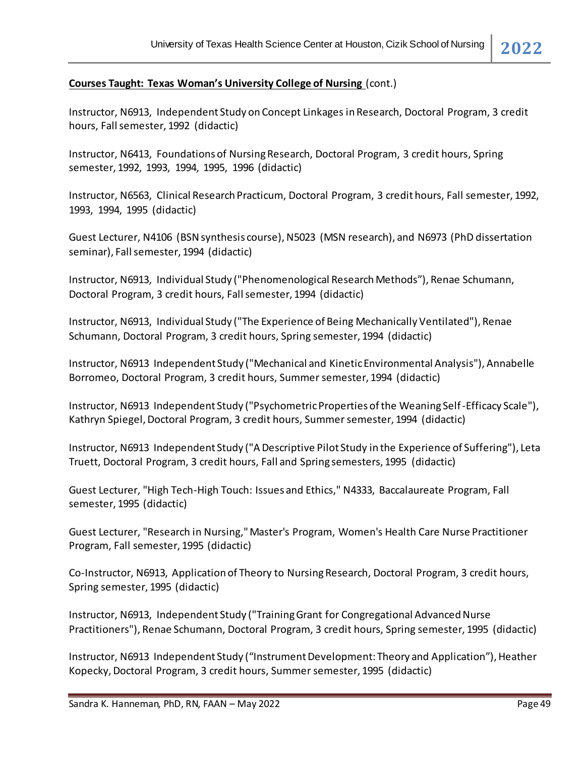**Courses Taught: Texas Woman's University College of Nursing** (cont.)

Instructor, N6913, Independent Study on Concept Linkages in Research, Doctoral Program, 3 credit hours, Fall semester, 1992 (didactic)

Instructor, N6413, Foundations of Nursing Research, Doctoral Program, 3 credit hours, Spring semester, 1992, 1993, 1994, 1995, 1996 (didactic)

Instructor, N6563, Clinical Research Practicum, Doctoral Program, 3 credit hours, Fall semester, 1992, 1993, 1994, 1995 (didactic)

Guest Lecturer, N4106 (BSN synthesis course), N5023 (MSN research), and N6973 (PhD dissertation seminar), Fall semester, 1994 (didactic)

Instructor, N6913, Individual Study ("Phenomenological Research Methods"), Renae Schumann, Doctoral Program, 3 credit hours, Fall semester, 1994 (didactic)

Instructor, N6913, Individual Study ("The Experience of Being Mechanically Ventilated"), Renae Schumann, Doctoral Program, 3 credit hours, Spring semester, 1994 (didactic)

Instructor, N6913 Independent Study ("Mechanical and Kinetic Environmental Analysis"), Annabelle Borromeo, Doctoral Program, 3 credit hours, Summer semester, 1994 (didactic)

Instructor, N6913 Independent Study ("Psychometric Properties of the Weaning Self-Efficacy Scale"), Kathryn Spiegel, Doctoral Program, 3 credit hours, Summer semester, 1994 (didactic)

Instructor, N6913 Independent Study ("A Descriptive Pilot Study in the Experience of Suffering"), Leta Truett, Doctoral Program, 3 credit hours, Fall and Spring semesters, 1995 (didactic)

Guest Lecturer, "High Tech-High Touch: Issues and Ethics," N4333, Baccalaureate Program, Fall semester, 1995 (didactic)

Guest Lecturer, "Research in Nursing," Master's Program, Women's Health Care Nurse Practitioner Program, Fall semester, 1995 (didactic)

Co-Instructor, N6913, Application of Theory to Nursing Research, Doctoral Program, 3 credit hours, Spring semester, 1995 (didactic)

Instructor, N6913, Independent Study ("Training Grant for Congregational Advanced Nurse Practitioners"), Renae Schumann, Doctoral Program, 3 credit hours, Spring semester, 1995 (didactic)

Instructor, N6913 Independent Study ("Instrument Development: Theory and Application"), Heather Kopecky, Doctoral Program, 3 credit hours, Summer semester, 1995 (didactic)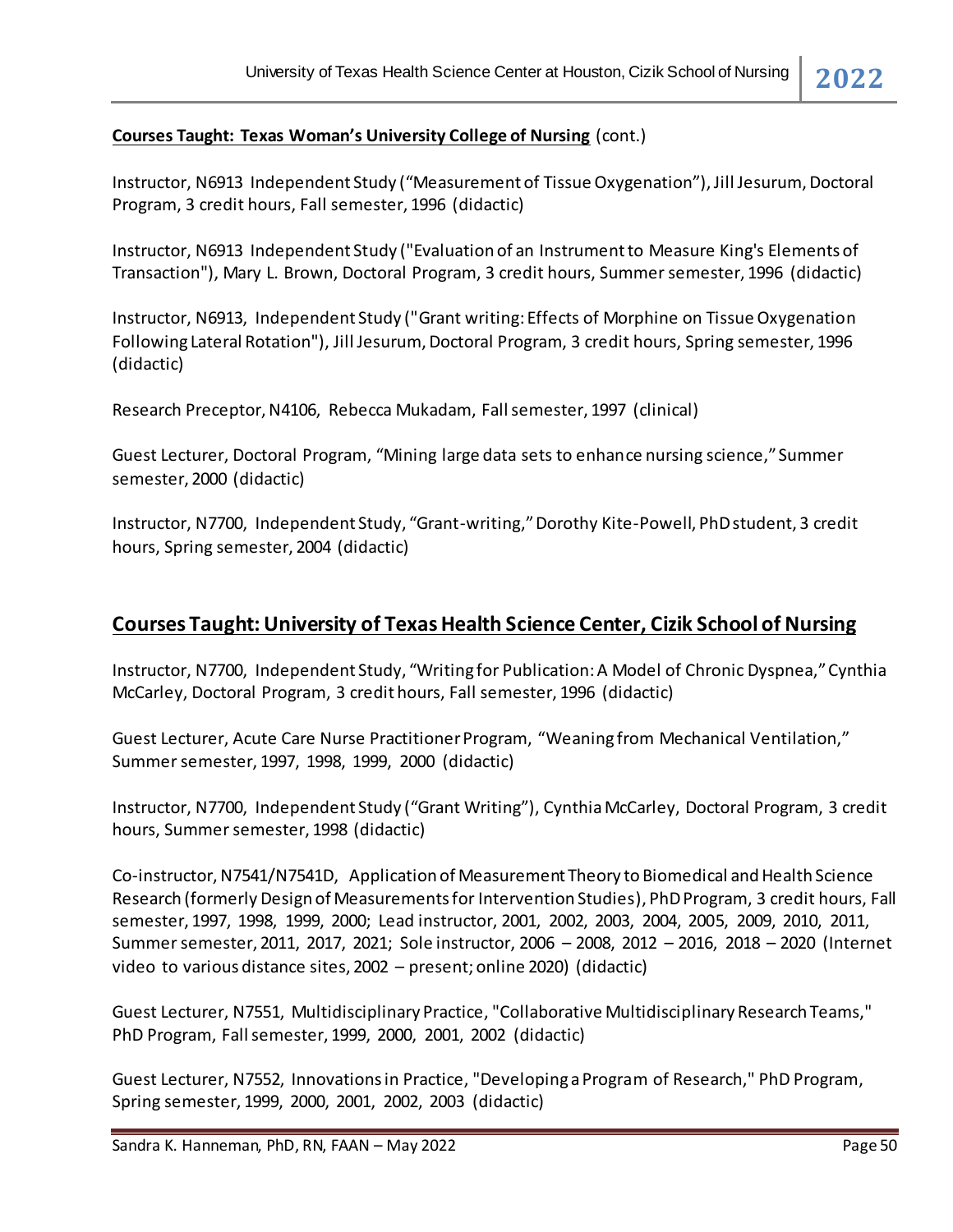**Courses Taught: Texas Woman's University College of Nursing** (cont.)

Instructor, N6913 Independent Study ("Measurement of Tissue Oxygenation"), Jill Jesurum, Doctoral Program, 3 credit hours, Fall semester, 1996 (didactic)

Instructor, N6913 Independent Study ("Evaluation of an Instrument to Measure King's Elements of Transaction"), Mary L. Brown, Doctoral Program, 3 credit hours, Summer semester, 1996 (didactic)

Instructor, N6913, Independent Study ("Grant writing: Effects of Morphine on Tissue Oxygenation Following Lateral Rotation"), Jill Jesurum, Doctoral Program, 3 credit hours, Spring semester, 1996 (didactic)

Research Preceptor, N4106, Rebecca Mukadam, Fall semester, 1997 (clinical)

Guest Lecturer, Doctoral Program, "Mining large data sets to enhance nursing science," Summer semester, 2000 (didactic)

Instructor, N7700, Independent Study, "Grant-writing," Dorothy Kite-Powell, PhD student, 3 credit hours, Spring semester, 2004 (didactic)

## Courses Taught: University of Texas Health Science Center, Cizik School of Nursing

Instructor, N7700, Independent Study, "Writing for Publication: A Model of Chronic Dyspnea," Cynthia McCarley, Doctoral Program, 3 credit hours, Fall semester, 1996 (didactic)

Guest Lecturer, Acute Care Nurse Practitioner Program, "Weaning from Mechanical Ventilation," Summer semester, 1997, 1998, 1999, 2000 (didactic)

Instructor, N7700, Independent Study ("Grant Writing"), Cynthia McCarley, Doctoral Program, 3 credit hours, Summer semester, 1998 (didactic)

Co-instructor, N7541/N7541D, Application of Measurement Theory to Biomedical and Health Science Research (formerly Design of Measurements for Intervention Studies), PhD Program, 3 credit hours, Fall semester, 1997, 1998, 1999, 2000; Lead instructor, 2001, 2002, 2003, 2004, 2005, 2009, 2010, 2011, Summer semester, 2011, 2017, 2021; Sole instructor, 2006 – 2008, 2012 – 2016, 2018 – 2020 (Internet video to various distance sites, 2002 – present; online 2020) (didactic)

Guest Lecturer, N7551, Multidisciplinary Practice, "Collaborative Multidisciplinary Research Teams," PhD Program, Fall semester, 1999, 2000, 2001, 2002 (didactic)

Guest Lecturer, N7552, Innovations in Practice, "Developing a Program of Research," PhD Program, Spring semester, 1999, 2000, 2001, 2002, 2003 (didactic)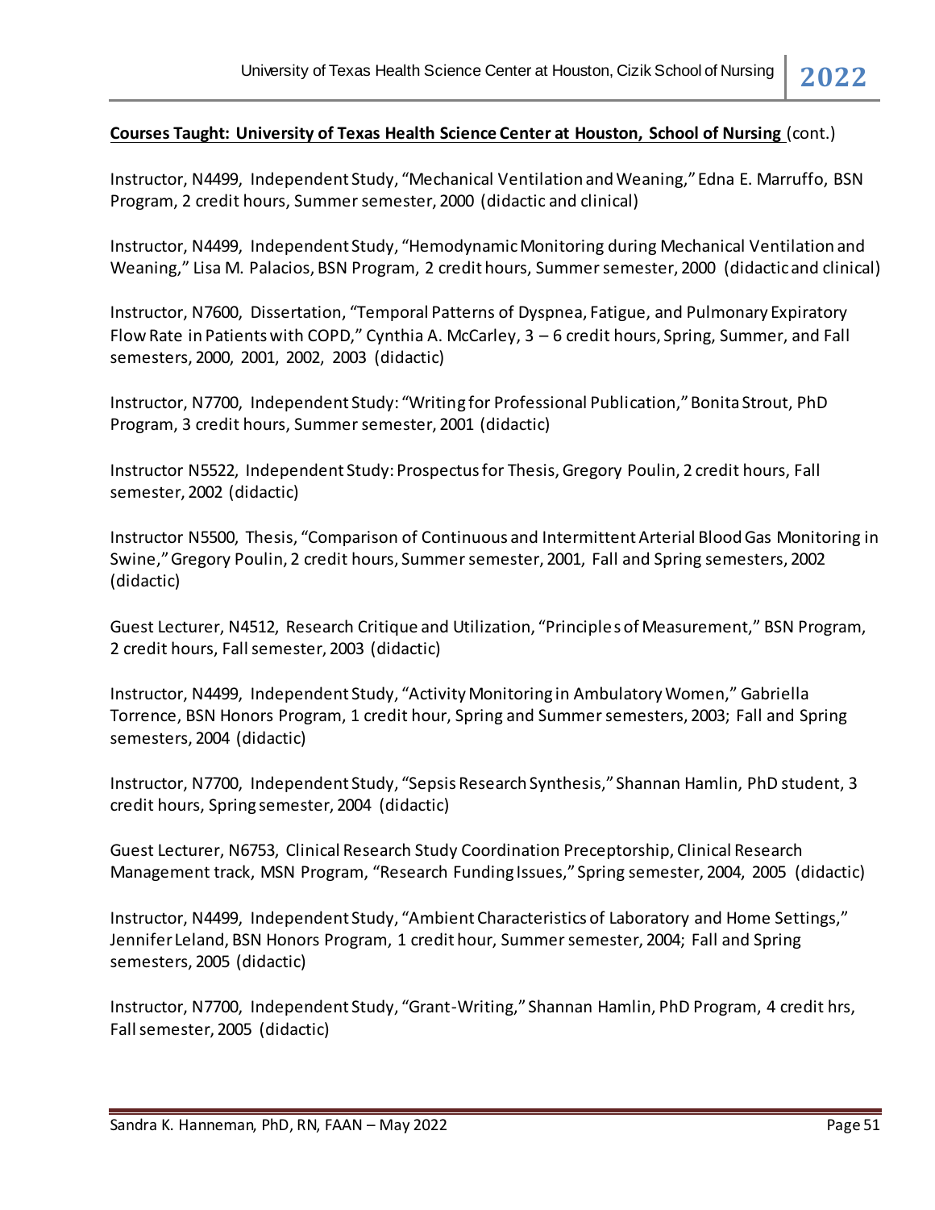**<u>Courses Taught: University of Texas Health Science Center at Houston, School of Nursing</u>** (cont.)

Instructor, N4499, Independent Study, "Mechanical Ventilation and Weaning," Edna E. Marruffo, BSN Program, 2 credit hours, Summer semester, 2000 (didactic and clinical)

Instructor, N4499, Independent Study, "Hemodynamic Monitoring during Mechanical Ventilation and Weaning," Lisa M. Palacios, BSN Program, 2 credit hours, Summer semester, 2000 (didactic and clinical)

Instructor, N7600, Dissertation, "Temporal Patterns of Dyspnea, Fatigue, and Pulmonary Expiratory Flow Rate in Patients with COPD," Cynthia A. McCarley, 3 – 6 credit hours, Spring, Summer, and Fall semesters, 2000, 2001, 2002, 2003 (didactic)

Instructor, N7700, Independent Study: "Writing for Professional Publication," Bonita Strout, PhD Program, 3 credit hours, Summer semester, 2001 (didactic)

Instructor N5522, Independent Study: Prospectus for Thesis, Gregory Poulin, 2 credit hours, Fall semester, 2002 (didactic)

Instructor N5500, Thesis, "Comparison of Continuous and Intermittent Arterial Blood Gas Monitoring in Swine," Gregory Poulin, 2 credit hours, Summer semester, 2001, Fall and Spring semesters, 2002 (didactic)

Guest Lecturer, N4512, Research Critique and Utilization, "Principles of Measurement," BSN Program, 2 credit hours, Fall semester, 2003 (didactic)

Instructor, N4499, Independent Study, "Activity Monitoring in Ambulatory Women," Gabriella Torrence, BSN Honors Program, 1 credit hour, Spring and Summer semesters, 2003; Fall and Spring semesters, 2004 (didactic)

Instructor, N7700, Independent Study, "Sepsis Research Synthesis," Shannan Hamlin, PhD student, 3 credit hours, Spring semester, 2004 (didactic)

Guest Lecturer, N6753, Clinical Research Study Coordination Preceptorship, Clinical Research Management track, MSN Program, "Research Funding Issues," Spring semester, 2004, 2005 (didactic)

Instructor, N4499, Independent Study, "Ambient Characteristics of Laboratory and Home Settings," Jennifer Leland, BSN Honors Program, 1 credit hour, Summer semester, 2004; Fall and Spring semesters, 2005 (didactic)

Instructor, N7700, Independent Study, "Grant-Writing," Shannan Hamlin, PhD Program, 4 credit hrs, Fall semester, 2005 (didactic)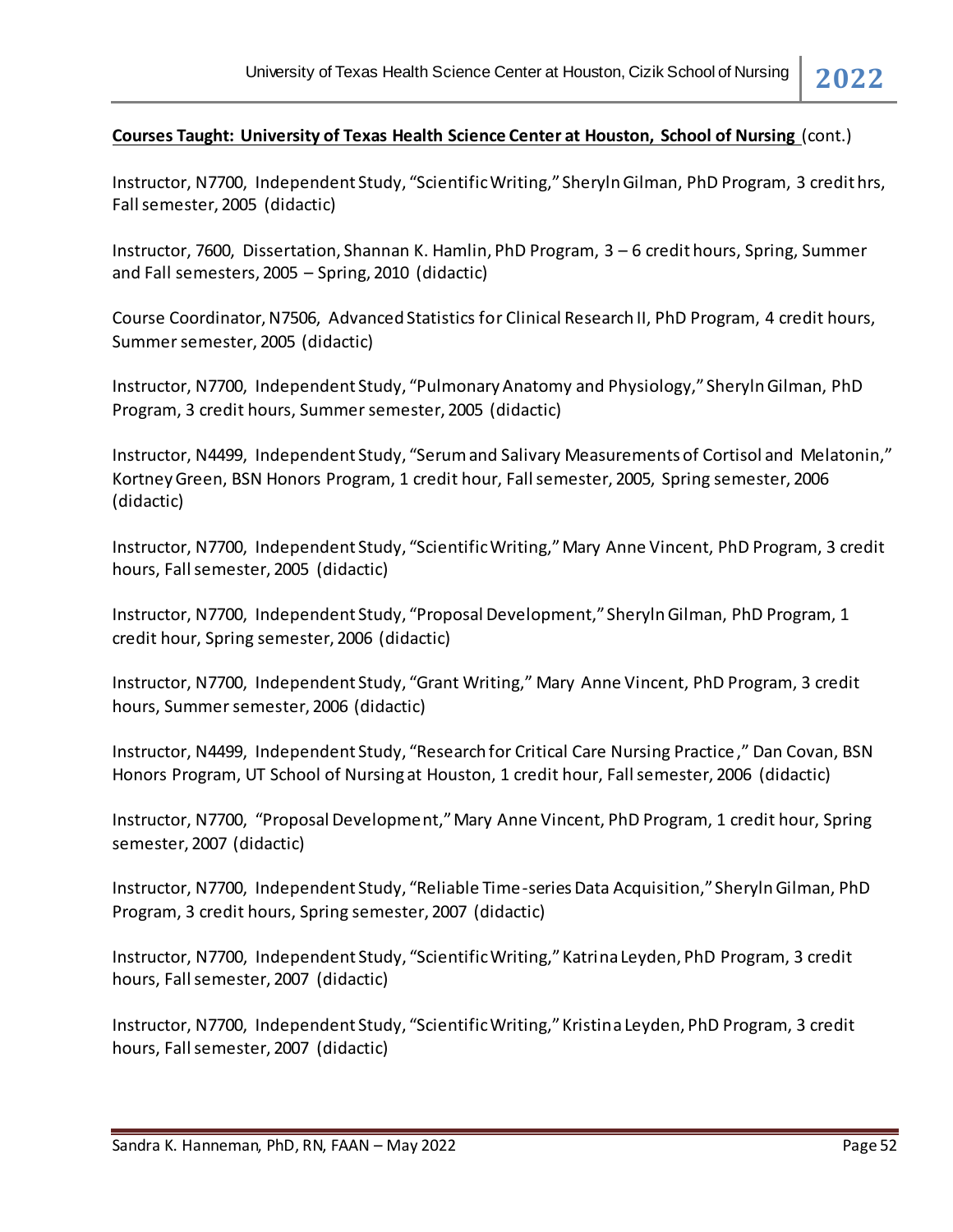**<u>Courses Taught: University of Texas Health Science Center at Houston, School of Nursing</u>** (cont.)

Instructor, N7700, Independent Study, "Scientific Writing," Sheryln Gilman, PhD Program, 3 credit hrs, Fall semester, 2005 (didactic)

Instructor, 7600, Dissertation, Shannan K. Hamlin, PhD Program, 3 – 6 credit hours, Spring, Summer and Fall semesters, 2005 – Spring, 2010 (didactic)

Course Coordinator, N7506, Advanced Statistics for Clinical Research II, PhD Program, 4 credit hours, Summer semester, 2005 (didactic)

Instructor, N7700, Independent Study, "Pulmonary Anatomy and Physiology," Sheryln Gilman, PhD Program, 3 credit hours, Summer semester, 2005 (didactic)

Instructor, N4499, Independent Study, "Serum and Salivary Measurements of Cortisol and Melatonin," Kortney Green, BSN Honors Program, 1 credit hour, Fall semester, 2005, Spring semester, 2006 (didactic)

Instructor, N7700, Independent Study, "Scientific Writing," Mary Anne Vincent, PhD Program, 3 credit hours, Fall semester, 2005 (didactic)

Instructor, N7700, Independent Study, "Proposal Development," Sheryln Gilman, PhD Program, 1 credit hour, Spring semester, 2006 (didactic)

Instructor, N7700, Independent Study, "Grant Writing," Mary Anne Vincent, PhD Program, 3 credit hours, Summer semester, 2006 (didactic)

Instructor, N4499, Independent Study, "Research for Critical Care Nursing Practice," Dan Covan, BSN Honors Program, UT School of Nursing at Houston, 1 credit hour, Fall semester, 2006 (didactic)

Instructor, N7700, "Proposal Development," Mary Anne Vincent, PhD Program, 1 credit hour, Spring semester, 2007 (didactic)

Instructor, N7700, Independent Study, "Reliable Time-series Data Acquisition," Sheryln Gilman, PhD Program, 3 credit hours, Spring semester, 2007 (didactic)

Instructor, N7700, Independent Study, "Scientific Writing," Katrina Leyden, PhD Program, 3 credit hours, Fall semester, 2007 (didactic)

Instructor, N7700, Independent Study, "Scientific Writing," Kristina Leyden, PhD Program, 3 credit hours, Fall semester, 2007 (didactic)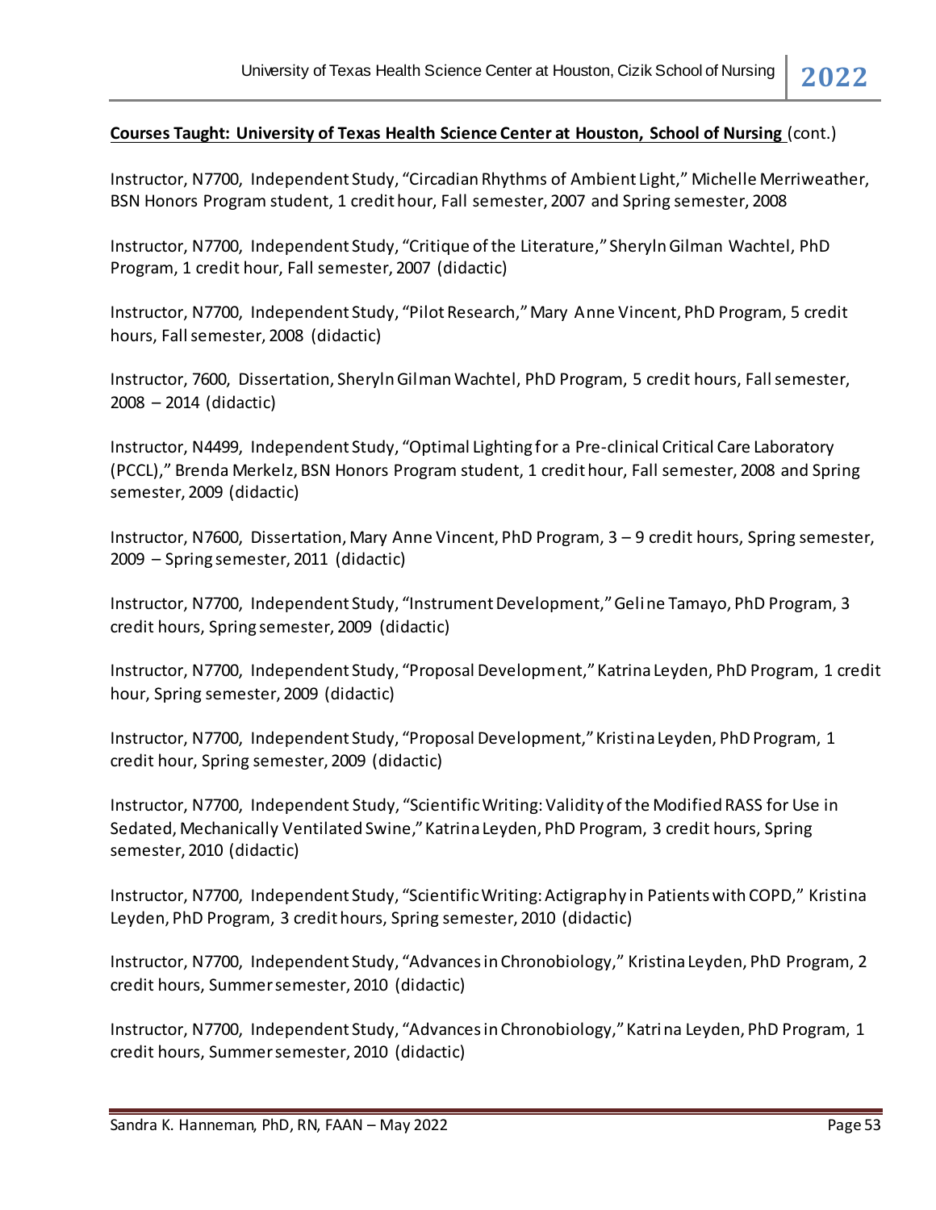**Courses Taught: University of Texas Health Science Center at Houston, School of Nursing** (cont.)

Instructor, N7700, Independent Study, "Circadian Rhythms of Ambient Light," Michelle Merriweather, BSN Honors Program student, 1 credit hour, Fall semester, 2007 and Spring semester, 2008

Instructor, N7700, Independent Study, "Critique of the Literature," Sheryln Gilman Wachtel, PhD Program, 1 credit hour, Fall semester, 2007 (didactic)

Instructor, N7700, Independent Study, "Pilot Research," Mary Anne Vincent, PhD Program, 5 credit hours, Fall semester, 2008 (didactic)

Instructor, 7600, Dissertation, Sheryln Gilman Wachtel, PhD Program, 5 credit hours, Fall semester, 2008 – 2014 (didactic)

Instructor, N4499, Independent Study, "Optimal Lighting for a Pre-clinical Critical Care Laboratory (PCCL)," Brenda Merkelz, BSN Honors Program student, 1 credit hour, Fall semester, 2008 and Spring semester, 2009 (didactic)

Instructor, N7600, Dissertation, Mary Anne Vincent, PhD Program, 3 – 9 credit hours, Spring semester, 2009 – Spring semester, 2011 (didactic)

Instructor, N7700, Independent Study, "Instrument Development," Geline Tamayo, PhD Program, 3 credit hours, Spring semester, 2009 (didactic)

Instructor, N7700, Independent Study, "Proposal Development," Katrina Leyden, PhD Program, 1 credit hour, Spring semester, 2009 (didactic)

Instructor, N7700, Independent Study, "Proposal Development," Kristina Leyden, PhD Program, 1 credit hour, Spring semester, 2009 (didactic)

Instructor, N7700, Independent Study, "Scientific Writing: Validity of the Modified RASS for Use in Sedated, Mechanically Ventilated Swine," Katrina Leyden, PhD Program, 3 credit hours, Spring semester, 2010 (didactic)

Instructor, N7700, Independent Study, "Scientific Writing: Actigraphy in Patients with COPD," Kristina Leyden, PhD Program, 3 credit hours, Spring semester, 2010 (didactic)

Instructor, N7700, Independent Study, "Advances in Chronobiology," Kristina Leyden, PhD Program, 2 credit hours, Summer semester, 2010 (didactic)

Instructor, N7700, Independent Study, "Advances in Chronobiology," Katrina Leyden, PhD Program, 1 credit hours, Summer semester, 2010 (didactic)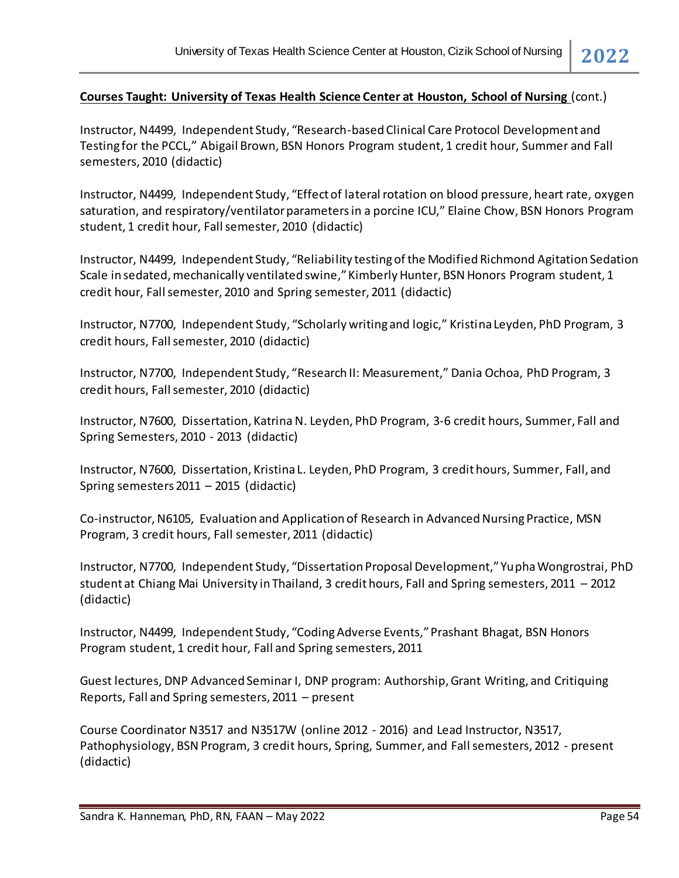**<u>Courses Taught: University of Texas Health Science Center at Houston, School of Nursing</u>** (cont.)

Instructor, N4499, Independent Study, "Research-based Clinical Care Protocol Development and Testing for the PCCL," Abigail Brown, BSN Honors Program student, 1 credit hour, Summer and Fall semesters, 2010 (didactic)

Instructor, N4499, Independent Study, "Effect of lateral rotation on blood pressure, heart rate, oxygen saturation, and respiratory/ventilator parameters in a porcine ICU," Elaine Chow, BSN Honors Program student, 1 credit hour, Fall semester, 2010 (didactic)

Instructor, N4499, Independent Study, "Reliability testing of the Modified Richmond Agitation Sedation Scale in sedated, mechanically ventilated swine," Kimberly Hunter, BSN Honors Program student, 1 credit hour, Fall semester, 2010 and Spring semester, 2011 (didactic)

Instructor, N7700, Independent Study, "Scholarly writing and logic," Kristina Leyden, PhD Program, 3 credit hours, Fall semester, 2010 (didactic)

Instructor, N7700, Independent Study, "Research II: Measurement," Dania Ochoa, PhD Program, 3 credit hours, Fall semester, 2010 (didactic)

Instructor, N7600, Dissertation, Katrina N. Leyden, PhD Program, 3-6 credit hours, Summer, Fall and Spring Semesters, 2010 - 2013 (didactic)

Instructor, N7600, Dissertation, Kristina L. Leyden, PhD Program, 3 credit hours, Summer, Fall, and Spring semesters 2011 – 2015 (didactic)

Co-instructor, N6105, Evaluation and Application of Research in Advanced Nursing Practice, MSN Program, 3 credit hours, Fall semester, 2011 (didactic)

Instructor, N7700, Independent Study, "Dissertation Proposal Development," Yupha Wongrostrai, PhD student at Chiang Mai University in Thailand, 3 credit hours, Fall and Spring semesters, 2011 – 2012 (didactic)

Instructor, N4499, Independent Study, "Coding Adverse Events," Prashant Bhagat, BSN Honors Program student, 1 credit hour, Fall and Spring semesters, 2011

Guest lectures, DNP Advanced Seminar I, DNP program: Authorship, Grant Writing, and Critiquing Reports, Fall and Spring semesters, 2011 – present

Course Coordinator N3517 and N3517W (online 2012 - 2016) and Lead Instructor, N3517, Pathophysiology, BSN Program, 3 credit hours, Spring, Summer, and Fall semesters, 2012 - present (didactic)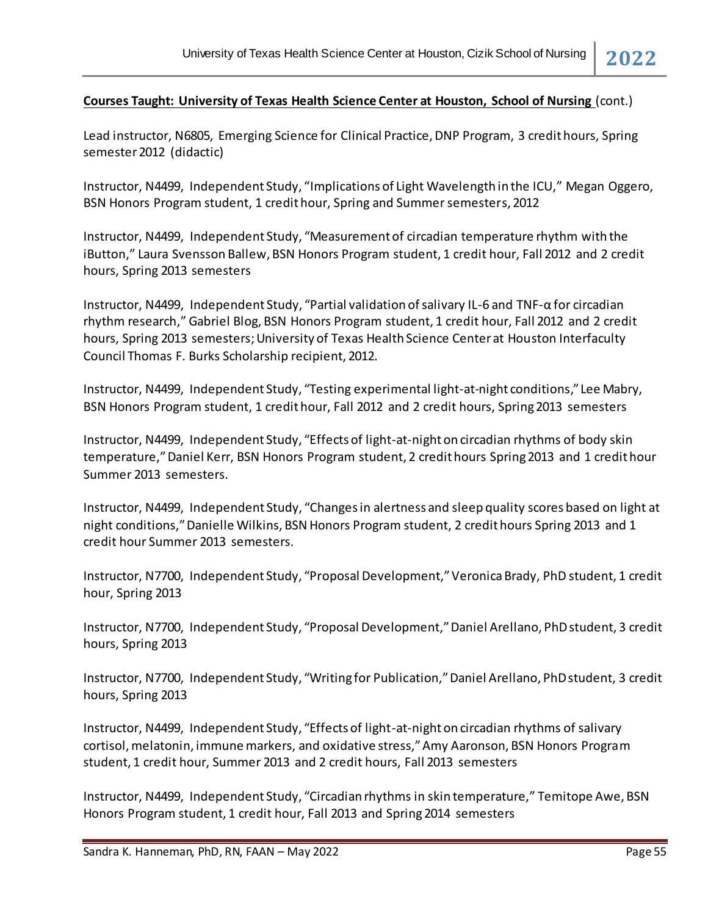**Courses Taught: University of Texas Health Science Center at Houston, School of Nursing** (cont.)

Lead instructor, N6805, Emerging Science for Clinical Practice, DNP Program, 3 credit hours, Spring semester 2012 (didactic)

Instructor, N4499, Independent Study, "Implications of Light Wavelength in the ICU," Megan Oggero, BSN Honors Program student, 1 credit hour, Spring and Summer semesters, 2012

Instructor, N4499, Independent Study, "Measurement of circadian temperature rhythm with the iButton," Laura Svensson Ballew, BSN Honors Program student, 1 credit hour, Fall 2012 and 2 credit hours, Spring 2013 semesters

Instructor, N4499, Independent Study, "Partial validation of salivary IL-6 and TNF-α for circadian rhythm research," Gabriel Blog, BSN Honors Program student, 1 credit hour, Fall 2012 and 2 credit hours, Spring 2013 semesters; University of Texas Health Science Center at Houston Interfaculty Council Thomas F. Burks Scholarship recipient, 2012.

Instructor, N4499, Independent Study, "Testing experimental light-at-night conditions," Lee Mabry, BSN Honors Program student, 1 credit hour, Fall 2012 and 2 credit hours, Spring 2013 semesters

Instructor, N4499, Independent Study, "Effects of light-at-night on circadian rhythms of body skin temperature," Daniel Kerr, BSN Honors Program student, 2 credit hours Spring 2013 and 1 credit hour Summer 2013 semesters.

Instructor, N4499, Independent Study, "Changes in alertness and sleep quality scores based on light at night conditions," Danielle Wilkins, BSN Honors Program student, 2 credit hours Spring 2013 and 1 credit hour Summer 2013 semesters.

Instructor, N7700, Independent Study, "Proposal Development," Veronica Brady, PhD student, 1 credit hour, Spring 2013

Instructor, N7700, Independent Study, "Proposal Development," Daniel Arellano, PhD student, 3 credit hours, Spring 2013

Instructor, N7700, Independent Study, "Writing for Publication," Daniel Arellano, PhD student, 3 credit hours, Spring 2013

Instructor, N4499, Independent Study, "Effects of light-at-night on circadian rhythms of salivary cortisol, melatonin, immune markers, and oxidative stress," Amy Aaronson, BSN Honors Program student, 1 credit hour, Summer 2013 and 2 credit hours, Fall 2013 semesters

Instructor, N4499, Independent Study, "Circadian rhythms in skin temperature," Temitope Awe, BSN Honors Program student, 1 credit hour, Fall 2013 and Spring 2014 semesters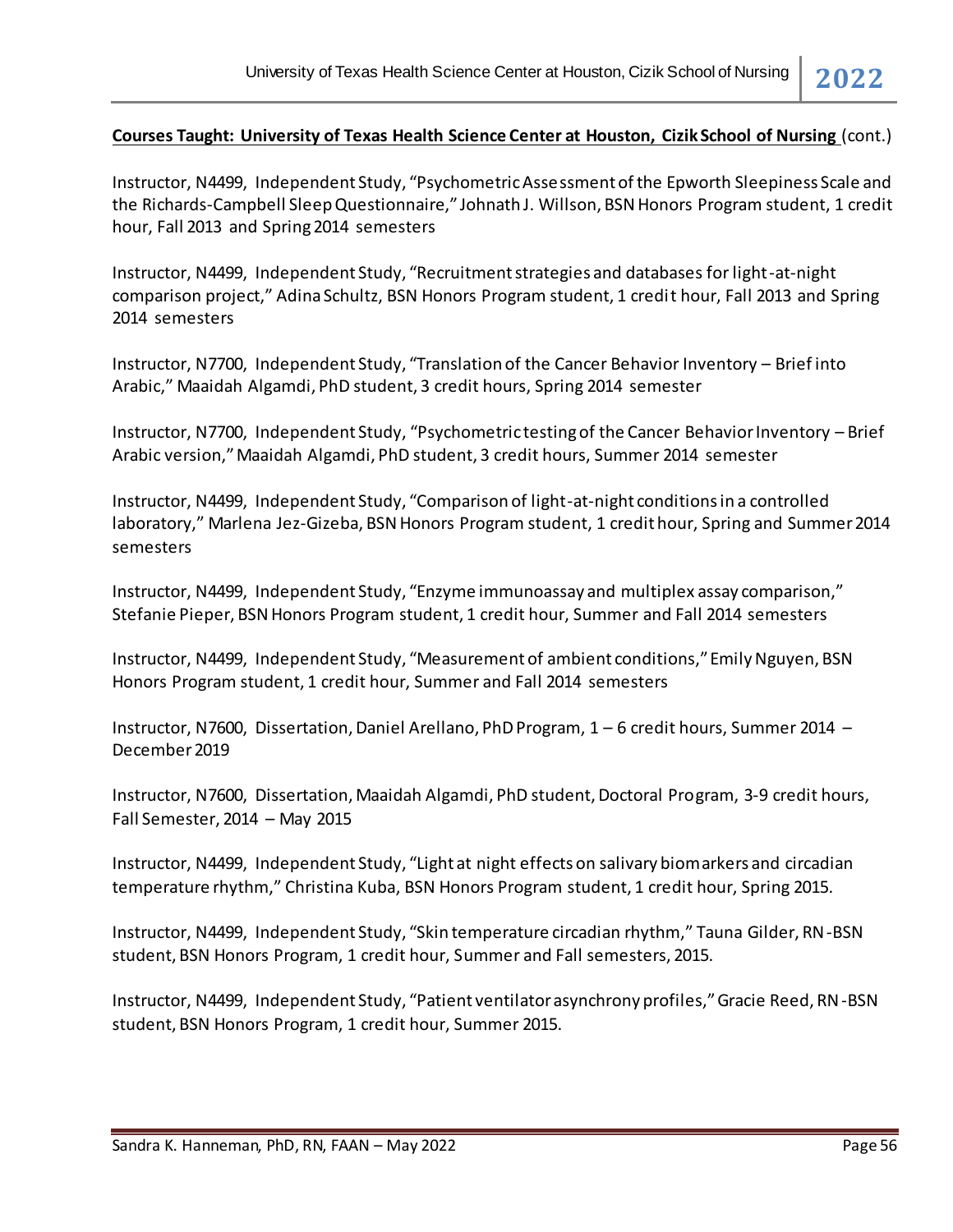**Courses Taught: University of Texas Health Science Center at Houston, Cizik School of Nursing** (cont.)

Instructor, N4499, Independent Study, "Psychometric Assessment of the Epworth Sleepiness Scale and the Richards-Campbell Sleep Questionnaire," Johnath J. Willson, BSN Honors Program student, 1 credit hour, Fall 2013 and Spring 2014 semesters

Instructor, N4499, Independent Study, "Recruitment strategies and databases for light-at-night comparison project," Adina Schultz, BSN Honors Program student, 1 credit hour, Fall 2013 and Spring 2014 semesters

Instructor, N7700, Independent Study, "Translation of the Cancer Behavior Inventory – Brief into Arabic," Maaidah Algamdi, PhD student, 3 credit hours, Spring 2014 semester

Instructor, N7700, Independent Study, "Psychometric testing of the Cancer Behavior Inventory – Brief Arabic version," Maaidah Algamdi, PhD student, 3 credit hours, Summer 2014 semester

Instructor, N4499, Independent Study, "Comparison of light-at-night conditions in a controlled laboratory," Marlena Jez-Gizeba, BSN Honors Program student, 1 credit hour, Spring and Summer 2014 semesters

Instructor, N4499, Independent Study, "Enzyme immunoassay and multiplex assay comparison," Stefanie Pieper, BSN Honors Program student, 1 credit hour, Summer and Fall 2014 semesters

Instructor, N4499, Independent Study, "Measurement of ambient conditions," Emily Nguyen, BSN Honors Program student, 1 credit hour, Summer and Fall 2014 semesters

Instructor, N7600, Dissertation, Daniel Arellano, PhD Program, 1 – 6 credit hours, Summer 2014 – December 2019

Instructor, N7600, Dissertation, Maaidah Algamdi, PhD student, Doctoral Program, 3-9 credit hours, Fall Semester, 2014 – May 2015

Instructor, N4499, Independent Study, "Light at night effects on salivary biomarkers and circadian temperature rhythm," Christina Kuba, BSN Honors Program student, 1 credit hour, Spring 2015.

Instructor, N4499, Independent Study, "Skin temperature circadian rhythm," Tauna Gilder, RN-BSN student, BSN Honors Program, 1 credit hour, Summer and Fall semesters, 2015.

Instructor, N4499, Independent Study, "Patient ventilator asynchrony profiles," Gracie Reed, RN-BSN student, BSN Honors Program, 1 credit hour, Summer 2015.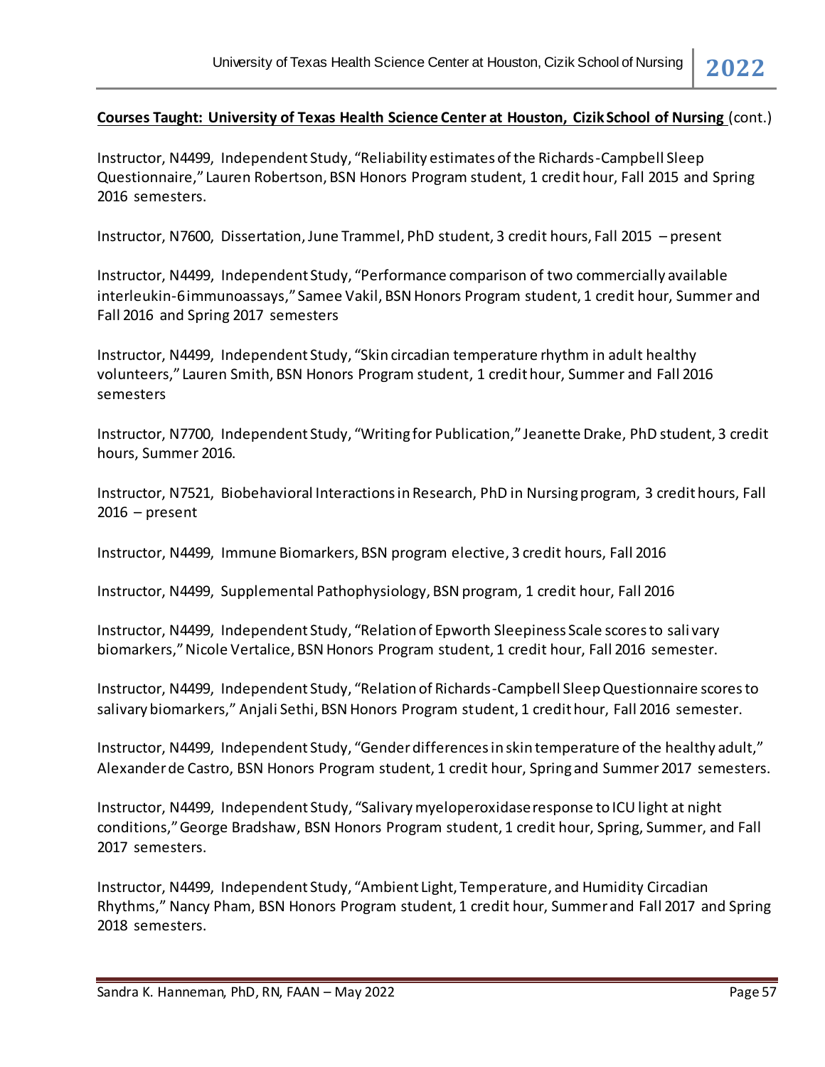**Courses Taught: University of Texas Health Science Center at Houston, Cizik School of Nursing** (cont.)

Instructor, N4499, Independent Study, "Reliability estimates of the Richards-Campbell Sleep Questionnaire," Lauren Robertson, BSN Honors Program student, 1 credit hour, Fall 2015 and Spring 2016 semesters.

Instructor, N7600, Dissertation, June Trammel, PhD student, 3 credit hours, Fall 2015 – present

Instructor, N4499, Independent Study, "Performance comparison of two commercially available interleukin-6 immunoassays," Samee Vakil, BSN Honors Program student, 1 credit hour, Summer and Fall 2016 and Spring 2017 semesters

Instructor, N4499, Independent Study, "Skin circadian temperature rhythm in adult healthy volunteers," Lauren Smith, BSN Honors Program student, 1 credit hour, Summer and Fall 2016 semesters

Instructor, N7700, Independent Study, "Writing for Publication," Jeanette Drake, PhD student, 3 credit hours, Summer 2016.

Instructor, N7521, Biobehavioral Interactions in Research, PhD in Nursing program, 3 credit hours, Fall 2016 – present

Instructor, N4499, Immune Biomarkers, BSN program elective, 3 credit hours, Fall 2016

Instructor, N4499, Supplemental Pathophysiology, BSN program, 1 credit hour, Fall 2016

Instructor, N4499, Independent Study, "Relation of Epworth Sleepiness Scale scores to salivary biomarkers," Nicole Vertalice, BSN Honors Program student, 1 credit hour, Fall 2016 semester.

Instructor, N4499, Independent Study, "Relation of Richards-Campbell Sleep Questionnaire scores to salivary biomarkers," Anjali Sethi, BSN Honors Program student, 1 credit hour, Fall 2016 semester.

Instructor, N4499, Independent Study, "Gender differences in skin temperature of the healthy adult," Alexander de Castro, BSN Honors Program student, 1 credit hour, Spring and Summer 2017 semesters.

Instructor, N4499, Independent Study, "Salivary myeloperoxidase response to ICU light at night conditions," George Bradshaw, BSN Honors Program student, 1 credit hour, Spring, Summer, and Fall 2017 semesters.

Instructor, N4499, Independent Study, "Ambient Light, Temperature, and Humidity Circadian Rhythms," Nancy Pham, BSN Honors Program student, 1 credit hour, Summer and Fall 2017 and Spring 2018 semesters.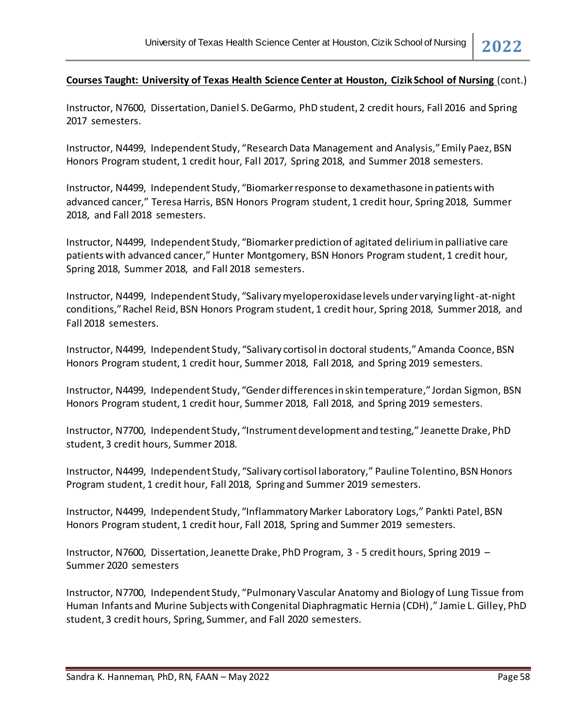**Courses Taught: University of Texas Health Science Center at Houston, Cizik School of Nursing** (cont.)

Instructor, N7600, Dissertation, Daniel S. DeGarmo, PhD student, 2 credit hours, Fall 2016 and Spring 2017 semesters.

Instructor, N4499, Independent Study, "Research Data Management and Analysis," Emily Paez, BSN Honors Program student, 1 credit hour, Fall 2017, Spring 2018, and Summer 2018 semesters.

Instructor, N4499, Independent Study, "Biomarker response to dexamethasone in patients with advanced cancer," Teresa Harris, BSN Honors Program student, 1 credit hour, Spring 2018, Summer 2018, and Fall 2018 semesters.

Instructor, N4499, Independent Study, "Biomarker prediction of agitated delirium in palliative care patients with advanced cancer," Hunter Montgomery, BSN Honors Program student, 1 credit hour, Spring 2018, Summer 2018, and Fall 2018 semesters.

Instructor, N4499, Independent Study, "Salivary myeloperoxidase levels under varying light-at-night conditions," Rachel Reid, BSN Honors Program student, 1 credit hour, Spring 2018, Summer 2018, and Fall 2018 semesters.

Instructor, N4499, Independent Study, "Salivary cortisol in doctoral students," Amanda Coonce, BSN Honors Program student, 1 credit hour, Summer 2018, Fall 2018, and Spring 2019 semesters.

Instructor, N4499, Independent Study, "Gender differences in skin temperature," Jordan Sigmon, BSN Honors Program student, 1 credit hour, Summer 2018, Fall 2018, and Spring 2019 semesters.

Instructor, N7700, Independent Study, "Instrument development and testing," Jeanette Drake, PhD student, 3 credit hours, Summer 2018.

Instructor, N4499, Independent Study, "Salivary cortisol laboratory," Pauline Tolentino, BSN Honors Program student, 1 credit hour, Fall 2018, Spring and Summer 2019 semesters.

Instructor, N4499, Independent Study, "Inflammatory Marker Laboratory Logs," Pankti Patel, BSN Honors Program student, 1 credit hour, Fall 2018, Spring and Summer 2019 semesters.

Instructor, N7600, Dissertation, Jeanette Drake, PhD Program, 3 - 5 credit hours, Spring 2019 – Summer 2020 semesters

Instructor, N7700, Independent Study, "Pulmonary Vascular Anatomy and Biology of Lung Tissue from Human Infants and Murine Subjects with Congenital Diaphragmatic Hernia (CDH)," Jamie L. Gilley, PhD student, 3 credit hours, Spring, Summer, and Fall 2020 semesters.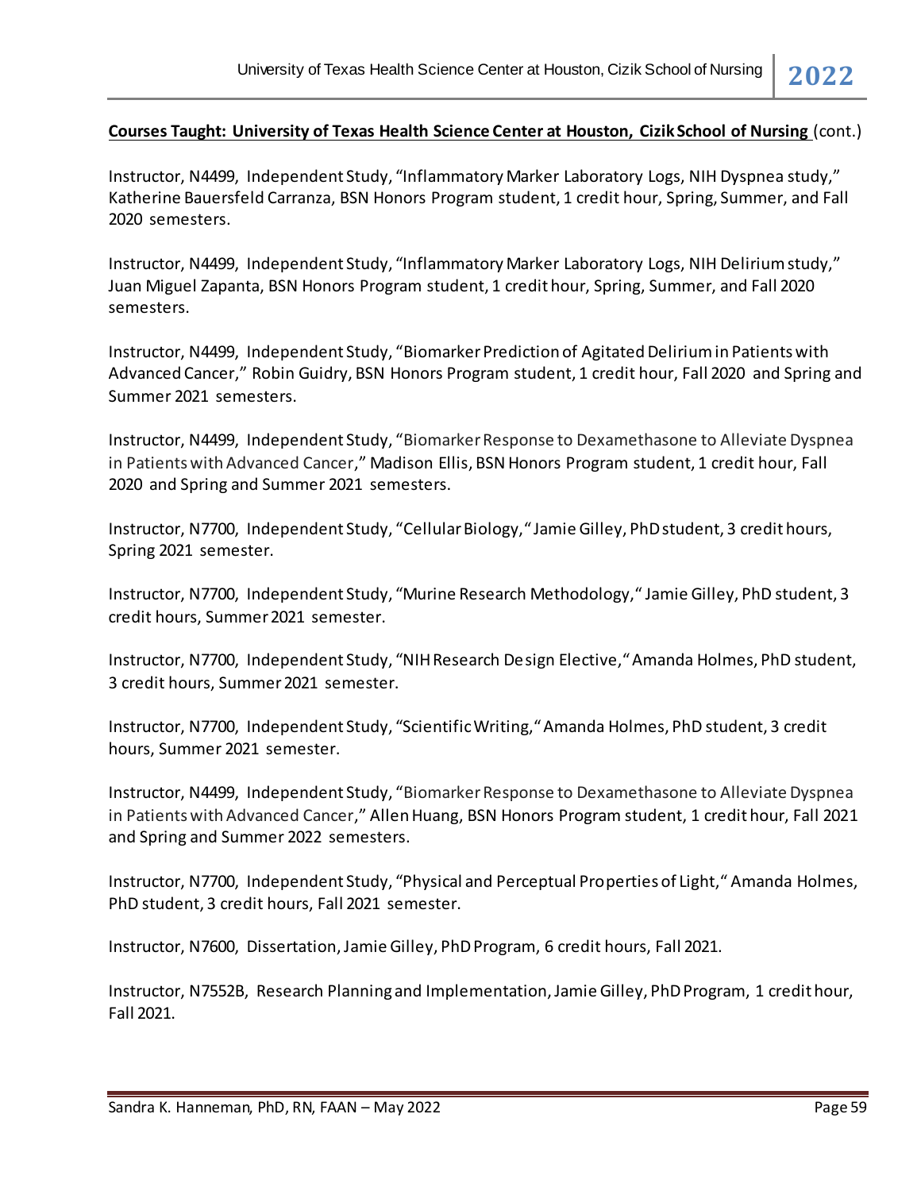**Courses Taught: University of Texas Health Science Center at Houston, Cizik School of Nursing** (cont.)

Instructor, N4499, Independent Study, "Inflammatory Marker Laboratory Logs, NIH Dyspnea study," Katherine Bauersfeld Carranza, BSN Honors Program student, 1 credit hour, Spring, Summer, and Fall 2020 semesters.

Instructor, N4499, Independent Study, "Inflammatory Marker Laboratory Logs, NIH Delirium study," Juan Miguel Zapanta, BSN Honors Program student, 1 credit hour, Spring, Summer, and Fall 2020 semesters.

Instructor, N4499, Independent Study, "Biomarker Prediction of Agitated Delirium in Patients with Advanced Cancer," Robin Guidry, BSN Honors Program student, 1 credit hour, Fall 2020 and Spring and Summer 2021 semesters.

Instructor, N4499, Independent Study, "Biomarker Response to Dexamethasone to Alleviate Dyspnea in Patients with Advanced Cancer," Madison Ellis, BSN Honors Program student, 1 credit hour, Fall 2020 and Spring and Summer 2021 semesters.

Instructor, N7700, Independent Study, "Cellular Biology," Jamie Gilley, PhD student, 3 credit hours, Spring 2021 semester.

Instructor, N7700, Independent Study, "Murine Research Methodology," Jamie Gilley, PhD student, 3 credit hours, Summer 2021 semester.

Instructor, N7700, Independent Study, "NIH Research Design Elective," Amanda Holmes, PhD student, 3 credit hours, Summer 2021 semester.

Instructor, N7700, Independent Study, "Scientific Writing," Amanda Holmes, PhD student, 3 credit hours, Summer 2021 semester.

Instructor, N4499, Independent Study, "Biomarker Response to Dexamethasone to Alleviate Dyspnea in Patients with Advanced Cancer," Allen Huang, BSN Honors Program student, 1 credit hour, Fall 2021 and Spring and Summer 2022 semesters.

Instructor, N7700, Independent Study, "Physical and Perceptual Properties of Light," Amanda Holmes, PhD student, 3 credit hours, Fall 2021 semester.

Instructor, N7600, Dissertation, Jamie Gilley, PhD Program, 6 credit hours, Fall 2021.

Instructor, N7552B, Research Planning and Implementation, Jamie Gilley, PhD Program, 1 credit hour, Fall 2021.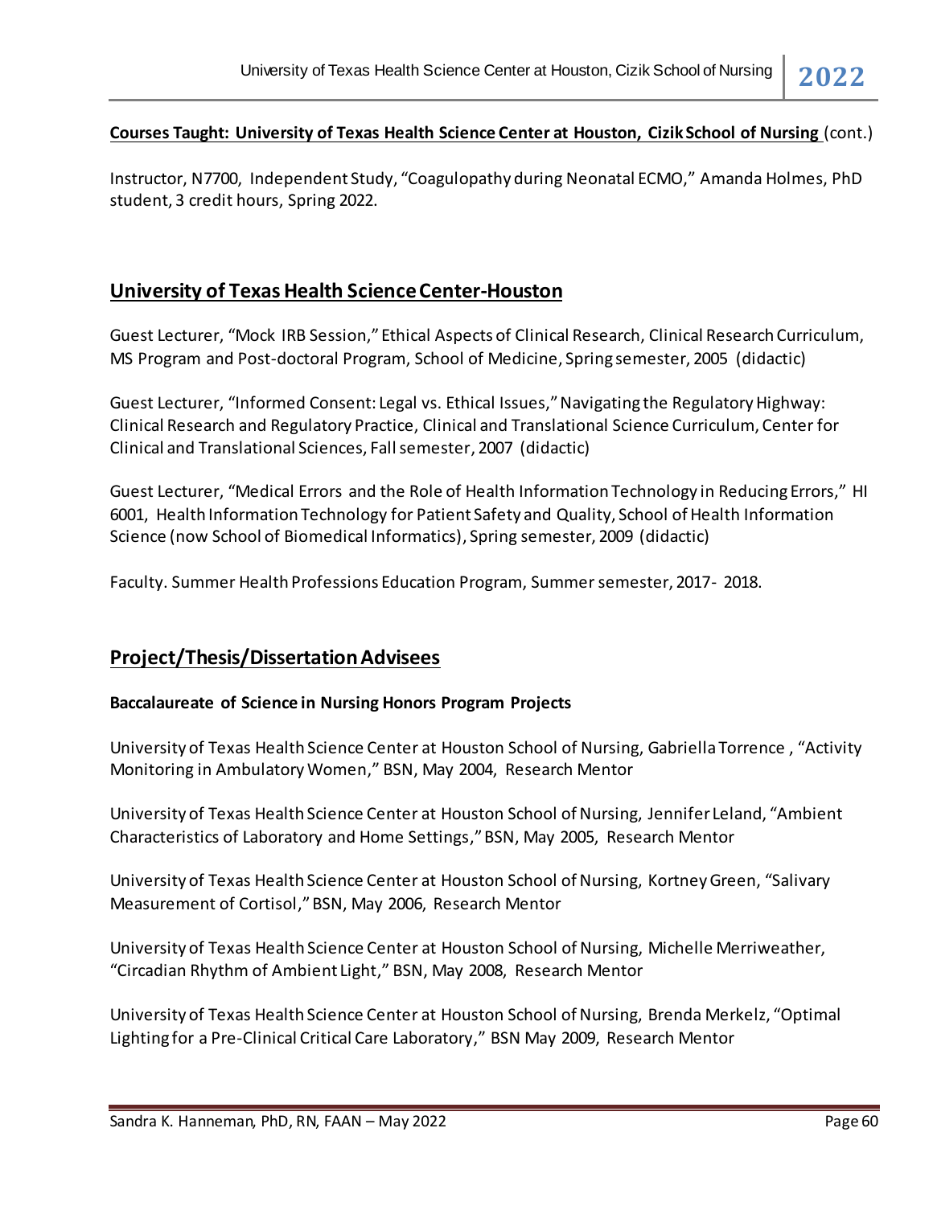**Courses Taught: University of Texas Health Science Center at Houston, Cizik School of Nursing** (cont.)

Instructor, N7700, Independent Study, "Coagulopathy during Neonatal ECMO," Amanda Holmes, PhD student, 3 credit hours, Spring 2022.

## University of Texas Health Science Center-Houston

Guest Lecturer, "Mock IRB Session," Ethical Aspects of Clinical Research, Clinical Research Curriculum, MS Program and Post-doctoral Program, School of Medicine, Spring semester, 2005 (didactic)

Guest Lecturer, "Informed Consent: Legal vs. Ethical Issues," Navigating the Regulatory Highway: Clinical Research and Regulatory Practice, Clinical and Translational Science Curriculum, Center for Clinical and Translational Sciences, Fall semester, 2007 (didactic)

Guest Lecturer, "Medical Errors and the Role of Health Information Technology in Reducing Errors," HI 6001, Health Information Technology for Patient Safety and Quality, School of Health Information Science (now School of Biomedical Informatics), Spring semester, 2009 (didactic)

Faculty. Summer Health Professions Education Program, Summer semester, 2017- 2018.

## Project/Thesis/Dissertation Advisees

**Baccalaureate of Science in Nursing Honors Program Projects**

University of Texas Health Science Center at Houston School of Nursing, Gabriella Torrence , "Activity Monitoring in Ambulatory Women," BSN, May 2004, Research Mentor

University of Texas Health Science Center at Houston School of Nursing, Jennifer Leland, "Ambient Characteristics of Laboratory and Home Settings," BSN, May 2005, Research Mentor

University of Texas Health Science Center at Houston School of Nursing, Kortney Green, "Salivary Measurement of Cortisol," BSN, May 2006, Research Mentor

University of Texas Health Science Center at Houston School of Nursing, Michelle Merriweather, "Circadian Rhythm of Ambient Light," BSN, May 2008, Research Mentor

University of Texas Health Science Center at Houston School of Nursing, Brenda Merkelz, "Optimal Lighting for a Pre-Clinical Critical Care Laboratory," BSN May 2009, Research Mentor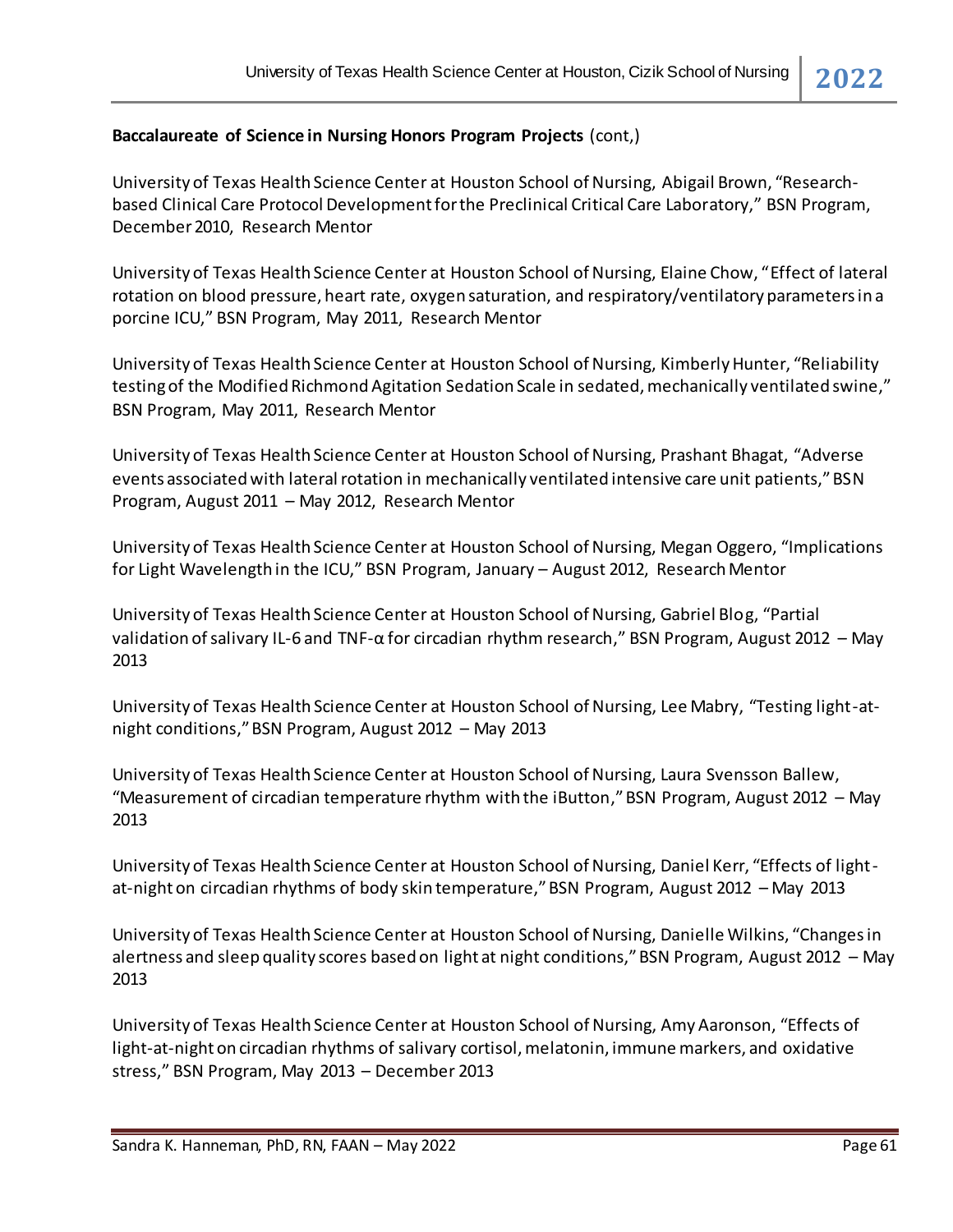**Baccalaureate of Science in Nursing Honors Program Projects** (cont,)

University of Texas Health Science Center at Houston School of Nursing, Abigail Brown, "Research-based Clinical Care Protocol Development for the Preclinical Critical Care Laboratory," BSN Program, December 2010, Research Mentor

University of Texas Health Science Center at Houston School of Nursing, Elaine Chow, "Effect of lateral rotation on blood pressure, heart rate, oxygen saturation, and respiratory/ventilatory parameters in a porcine ICU," BSN Program, May 2011, Research Mentor

University of Texas Health Science Center at Houston School of Nursing, Kimberly Hunter, "Reliability testing of the Modified Richmond Agitation Sedation Scale in sedated, mechanically ventilated swine," BSN Program, May 2011, Research Mentor

University of Texas Health Science Center at Houston School of Nursing, Prashant Bhagat, "Adverse events associated with lateral rotation in mechanically ventilated intensive care unit patients," BSN Program, August 2011 – May 2012, Research Mentor

University of Texas Health Science Center at Houston School of Nursing, Megan Oggero, "Implications for Light Wavelength in the ICU," BSN Program, January – August 2012, Research Mentor

University of Texas Health Science Center at Houston School of Nursing, Gabriel Blog, "Partial validation of salivary IL-6 and TNF-α for circadian rhythm research," BSN Program, August 2012 – May 2013

University of Texas Health Science Center at Houston School of Nursing, Lee Mabry, "Testing light-at-night conditions," BSN Program, August 2012 – May 2013

University of Texas Health Science Center at Houston School of Nursing, Laura Svensson Ballew, "Measurement of circadian temperature rhythm with the iButton," BSN Program, August 2012 – May 2013

University of Texas Health Science Center at Houston School of Nursing, Daniel Kerr, "Effects of light-at-night on circadian rhythms of body skin temperature," BSN Program, August 2012 – May 2013

University of Texas Health Science Center at Houston School of Nursing, Danielle Wilkins, "Changes in alertness and sleep quality scores based on light at night conditions," BSN Program, August 2012 – May 2013

University of Texas Health Science Center at Houston School of Nursing, Amy Aaronson, "Effects of light-at-night on circadian rhythms of salivary cortisol, melatonin, immune markers, and oxidative stress," BSN Program, May 2013 – December 2013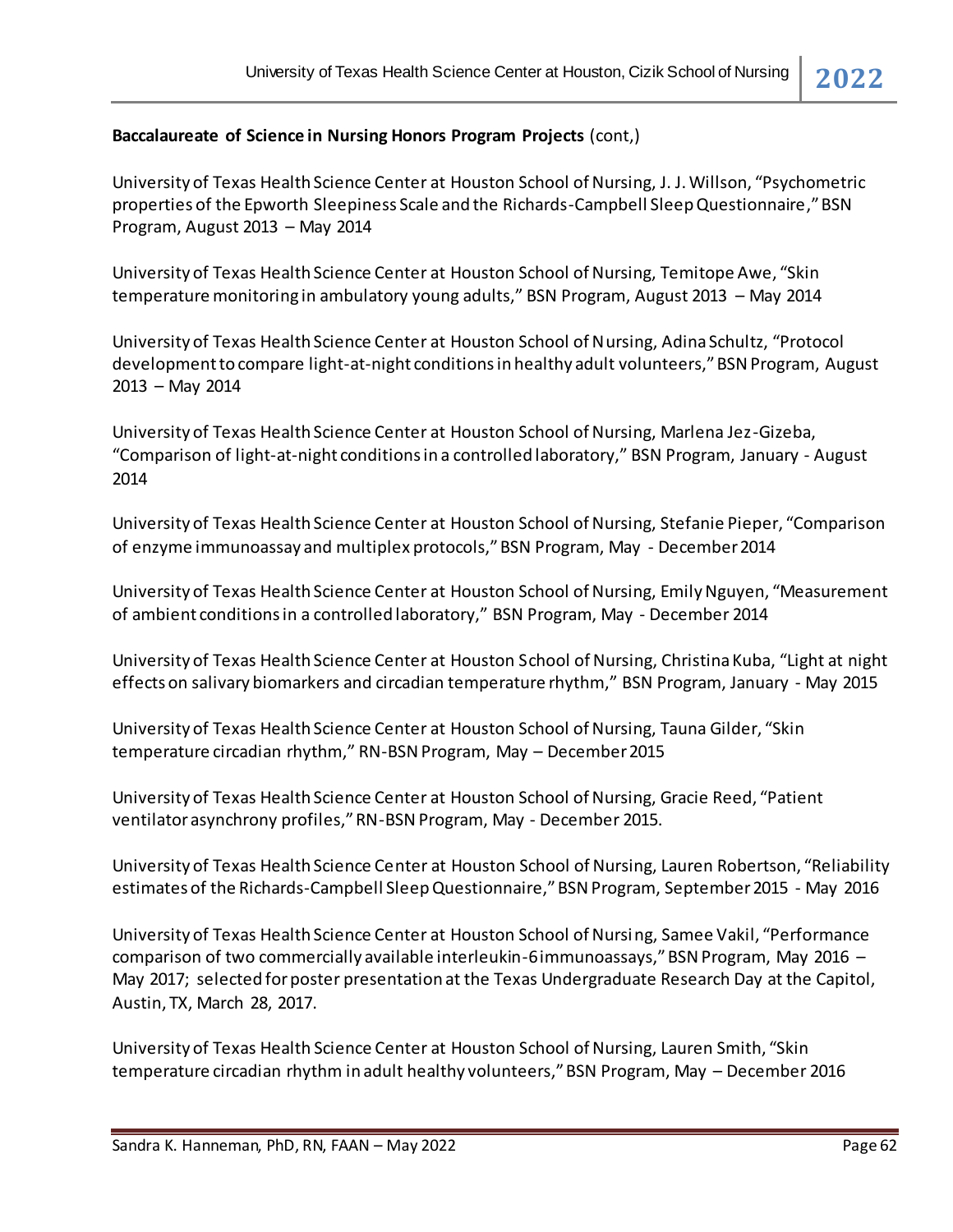**Baccalaureate of Science in Nursing Honors Program Projects** (cont,)

University of Texas Health Science Center at Houston School of Nursing, J. J. Willson, "Psychometric properties of the Epworth Sleepiness Scale and the Richards-Campbell Sleep Questionnaire," BSN Program, August 2013 – May 2014

University of Texas Health Science Center at Houston School of Nursing, Temitope Awe, "Skin temperature monitoring in ambulatory young adults," BSN Program, August 2013 – May 2014

University of Texas Health Science Center at Houston School of Nursing, Adina Schultz, "Protocol development to compare light-at-night conditions in healthy adult volunteers," BSN Program, August 2013 – May 2014

University of Texas Health Science Center at Houston School of Nursing, Marlena Jez-Gizeba, "Comparison of light-at-night conditions in a controlled laboratory," BSN Program, January - August 2014

University of Texas Health Science Center at Houston School of Nursing, Stefanie Pieper, "Comparison of enzyme immunoassay and multiplex protocols," BSN Program, May - December 2014

University of Texas Health Science Center at Houston School of Nursing, Emily Nguyen, "Measurement of ambient conditions in a controlled laboratory," BSN Program, May - December 2014

University of Texas Health Science Center at Houston School of Nursing, Christina Kuba, "Light at night effects on salivary biomarkers and circadian temperature rhythm," BSN Program, January - May 2015

University of Texas Health Science Center at Houston School of Nursing, Tauna Gilder, "Skin temperature circadian rhythm," RN-BSN Program, May – December 2015

University of Texas Health Science Center at Houston School of Nursing, Gracie Reed, "Patient ventilator asynchrony profiles," RN-BSN Program, May - December 2015.

University of Texas Health Science Center at Houston School of Nursing, Lauren Robertson, "Reliability estimates of the Richards-Campbell Sleep Questionnaire," BSN Program, September 2015 - May 2016

University of Texas Health Science Center at Houston School of Nursing, Samee Vakil, "Performance comparison of two commercially available interleukin-6 immunoassays," BSN Program, May 2016 – May 2017; selected for poster presentation at the Texas Undergraduate Research Day at the Capitol, Austin, TX, March 28, 2017.

University of Texas Health Science Center at Houston School of Nursing, Lauren Smith, "Skin temperature circadian rhythm in adult healthy volunteers," BSN Program, May – December 2016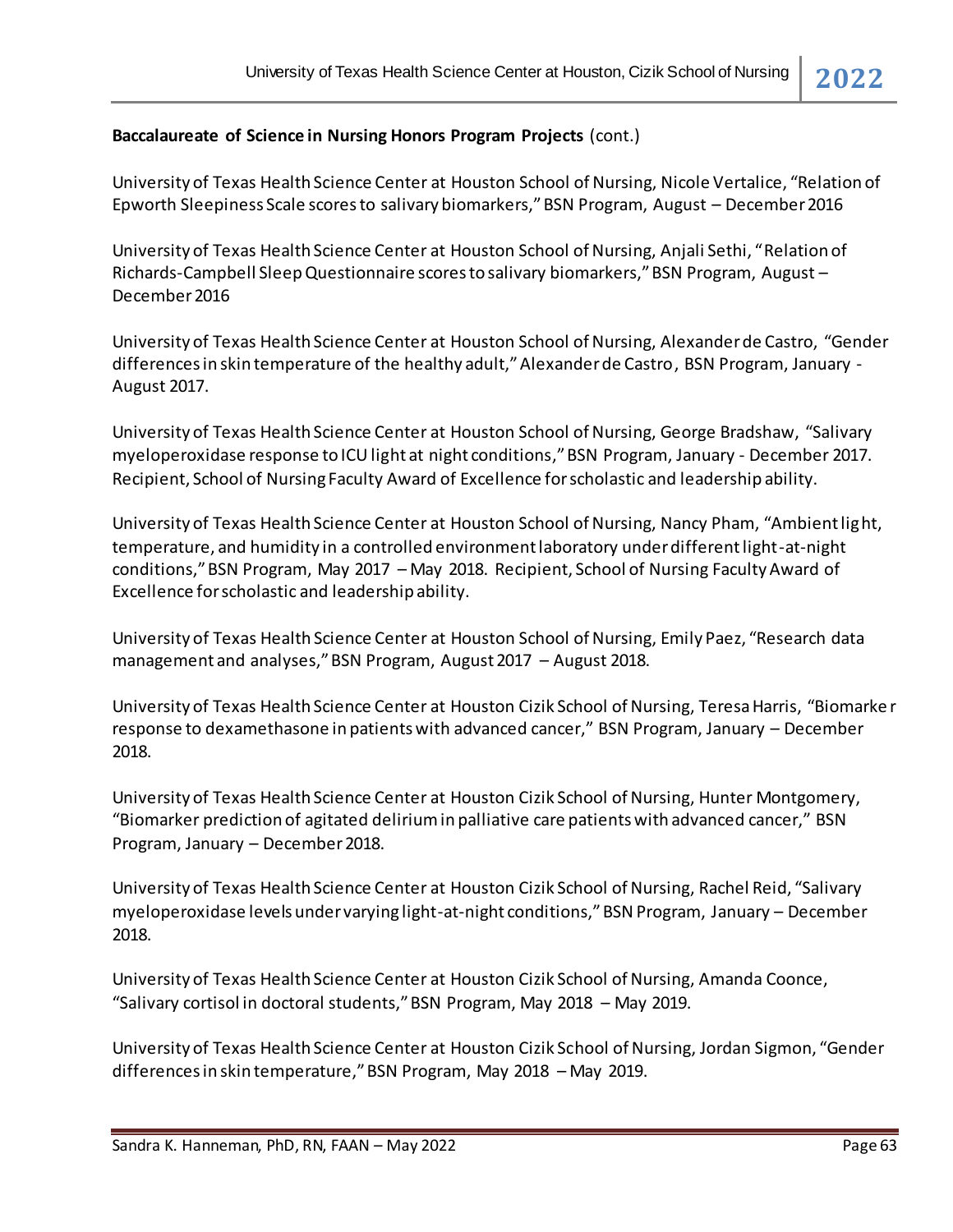**Baccalaureate of Science in Nursing Honors Program Projects** (cont.)

University of Texas Health Science Center at Houston School of Nursing, Nicole Vertalice, "Relation of Epworth Sleepiness Scale scores to salivary biomarkers," BSN Program, August – December 2016

University of Texas Health Science Center at Houston School of Nursing, Anjali Sethi, "Relation of Richards-Campbell Sleep Questionnaire scores to salivary biomarkers," BSN Program, August – December 2016

University of Texas Health Science Center at Houston School of Nursing, Alexander de Castro, "Gender differences in skin temperature of the healthy adult," Alexander de Castro, BSN Program, January - August 2017.

University of Texas Health Science Center at Houston School of Nursing, George Bradshaw, "Salivary myeloperoxidase response to ICU light at night conditions," BSN Program, January - December 2017. Recipient, School of Nursing Faculty Award of Excellence for scholastic and leadership ability.

University of Texas Health Science Center at Houston School of Nursing, Nancy Pham, "Ambient light, temperature, and humidity in a controlled environment laboratory under different light-at-night conditions," BSN Program, May 2017 – May 2018. Recipient, School of Nursing Faculty Award of Excellence for scholastic and leadership ability.

University of Texas Health Science Center at Houston School of Nursing, Emily Paez, "Research data management and analyses," BSN Program, August 2017 – August 2018.

University of Texas Health Science Center at Houston Cizik School of Nursing, Teresa Harris, "Biomarker response to dexamethasone in patients with advanced cancer," BSN Program, January – December 2018.

University of Texas Health Science Center at Houston Cizik School of Nursing, Hunter Montgomery, "Biomarker prediction of agitated delirium in palliative care patients with advanced cancer," BSN Program, January – December 2018.

University of Texas Health Science Center at Houston Cizik School of Nursing, Rachel Reid, "Salivary myeloperoxidase levels under varying light-at-night conditions," BSN Program, January – December 2018.

University of Texas Health Science Center at Houston Cizik School of Nursing, Amanda Coonce, "Salivary cortisol in doctoral students," BSN Program, May 2018 – May 2019.

University of Texas Health Science Center at Houston Cizik School of Nursing, Jordan Sigmon, "Gender differences in skin temperature," BSN Program, May 2018 – May 2019.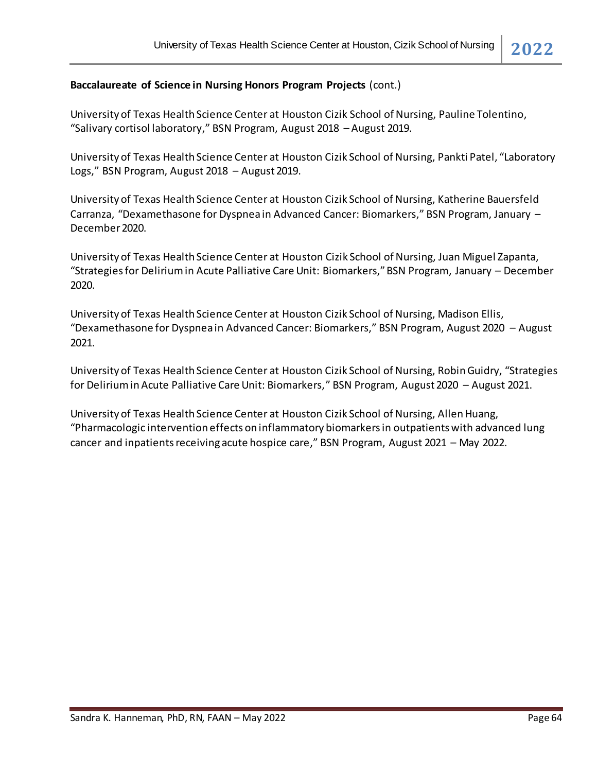**Baccalaureate of Science in Nursing Honors Program Projects** (cont.)

University of Texas Health Science Center at Houston Cizik School of Nursing, Pauline Tolentino, "Salivary cortisol laboratory," BSN Program, August 2018 – August 2019.

University of Texas Health Science Center at Houston Cizik School of Nursing, Pankti Patel, "Laboratory Logs," BSN Program, August 2018 – August 2019.

University of Texas Health Science Center at Houston Cizik School of Nursing, Katherine Bauersfeld Carranza, "Dexamethasone for Dyspnea in Advanced Cancer: Biomarkers," BSN Program, January – December 2020.

University of Texas Health Science Center at Houston Cizik School of Nursing, Juan Miguel Zapanta, "Strategies for Delirium in Acute Palliative Care Unit: Biomarkers," BSN Program, January – December 2020.

University of Texas Health Science Center at Houston Cizik School of Nursing, Madison Ellis, "Dexamethasone for Dyspnea in Advanced Cancer: Biomarkers," BSN Program, August 2020 – August 2021.

University of Texas Health Science Center at Houston Cizik School of Nursing, Robin Guidry, "Strategies for Delirium in Acute Palliative Care Unit: Biomarkers," BSN Program, August 2020 – August 2021.

University of Texas Health Science Center at Houston Cizik School of Nursing, Allen Huang, "Pharmacologic intervention effects on inflammatory biomarkers in outpatients with advanced lung cancer and inpatients receiving acute hospice care," BSN Program, August 2021 – May 2022.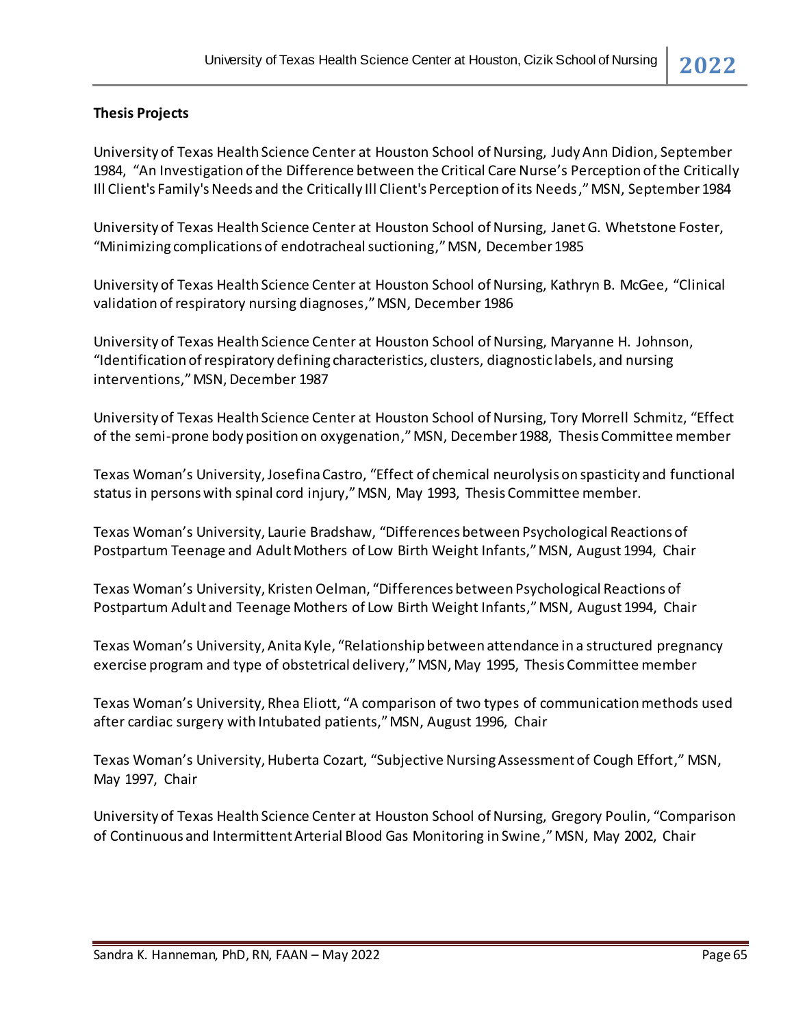**Thesis Projects**

University of Texas Health Science Center at Houston School of Nursing, Judy Ann Didion, September 1984, "An Investigation of the Difference between the Critical Care Nurse's Perception of the Critically Ill Client's Family's Needs and the Critically Ill Client's Perception of its Needs," MSN, September 1984

University of Texas Health Science Center at Houston School of Nursing, Janet G. Whetstone Foster, "Minimizing complications of endotracheal suctioning," MSN, December 1985

University of Texas Health Science Center at Houston School of Nursing, Kathryn B. McGee, "Clinical validation of respiratory nursing diagnoses," MSN, December 1986

University of Texas Health Science Center at Houston School of Nursing, Maryanne H. Johnson, "Identification of respiratory defining characteristics, clusters, diagnostic labels, and nursing interventions," MSN, December 1987

University of Texas Health Science Center at Houston School of Nursing, Tory Morrell Schmitz, "Effect of the semi-prone body position on oxygenation," MSN, December 1988, Thesis Committee member

Texas Woman's University, Josefina Castro, "Effect of chemical neurolysis on spasticity and functional status in persons with spinal cord injury," MSN, May 1993, Thesis Committee member.

Texas Woman's University, Laurie Bradshaw, "Differences between Psychological Reactions of Postpartum Teenage and Adult Mothers of Low Birth Weight Infants," MSN, August 1994, Chair

Texas Woman's University, Kristen Oelman, "Differences between Psychological Reactions of Postpartum Adult and Teenage Mothers of Low Birth Weight Infants," MSN, August 1994, Chair

Texas Woman's University, Anita Kyle, "Relationship between attendance in a structured pregnancy exercise program and type of obstetrical delivery," MSN, May 1995, Thesis Committee member

Texas Woman's University, Rhea Eliott, "A comparison of two types of communication methods used after cardiac surgery with Intubated patients," MSN, August 1996, Chair

Texas Woman's University, Huberta Cozart, "Subjective Nursing Assessment of Cough Effort," MSN, May 1997, Chair

University of Texas Health Science Center at Houston School of Nursing, Gregory Poulin, "Comparison of Continuous and Intermittent Arterial Blood Gas Monitoring in Swine," MSN, May 2002, Chair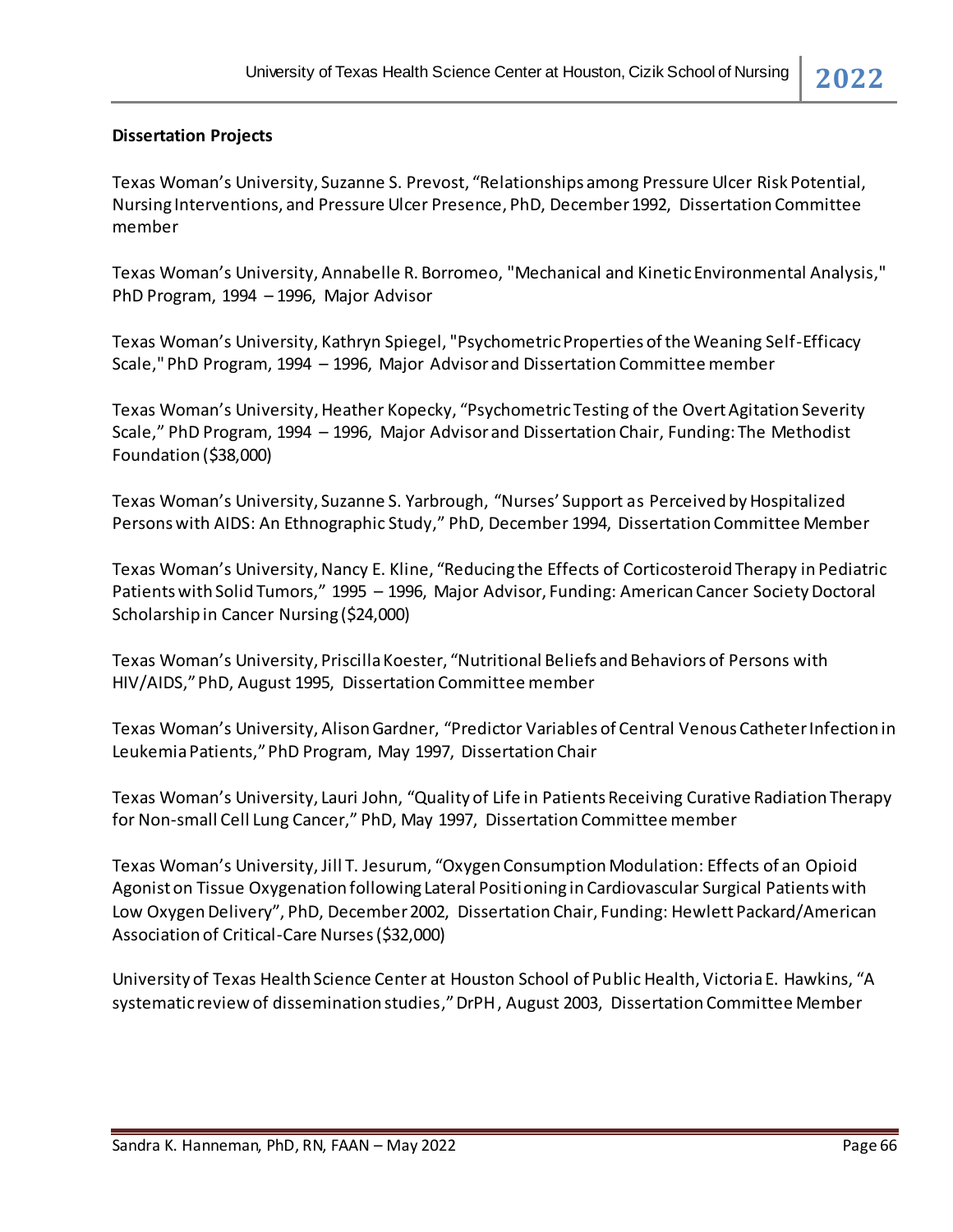**Dissertation Projects**

Texas Woman's University, Suzanne S. Prevost, "Relationships among Pressure Ulcer Risk Potential, Nursing Interventions, and Pressure Ulcer Presence, PhD, December 1992, Dissertation Committee member

Texas Woman's University, Annabelle R. Borromeo, "Mechanical and Kinetic Environmental Analysis," PhD Program, 1994 – 1996, Major Advisor

Texas Woman's University, Kathryn Spiegel, "Psychometric Properties of the Weaning Self-Efficacy Scale," PhD Program, 1994 – 1996, Major Advisor and Dissertation Committee member

Texas Woman's University, Heather Kopecky, "Psychometric Testing of the Overt Agitation Severity Scale," PhD Program, 1994 – 1996, Major Advisor and Dissertation Chair, Funding: The Methodist Foundation ($38,000)

Texas Woman's University, Suzanne S. Yarbrough, "Nurses' Support as Perceived by Hospitalized Persons with AIDS: An Ethnographic Study," PhD, December 1994, Dissertation Committee Member

Texas Woman's University, Nancy E. Kline, "Reducing the Effects of Corticosteroid Therapy in Pediatric Patients with Solid Tumors," 1995 – 1996, Major Advisor, Funding: American Cancer Society Doctoral Scholarship in Cancer Nursing ($24,000)

Texas Woman's University, Priscilla Koester, "Nutritional Beliefs and Behaviors of Persons with HIV/AIDS," PhD, August 1995, Dissertation Committee member

Texas Woman's University, Alison Gardner, "Predictor Variables of Central Venous Catheter Infection in Leukemia Patients," PhD Program, May 1997, Dissertation Chair

Texas Woman's University, Lauri John, "Quality of Life in Patients Receiving Curative Radiation Therapy for Non-small Cell Lung Cancer," PhD, May 1997, Dissertation Committee member

Texas Woman's University, Jill T. Jesurum, "Oxygen Consumption Modulation: Effects of an Opioid Agonist on Tissue Oxygenation following Lateral Positioning in Cardiovascular Surgical Patients with Low Oxygen Delivery", PhD, December 2002, Dissertation Chair, Funding: Hewlett Packard/American Association of Critical-Care Nurses ($32,000)

University of Texas Health Science Center at Houston School of Public Health, Victoria E. Hawkins, "A systematic review of dissemination studies," DrPH, August 2003, Dissertation Committee Member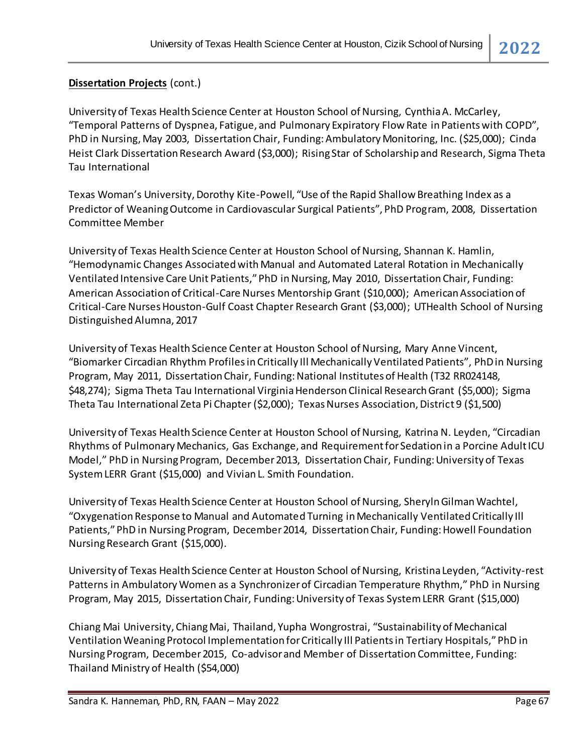**Dissertation Projects** (cont.)

University of Texas Health Science Center at Houston School of Nursing, Cynthia A. McCarley, "Temporal Patterns of Dyspnea, Fatigue, and Pulmonary Expiratory Flow Rate in Patients with COPD", PhD in Nursing, May 2003, Dissertation Chair, Funding: Ambulatory Monitoring, Inc. ($25,000); Cinda Heist Clark Dissertation Research Award ($3,000); Rising Star of Scholarship and Research, Sigma Theta Tau International

Texas Woman's University, Dorothy Kite-Powell, "Use of the Rapid Shallow Breathing Index as a Predictor of Weaning Outcome in Cardiovascular Surgical Patients", PhD Program, 2008, Dissertation Committee Member

University of Texas Health Science Center at Houston School of Nursing, Shannan K. Hamlin, "Hemodynamic Changes Associated with Manual and Automated Lateral Rotation in Mechanically Ventilated Intensive Care Unit Patients," PhD in Nursing, May 2010, Dissertation Chair, Funding: American Association of Critical-Care Nurses Mentorship Grant ($10,000); American Association of Critical-Care Nurses Houston-Gulf Coast Chapter Research Grant ($3,000); UTHealth School of Nursing Distinguished Alumna, 2017

University of Texas Health Science Center at Houston School of Nursing, Mary Anne Vincent, "Biomarker Circadian Rhythm Profiles in Critically Ill Mechanically Ventilated Patients", PhD in Nursing Program, May 2011, Dissertation Chair, Funding: National Institutes of Health (T32 RR024148, $48,274); Sigma Theta Tau International Virginia Henderson Clinical Research Grant ($5,000); Sigma Theta Tau International Zeta Pi Chapter ($2,000); Texas Nurses Association, District 9 ($1,500)

University of Texas Health Science Center at Houston School of Nursing, Katrina N. Leyden, "Circadian Rhythms of Pulmonary Mechanics, Gas Exchange, and Requirement for Sedation in a Porcine Adult ICU Model," PhD in Nursing Program, December 2013, Dissertation Chair, Funding: University of Texas System LERR Grant ($15,000) and Vivian L. Smith Foundation.

University of Texas Health Science Center at Houston School of Nursing, Sheryln Gilman Wachtel, "Oxygenation Response to Manual and Automated Turning in Mechanically Ventilated Critically Ill Patients," PhD in Nursing Program, December 2014, Dissertation Chair, Funding: Howell Foundation Nursing Research Grant ($15,000).

University of Texas Health Science Center at Houston School of Nursing, Kristina Leyden, "Activity-rest Patterns in Ambulatory Women as a Synchronizer of Circadian Temperature Rhythm," PhD in Nursing Program, May 2015, Dissertation Chair, Funding: University of Texas System LERR Grant ($15,000)

Chiang Mai University, Chiang Mai, Thailand, Yupha Wongrostrai, "Sustainability of Mechanical Ventilation Weaning Protocol Implementation for Critically Ill Patients in Tertiary Hospitals," PhD in Nursing Program, December 2015, Co-advisor and Member of Dissertation Committee, Funding: Thailand Ministry of Health ($54,000)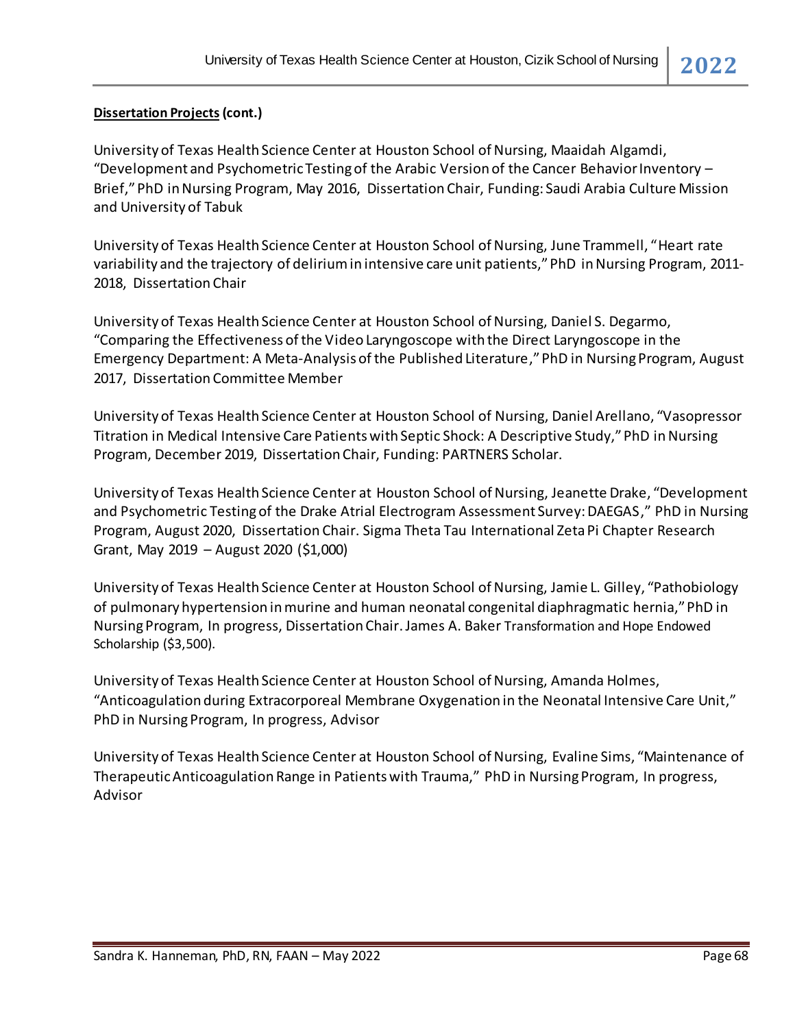**<u>Dissertation Projects</u> (cont.)**

University of Texas Health Science Center at Houston School of Nursing, Maaidah Algamdi, "Development and Psychometric Testing of the Arabic Version of the Cancer Behavior Inventory – Brief," PhD in Nursing Program, May 2016, Dissertation Chair, Funding: Saudi Arabia Culture Mission and University of Tabuk

University of Texas Health Science Center at Houston School of Nursing, June Trammell, "Heart rate variability and the trajectory of delirium in intensive care unit patients," PhD in Nursing Program, 2011-2018, Dissertation Chair

University of Texas Health Science Center at Houston School of Nursing, Daniel S. Degarmo, "Comparing the Effectiveness of the Video Laryngoscope with the Direct Laryngoscope in the Emergency Department: A Meta-Analysis of the Published Literature," PhD in Nursing Program, August 2017, Dissertation Committee Member

University of Texas Health Science Center at Houston School of Nursing, Daniel Arellano, "Vasopressor Titration in Medical Intensive Care Patients with Septic Shock: A Descriptive Study," PhD in Nursing Program, December 2019, Dissertation Chair, Funding: PARTNERS Scholar.

University of Texas Health Science Center at Houston School of Nursing, Jeanette Drake, "Development and Psychometric Testing of the Drake Atrial Electrogram Assessment Survey: DAEGAS," PhD in Nursing Program, August 2020, Dissertation Chair. Sigma Theta Tau International Zeta Pi Chapter Research Grant, May 2019 – August 2020 ($1,000)

University of Texas Health Science Center at Houston School of Nursing, Jamie L. Gilley, "Pathobiology of pulmonary hypertension in murine and human neonatal congenital diaphragmatic hernia," PhD in Nursing Program, In progress, Dissertation Chair. James A. Baker Transformation and Hope Endowed Scholarship ($3,500).

University of Texas Health Science Center at Houston School of Nursing, Amanda Holmes, "Anticoagulation during Extracorporeal Membrane Oxygenation in the Neonatal Intensive Care Unit," PhD in Nursing Program, In progress, Advisor

University of Texas Health Science Center at Houston School of Nursing, Evaline Sims, "Maintenance of Therapeutic Anticoagulation Range in Patients with Trauma," PhD in Nursing Program, In progress, Advisor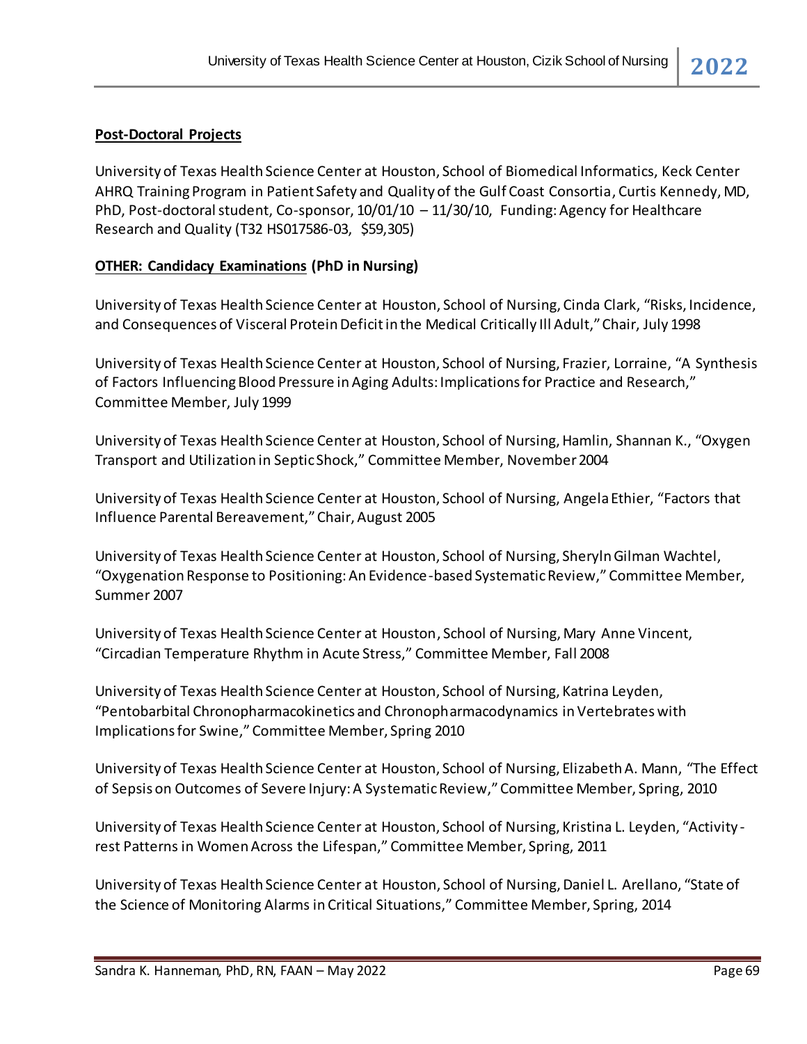**Post-Doctoral Projects**

University of Texas Health Science Center at Houston, School of Biomedical Informatics, Keck Center AHRQ Training Program in Patient Safety and Quality of the Gulf Coast Consortia, Curtis Kennedy, MD, PhD, Post-doctoral student, Co-sponsor, 10/01/10 – 11/30/10, Funding: Agency for Healthcare Research and Quality (T32 HS017586-03, $59,305)

**OTHER: Candidacy Examinations (PhD in Nursing)**

University of Texas Health Science Center at Houston, School of Nursing, Cinda Clark, "Risks, Incidence, and Consequences of Visceral Protein Deficit in the Medical Critically Ill Adult," Chair, July 1998

University of Texas Health Science Center at Houston, School of Nursing, Frazier, Lorraine, "A Synthesis of Factors Influencing Blood Pressure in Aging Adults: Implications for Practice and Research," Committee Member, July 1999

University of Texas Health Science Center at Houston, School of Nursing, Hamlin, Shannan K., "Oxygen Transport and Utilization in Septic Shock," Committee Member, November 2004

University of Texas Health Science Center at Houston, School of Nursing, Angela Ethier, "Factors that Influence Parental Bereavement," Chair, August 2005

University of Texas Health Science Center at Houston, School of Nursing, Sheryln Gilman Wachtel, "Oxygenation Response to Positioning: An Evidence-based Systematic Review," Committee Member, Summer 2007

University of Texas Health Science Center at Houston, School of Nursing, Mary Anne Vincent, "Circadian Temperature Rhythm in Acute Stress," Committee Member, Fall 2008

University of Texas Health Science Center at Houston, School of Nursing, Katrina Leyden, "Pentobarbital Chronopharmacokinetics and Chronopharmacodynamics in Vertebrates with Implications for Swine," Committee Member, Spring 2010

University of Texas Health Science Center at Houston, School of Nursing, Elizabeth A. Mann, "The Effect of Sepsis on Outcomes of Severe Injury: A Systematic Review," Committee Member, Spring, 2010

University of Texas Health Science Center at Houston, School of Nursing, Kristina L. Leyden, "Activity-rest Patterns in Women Across the Lifespan," Committee Member, Spring, 2011

University of Texas Health Science Center at Houston, School of Nursing, Daniel L. Arellano, "State of the Science of Monitoring Alarms in Critical Situations," Committee Member, Spring, 2014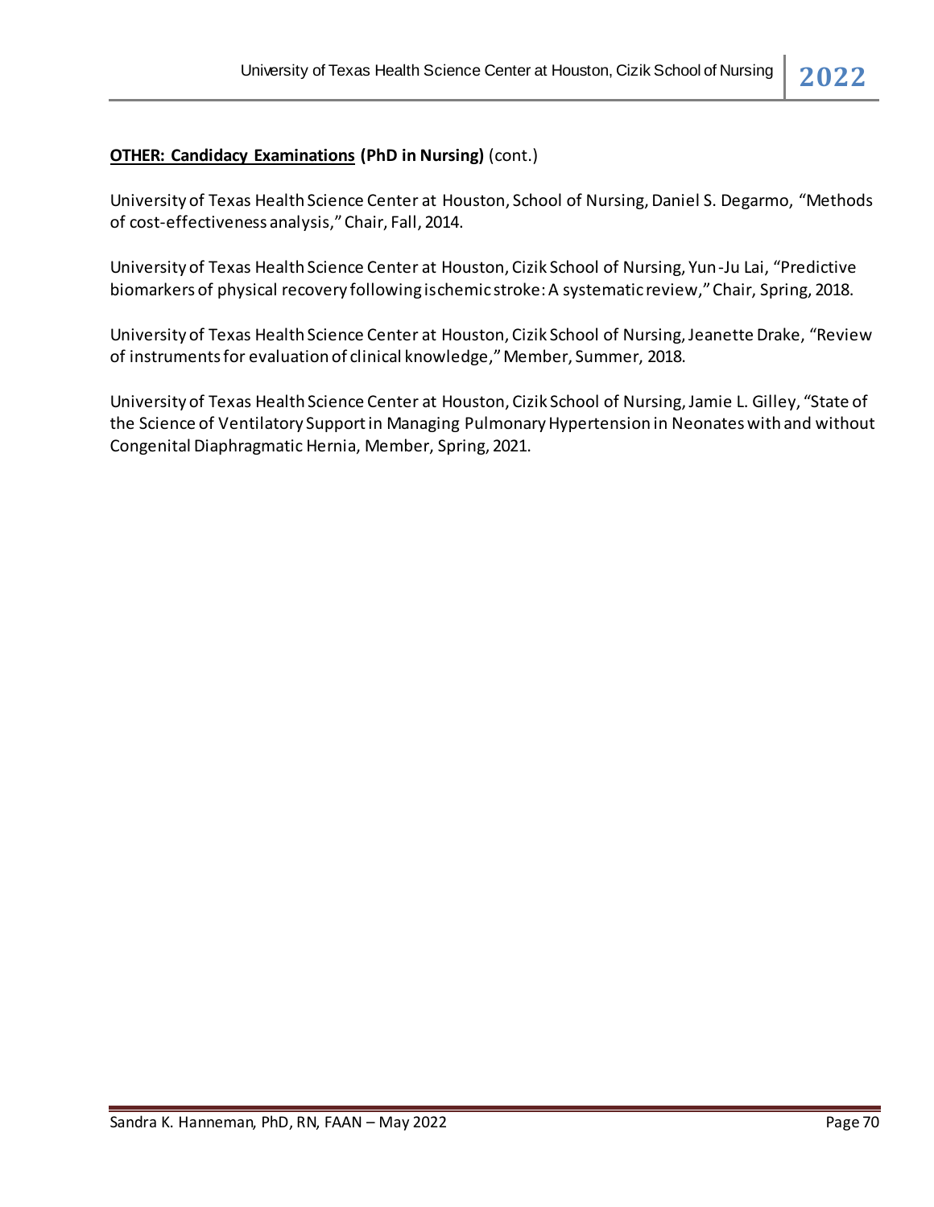**OTHER: Candidacy Examinations (PhD in Nursing)** (cont.)

University of Texas Health Science Center at Houston, School of Nursing, Daniel S. Degarmo, "Methods of cost-effectiveness analysis," Chair, Fall, 2014.

University of Texas Health Science Center at Houston, Cizik School of Nursing, Yun-Ju Lai, "Predictive biomarkers of physical recovery following ischemic stroke: A systematic review," Chair, Spring, 2018.

University of Texas Health Science Center at Houston, Cizik School of Nursing, Jeanette Drake, "Review of instruments for evaluation of clinical knowledge," Member, Summer, 2018.

University of Texas Health Science Center at Houston, Cizik School of Nursing, Jamie L. Gilley, "State of the Science of Ventilatory Support in Managing Pulmonary Hypertension in Neonates with and without Congenital Diaphragmatic Hernia, Member, Spring, 2021.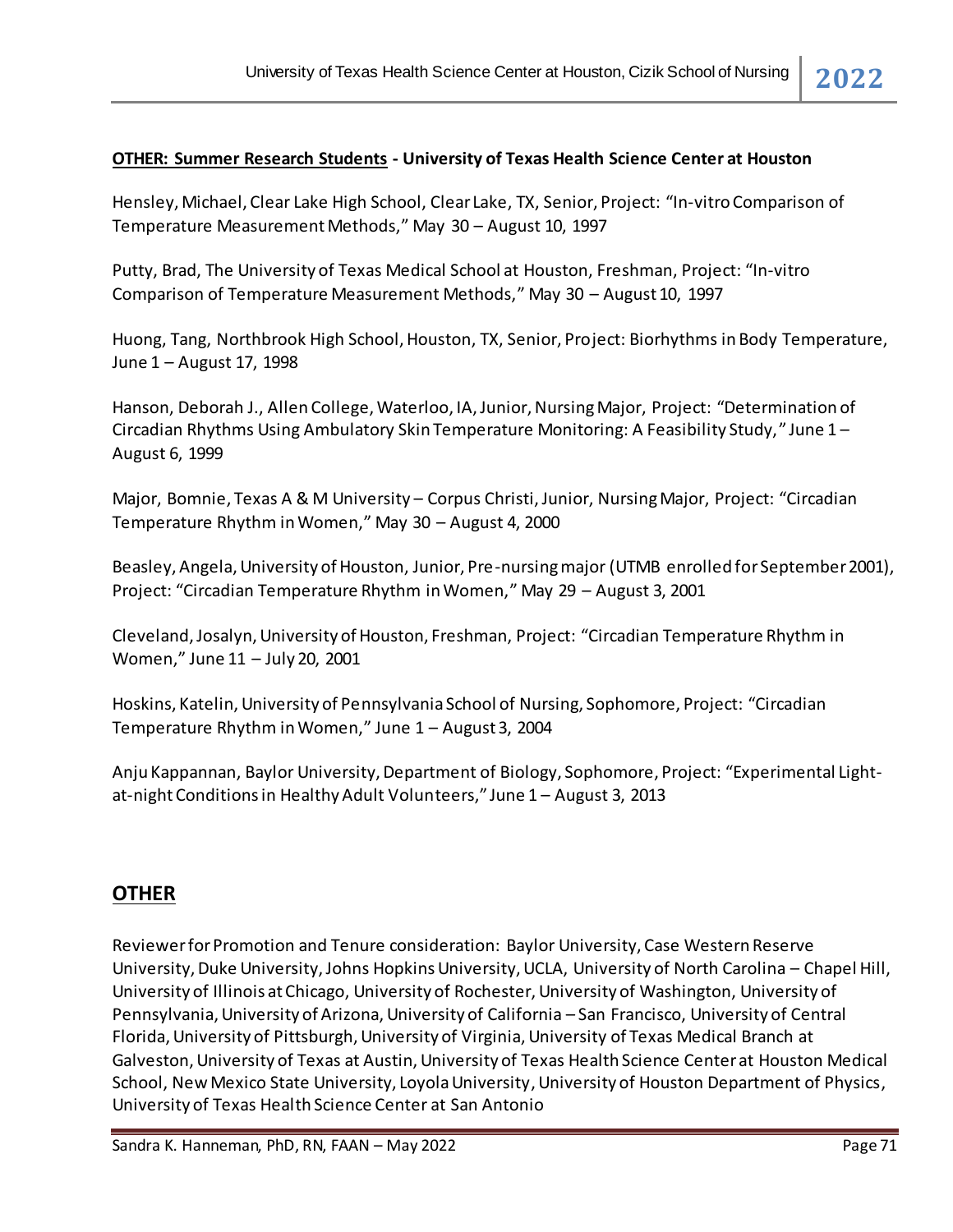**<u>OTHER: Summer Research Students</u> - University of Texas Health Science Center at Houston**

Hensley, Michael, Clear Lake High School, Clear Lake, TX, Senior, Project: "In-vitro Comparison of Temperature Measurement Methods," May 30 – August 10, 1997

Putty, Brad, The University of Texas Medical School at Houston, Freshman, Project: "In-vitro Comparison of Temperature Measurement Methods," May 30 – August 10, 1997

Huong, Tang, Northbrook High School, Houston, TX, Senior, Project: Biorhythms in Body Temperature, June 1 – August 17, 1998

Hanson, Deborah J., Allen College, Waterloo, IA, Junior, Nursing Major, Project: "Determination of Circadian Rhythms Using Ambulatory Skin Temperature Monitoring: A Feasibility Study," June 1 – August 6, 1999

Major, Bomnie, Texas A & M University – Corpus Christi, Junior, Nursing Major, Project: "Circadian Temperature Rhythm in Women," May 30 – August 4, 2000

Beasley, Angela, University of Houston, Junior, Pre-nursing major (UTMB enrolled for September 2001), Project: "Circadian Temperature Rhythm in Women," May 29 – August 3, 2001

Cleveland, Josalyn, University of Houston, Freshman, Project: "Circadian Temperature Rhythm in Women," June 11 – July 20, 2001

Hoskins, Katelin, University of Pennsylvania School of Nursing, Sophomore, Project: "Circadian Temperature Rhythm in Women," June 1 – August 3, 2004

Anju Kappannan, Baylor University, Department of Biology, Sophomore, Project: "Experimental Light-at-night Conditions in Healthy Adult Volunteers," June 1 – August 3, 2013

## OTHER

Reviewer for Promotion and Tenure consideration: Baylor University, Case Western Reserve University, Duke University, Johns Hopkins University, UCLA, University of North Carolina – Chapel Hill, University of Illinois at Chicago, University of Rochester, University of Washington, University of Pennsylvania, University of Arizona, University of California – San Francisco, University of Central Florida, University of Pittsburgh, University of Virginia, University of Texas Medical Branch at Galveston, University of Texas at Austin, University of Texas Health Science Center at Houston Medical School, New Mexico State University, Loyola University, University of Houston Department of Physics, University of Texas Health Science Center at San Antonio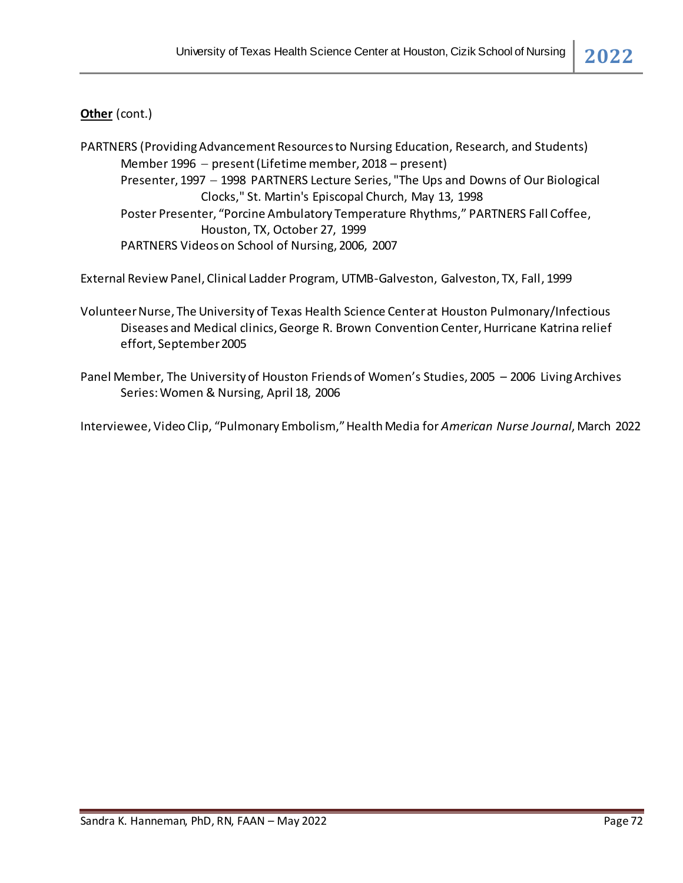**Other** (cont.)

PARTNERS (Providing Advancement Resources to Nursing Education, Research, and Students)
- Member 1996 – present (Lifetime member, 2018 – present)
- Presenter, 1997 – 1998 PARTNERS Lecture Series, "The Ups and Downs of Our Biological Clocks," St. Martin's Episcopal Church, May 13, 1998
- Poster Presenter, "Porcine Ambulatory Temperature Rhythms," PARTNERS Fall Coffee, Houston, TX, October 27, 1999
- PARTNERS Videos on School of Nursing, 2006, 2007

External Review Panel, Clinical Ladder Program, UTMB-Galveston, Galveston, TX, Fall, 1999

Volunteer Nurse, The University of Texas Health Science Center at Houston Pulmonary/Infectious Diseases and Medical clinics, George R. Brown Convention Center, Hurricane Katrina relief effort, September 2005

Panel Member, The University of Houston Friends of Women's Studies, 2005 – 2006 Living Archives Series: Women & Nursing, April 18, 2006

Interviewee, Video Clip, "Pulmonary Embolism," Health Media for *American Nurse Journal*, March 2022